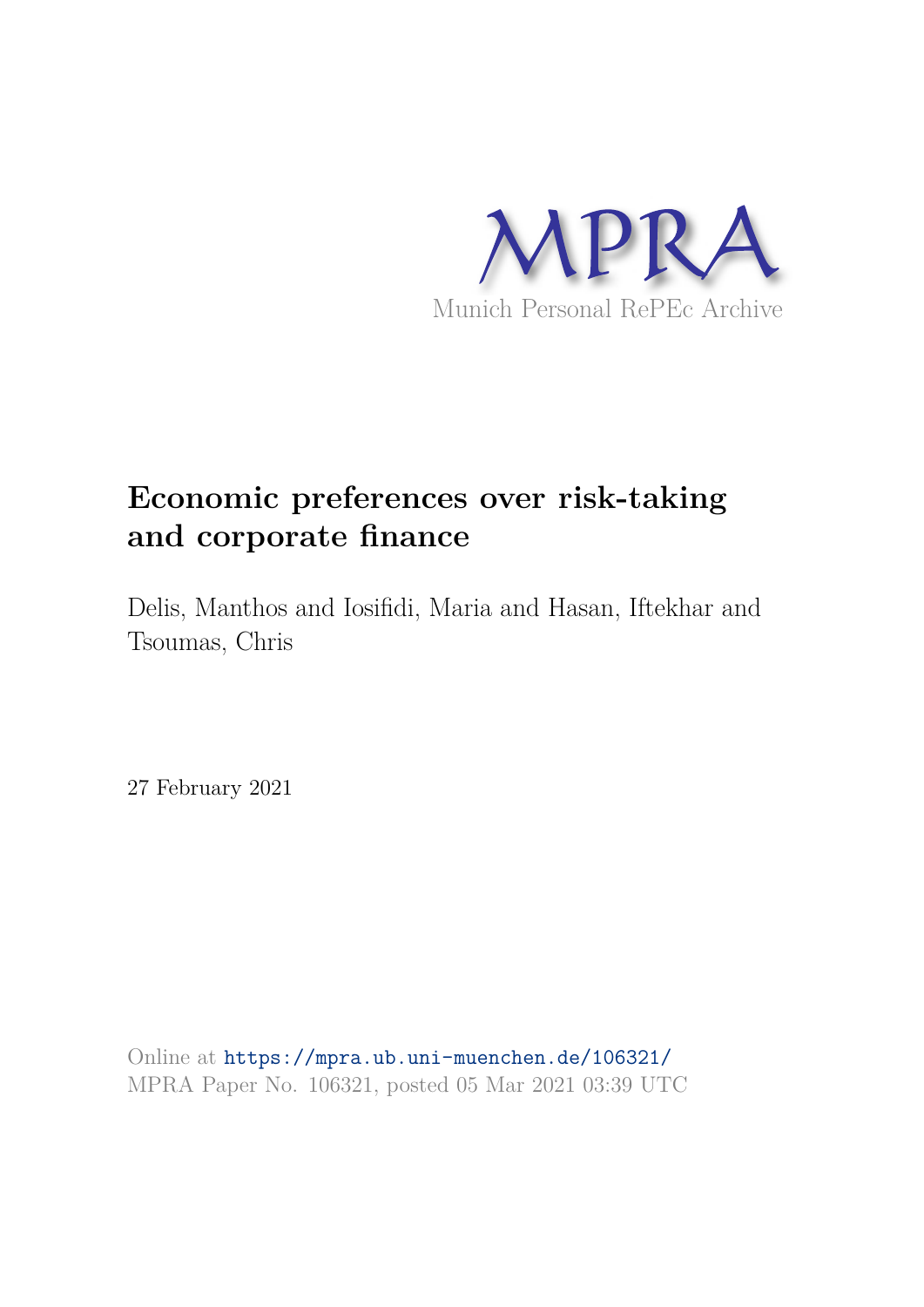MPRA

Munich Personal RePEc Archive

# Economic preferences over risk-taking and corporate finance

Delis, Manthos and Iosifidi, Maria and Hasan, Iftekhar and Tsoumas, Chris

27 February 2021

Online at https://mpra.ub.uni-muenchen.de/106321/
MPRA Paper No. 106321, posted 05 Mar 2021 03:39 UTC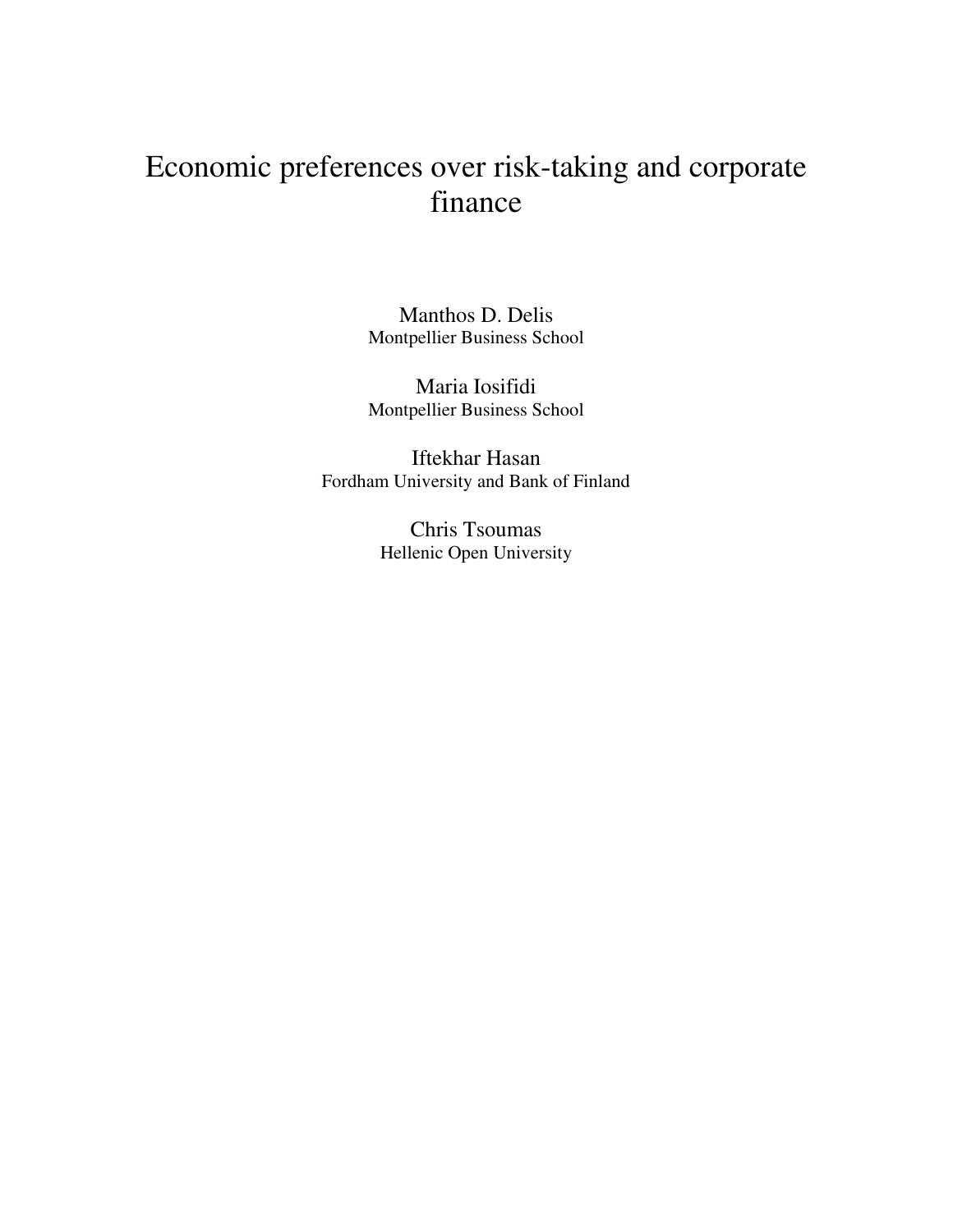# Economic preferences over risk-taking and corporate finance

Manthos D. Delis
Montpellier Business School

Maria Iosifidi
Montpellier Business School

Iftekhar Hasan
Fordham University and Bank of Finland

Chris Tsoumas
Hellenic Open University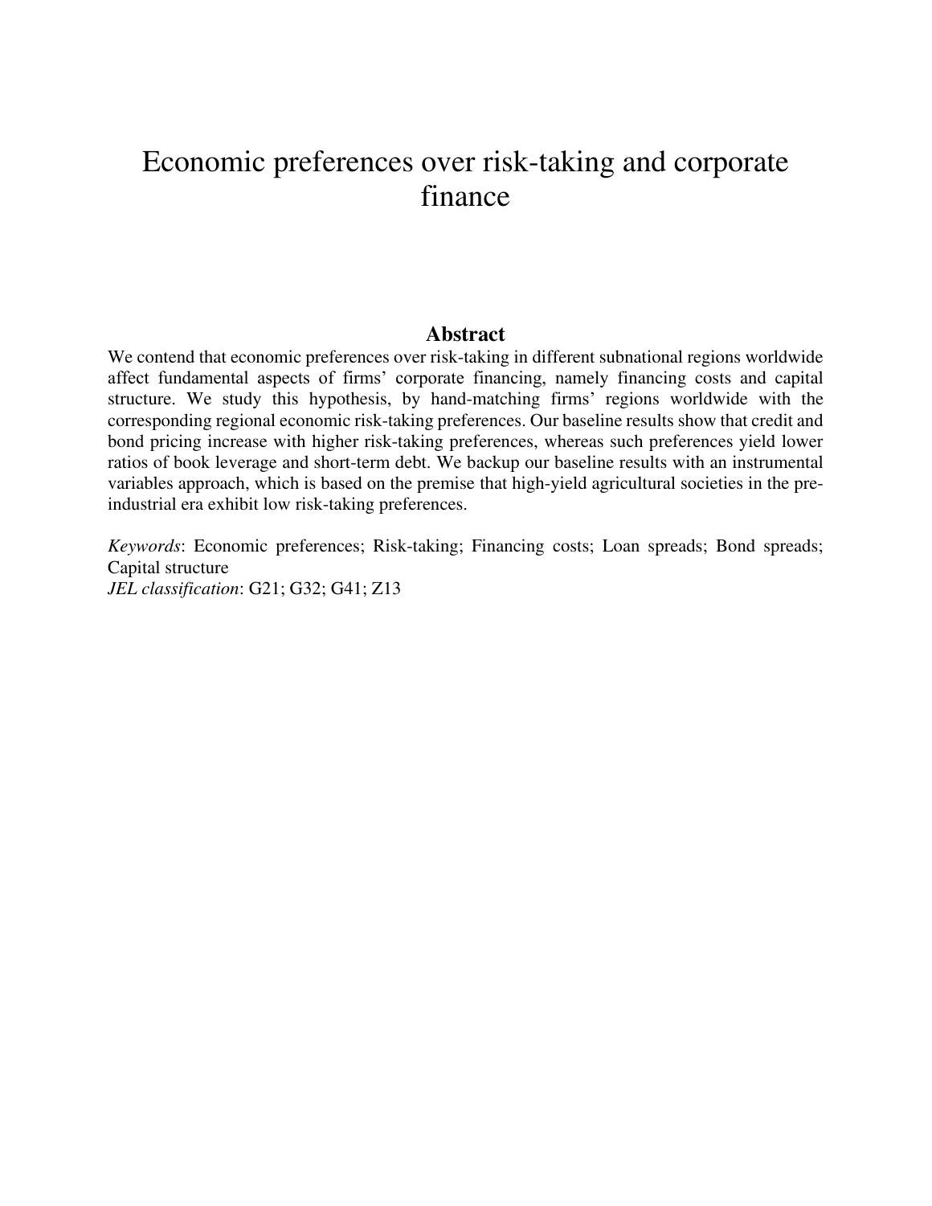# Economic preferences over risk-taking and corporate finance

## Abstract

We contend that economic preferences over risk-taking in different subnational regions worldwide affect fundamental aspects of firms' corporate financing, namely financing costs and capital structure. We study this hypothesis, by hand-matching firms' regions worldwide with the corresponding regional economic risk-taking preferences. Our baseline results show that credit and bond pricing increase with higher risk-taking preferences, whereas such preferences yield lower ratios of book leverage and short-term debt. We backup our baseline results with an instrumental variables approach, which is based on the premise that high-yield agricultural societies in the pre-industrial era exhibit low risk-taking preferences.

*Keywords*: Economic preferences; Risk-taking; Financing costs; Loan spreads; Bond spreads; Capital structure

*JEL classification*: G21; G32; G41; Z13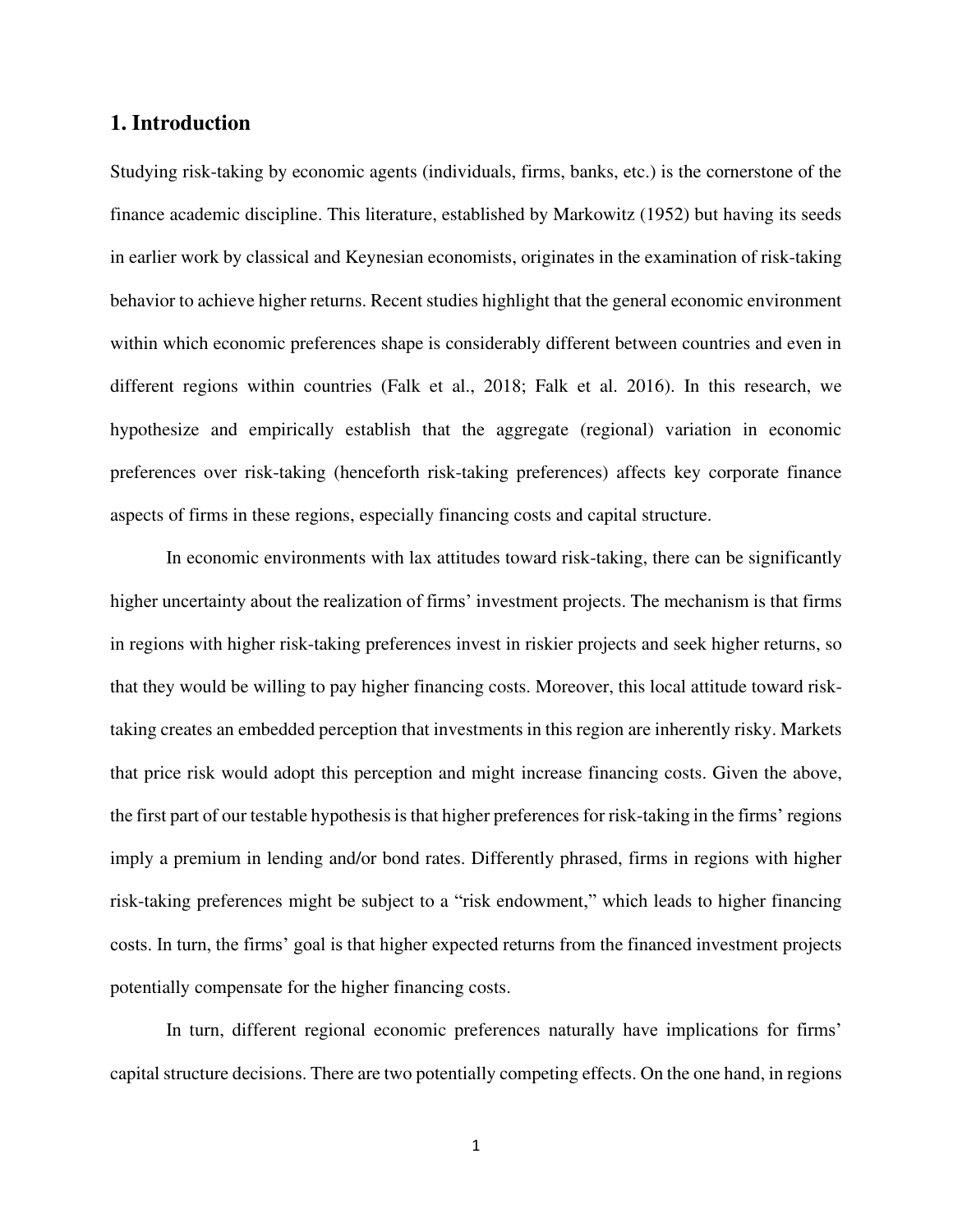## 1. Introduction

Studying risk-taking by economic agents (individuals, firms, banks, etc.) is the cornerstone of the finance academic discipline. This literature, established by Markowitz (1952) but having its seeds in earlier work by classical and Keynesian economists, originates in the examination of risk-taking behavior to achieve higher returns. Recent studies highlight that the general economic environment within which economic preferences shape is considerably different between countries and even in different regions within countries (Falk et al., 2018; Falk et al. 2016). In this research, we hypothesize and empirically establish that the aggregate (regional) variation in economic preferences over risk-taking (henceforth risk-taking preferences) affects key corporate finance aspects of firms in these regions, especially financing costs and capital structure.

In economic environments with lax attitudes toward risk-taking, there can be significantly higher uncertainty about the realization of firms' investment projects. The mechanism is that firms in regions with higher risk-taking preferences invest in riskier projects and seek higher returns, so that they would be willing to pay higher financing costs. Moreover, this local attitude toward risk-taking creates an embedded perception that investments in this region are inherently risky. Markets that price risk would adopt this perception and might increase financing costs. Given the above, the first part of our testable hypothesis is that higher preferences for risk-taking in the firms' regions imply a premium in lending and/or bond rates. Differently phrased, firms in regions with higher risk-taking preferences might be subject to a "risk endowment," which leads to higher financing costs. In turn, the firms' goal is that higher expected returns from the financed investment projects potentially compensate for the higher financing costs.

In turn, different regional economic preferences naturally have implications for firms' capital structure decisions. There are two potentially competing effects. On the one hand, in regions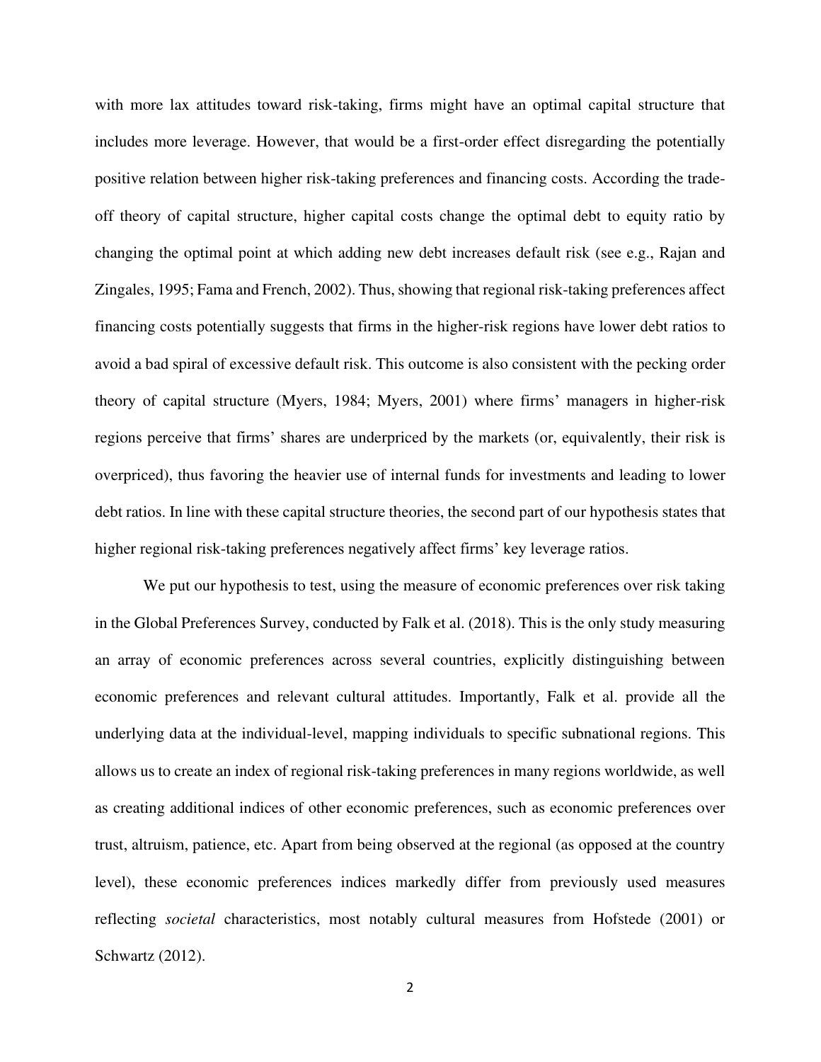with more lax attitudes toward risk-taking, firms might have an optimal capital structure that includes more leverage. However, that would be a first-order effect disregarding the potentially positive relation between higher risk-taking preferences and financing costs. According the trade-off theory of capital structure, higher capital costs change the optimal debt to equity ratio by changing the optimal point at which adding new debt increases default risk (see e.g., Rajan and Zingales, 1995; Fama and French, 2002). Thus, showing that regional risk-taking preferences affect financing costs potentially suggests that firms in the higher-risk regions have lower debt ratios to avoid a bad spiral of excessive default risk. This outcome is also consistent with the pecking order theory of capital structure (Myers, 1984; Myers, 2001) where firms' managers in higher-risk regions perceive that firms' shares are underpriced by the markets (or, equivalently, their risk is overpriced), thus favoring the heavier use of internal funds for investments and leading to lower debt ratios. In line with these capital structure theories, the second part of our hypothesis states that higher regional risk-taking preferences negatively affect firms' key leverage ratios.

We put our hypothesis to test, using the measure of economic preferences over risk taking in the Global Preferences Survey, conducted by Falk et al. (2018). This is the only study measuring an array of economic preferences across several countries, explicitly distinguishing between economic preferences and relevant cultural attitudes. Importantly, Falk et al. provide all the underlying data at the individual-level, mapping individuals to specific subnational regions. This allows us to create an index of regional risk-taking preferences in many regions worldwide, as well as creating additional indices of other economic preferences, such as economic preferences over trust, altruism, patience, etc. Apart from being observed at the regional (as opposed at the country level), these economic preferences indices markedly differ from previously used measures reflecting *societal* characteristics, most notably cultural measures from Hofstede (2001) or Schwartz (2012).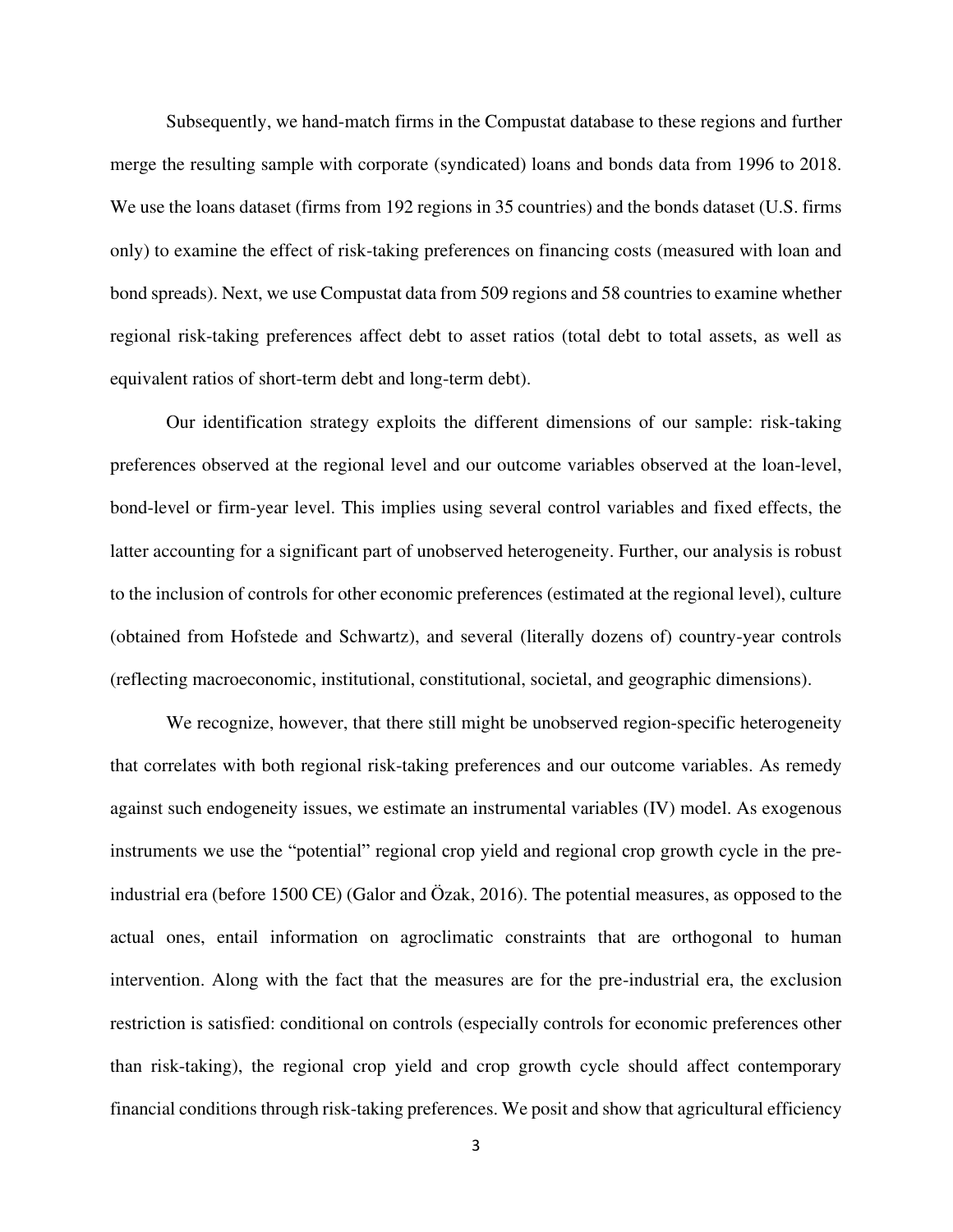Subsequently, we hand-match firms in the Compustat database to these regions and further merge the resulting sample with corporate (syndicated) loans and bonds data from 1996 to 2018. We use the loans dataset (firms from 192 regions in 35 countries) and the bonds dataset (U.S. firms only) to examine the effect of risk-taking preferences on financing costs (measured with loan and bond spreads). Next, we use Compustat data from 509 regions and 58 countries to examine whether regional risk-taking preferences affect debt to asset ratios (total debt to total assets, as well as equivalent ratios of short-term debt and long-term debt).

Our identification strategy exploits the different dimensions of our sample: risk-taking preferences observed at the regional level and our outcome variables observed at the loan-level, bond-level or firm-year level. This implies using several control variables and fixed effects, the latter accounting for a significant part of unobserved heterogeneity. Further, our analysis is robust to the inclusion of controls for other economic preferences (estimated at the regional level), culture (obtained from Hofstede and Schwartz), and several (literally dozens of) country-year controls (reflecting macroeconomic, institutional, constitutional, societal, and geographic dimensions).

We recognize, however, that there still might be unobserved region-specific heterogeneity that correlates with both regional risk-taking preferences and our outcome variables. As remedy against such endogeneity issues, we estimate an instrumental variables (IV) model. As exogenous instruments we use the "potential" regional crop yield and regional crop growth cycle in the pre-industrial era (before 1500 CE) (Galor and Özak, 2016). The potential measures, as opposed to the actual ones, entail information on agroclimatic constraints that are orthogonal to human intervention. Along with the fact that the measures are for the pre-industrial era, the exclusion restriction is satisfied: conditional on controls (especially controls for economic preferences other than risk-taking), the regional crop yield and crop growth cycle should affect contemporary financial conditions through risk-taking preferences. We posit and show that agricultural efficiency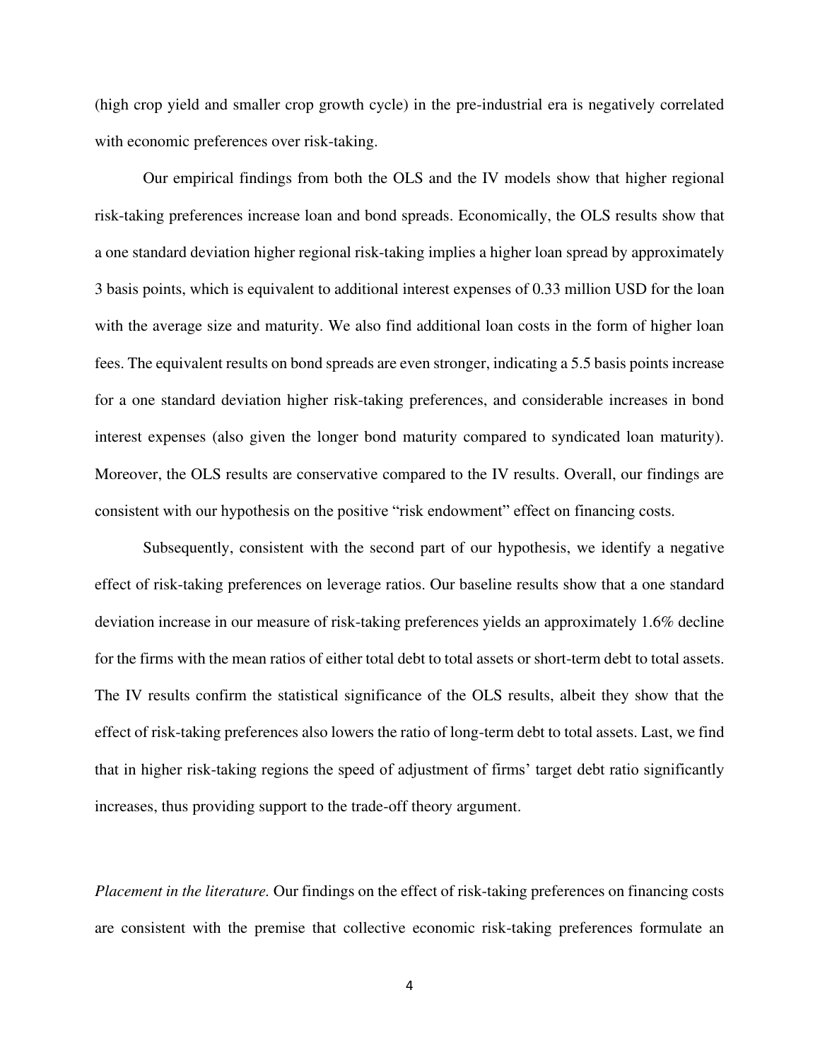(high crop yield and smaller crop growth cycle) in the pre-industrial era is negatively correlated with economic preferences over risk-taking.

Our empirical findings from both the OLS and the IV models show that higher regional risk-taking preferences increase loan and bond spreads. Economically, the OLS results show that a one standard deviation higher regional risk-taking implies a higher loan spread by approximately 3 basis points, which is equivalent to additional interest expenses of 0.33 million USD for the loan with the average size and maturity. We also find additional loan costs in the form of higher loan fees. The equivalent results on bond spreads are even stronger, indicating a 5.5 basis points increase for a one standard deviation higher risk-taking preferences, and considerable increases in bond interest expenses (also given the longer bond maturity compared to syndicated loan maturity). Moreover, the OLS results are conservative compared to the IV results. Overall, our findings are consistent with our hypothesis on the positive "risk endowment" effect on financing costs.

Subsequently, consistent with the second part of our hypothesis, we identify a negative effect of risk-taking preferences on leverage ratios. Our baseline results show that a one standard deviation increase in our measure of risk-taking preferences yields an approximately 1.6% decline for the firms with the mean ratios of either total debt to total assets or short-term debt to total assets. The IV results confirm the statistical significance of the OLS results, albeit they show that the effect of risk-taking preferences also lowers the ratio of long-term debt to total assets. Last, we find that in higher risk-taking regions the speed of adjustment of firms' target debt ratio significantly increases, thus providing support to the trade-off theory argument.

*Placement in the literature.* Our findings on the effect of risk-taking preferences on financing costs are consistent with the premise that collective economic risk-taking preferences formulate an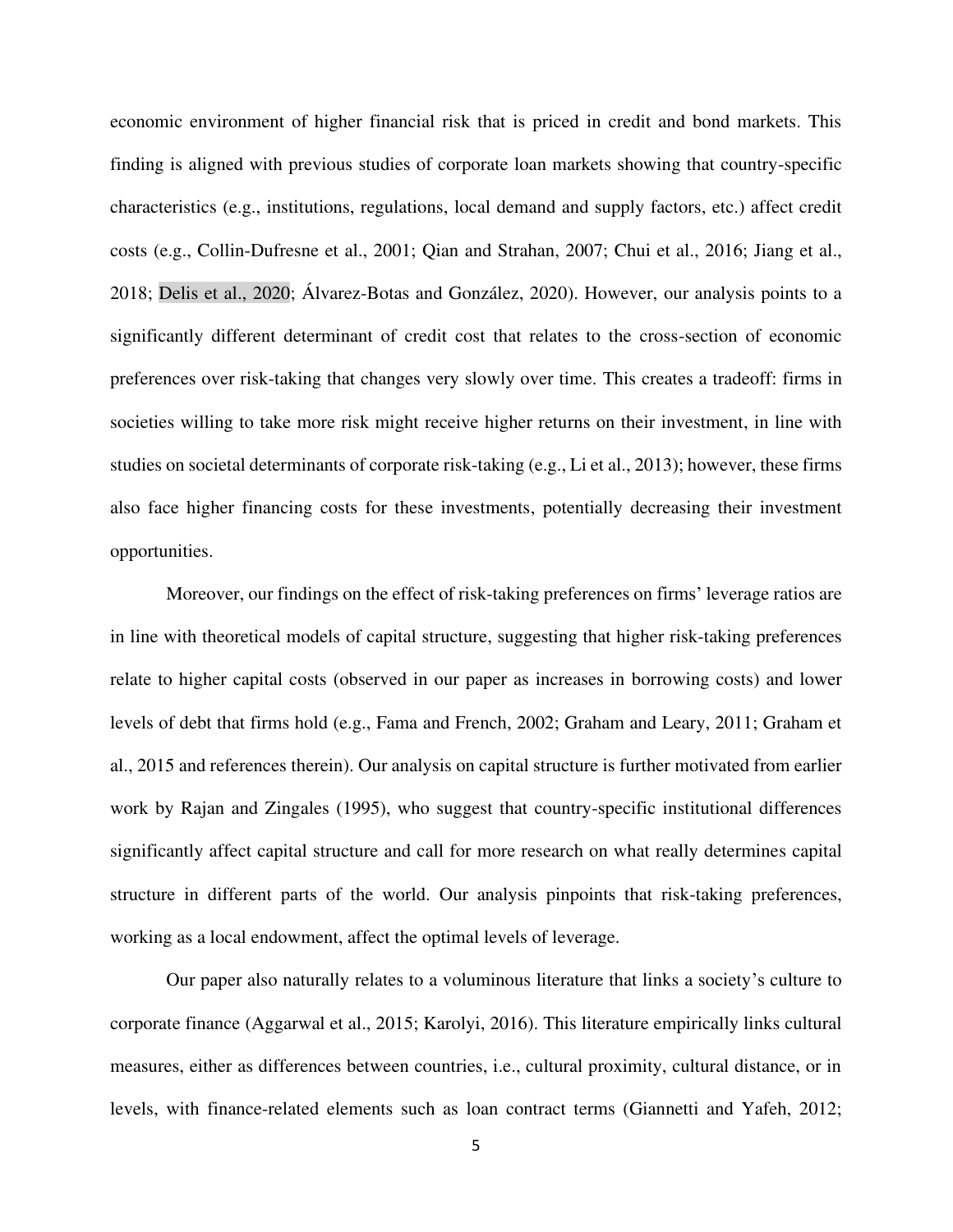economic environment of higher financial risk that is priced in credit and bond markets. This finding is aligned with previous studies of corporate loan markets showing that country-specific characteristics (e.g., institutions, regulations, local demand and supply factors, etc.) affect credit costs (e.g., Collin-Dufresne et al., 2001; Qian and Strahan, 2007; Chui et al., 2016; Jiang et al., 2018; Delis et al., 2020; Álvarez-Botas and González, 2020). However, our analysis points to a significantly different determinant of credit cost that relates to the cross-section of economic preferences over risk-taking that changes very slowly over time. This creates a tradeoff: firms in societies willing to take more risk might receive higher returns on their investment, in line with studies on societal determinants of corporate risk-taking (e.g., Li et al., 2013); however, these firms also face higher financing costs for these investments, potentially decreasing their investment opportunities.

Moreover, our findings on the effect of risk-taking preferences on firms' leverage ratios are in line with theoretical models of capital structure, suggesting that higher risk-taking preferences relate to higher capital costs (observed in our paper as increases in borrowing costs) and lower levels of debt that firms hold (e.g., Fama and French, 2002; Graham and Leary, 2011; Graham et al., 2015 and references therein). Our analysis on capital structure is further motivated from earlier work by Rajan and Zingales (1995), who suggest that country-specific institutional differences significantly affect capital structure and call for more research on what really determines capital structure in different parts of the world. Our analysis pinpoints that risk-taking preferences, working as a local endowment, affect the optimal levels of leverage.

Our paper also naturally relates to a voluminous literature that links a society's culture to corporate finance (Aggarwal et al., 2015; Karolyi, 2016). This literature empirically links cultural measures, either as differences between countries, i.e., cultural proximity, cultural distance, or in levels, with finance-related elements such as loan contract terms (Giannetti and Yafeh, 2012;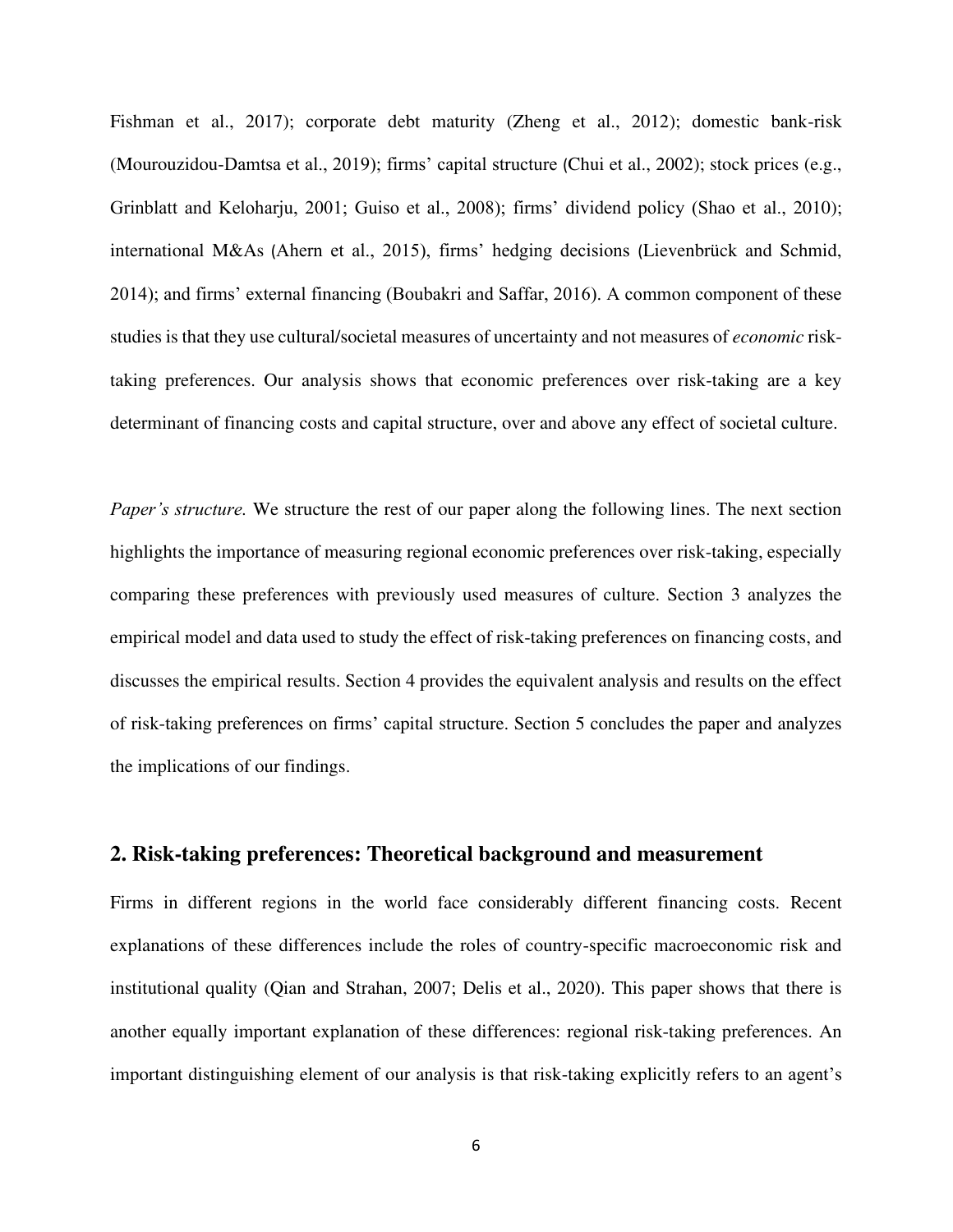Fishman et al., 2017); corporate debt maturity (Zheng et al., 2012); domestic bank-risk (Mourouzidou-Damtsa et al., 2019); firms' capital structure (Chui et al., 2002); stock prices (e.g., Grinblatt and Keloharju, 2001; Guiso et al., 2008); firms' dividend policy (Shao et al., 2010); international M&As (Ahern et al., 2015), firms' hedging decisions (Lievenbrück and Schmid, 2014); and firms' external financing (Boubakri and Saffar, 2016). A common component of these studies is that they use cultural/societal measures of uncertainty and not measures of *economic* risk-taking preferences. Our analysis shows that economic preferences over risk-taking are a key determinant of financing costs and capital structure, over and above any effect of societal culture.

*Paper's structure.* We structure the rest of our paper along the following lines. The next section highlights the importance of measuring regional economic preferences over risk-taking, especially comparing these preferences with previously used measures of culture. Section 3 analyzes the empirical model and data used to study the effect of risk-taking preferences on financing costs, and discusses the empirical results. Section 4 provides the equivalent analysis and results on the effect of risk-taking preferences on firms' capital structure. Section 5 concludes the paper and analyzes the implications of our findings.

## 2. Risk-taking preferences: Theoretical background and measurement

Firms in different regions in the world face considerably different financing costs. Recent explanations of these differences include the roles of country-specific macroeconomic risk and institutional quality (Qian and Strahan, 2007; Delis et al., 2020). This paper shows that there is another equally important explanation of these differences: regional risk-taking preferences. An important distinguishing element of our analysis is that risk-taking explicitly refers to an agent's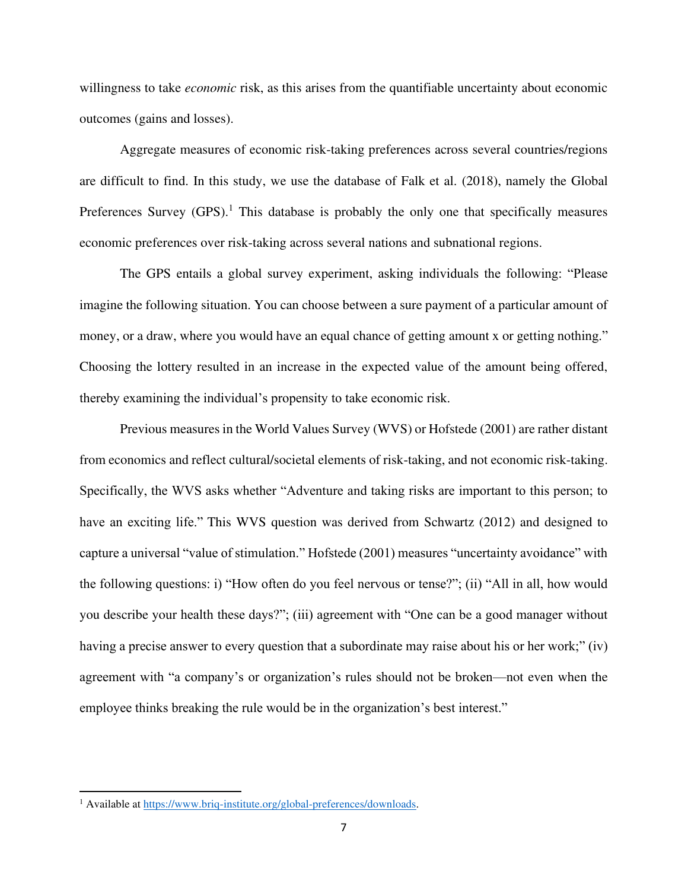willingness to take *economic* risk, as this arises from the quantifiable uncertainty about economic outcomes (gains and losses).

Aggregate measures of economic risk-taking preferences across several countries/regions are difficult to find. In this study, we use the database of Falk et al. (2018), namely the Global Preferences Survey (GPS).[1] This database is probably the only one that specifically measures economic preferences over risk-taking across several nations and subnational regions.

The GPS entails a global survey experiment, asking individuals the following: "Please imagine the following situation. You can choose between a sure payment of a particular amount of money, or a draw, where you would have an equal chance of getting amount x or getting nothing." Choosing the lottery resulted in an increase in the expected value of the amount being offered, thereby examining the individual's propensity to take economic risk.

Previous measures in the World Values Survey (WVS) or Hofstede (2001) are rather distant from economics and reflect cultural/societal elements of risk-taking, and not economic risk-taking. Specifically, the WVS asks whether "Adventure and taking risks are important to this person; to have an exciting life." This WVS question was derived from Schwartz (2012) and designed to capture a universal "value of stimulation." Hofstede (2001) measures "uncertainty avoidance" with the following questions: i) "How often do you feel nervous or tense?"; (ii) "All in all, how would you describe your health these days?"; (iii) agreement with "One can be a good manager without having a precise answer to every question that a subordinate may raise about his or her work;" (iv) agreement with "a company's or organization's rules should not be broken—not even when the employee thinks breaking the rule would be in the organization's best interest."

---

[1] Available at https://www.briq-institute.org/global-preferences/downloads.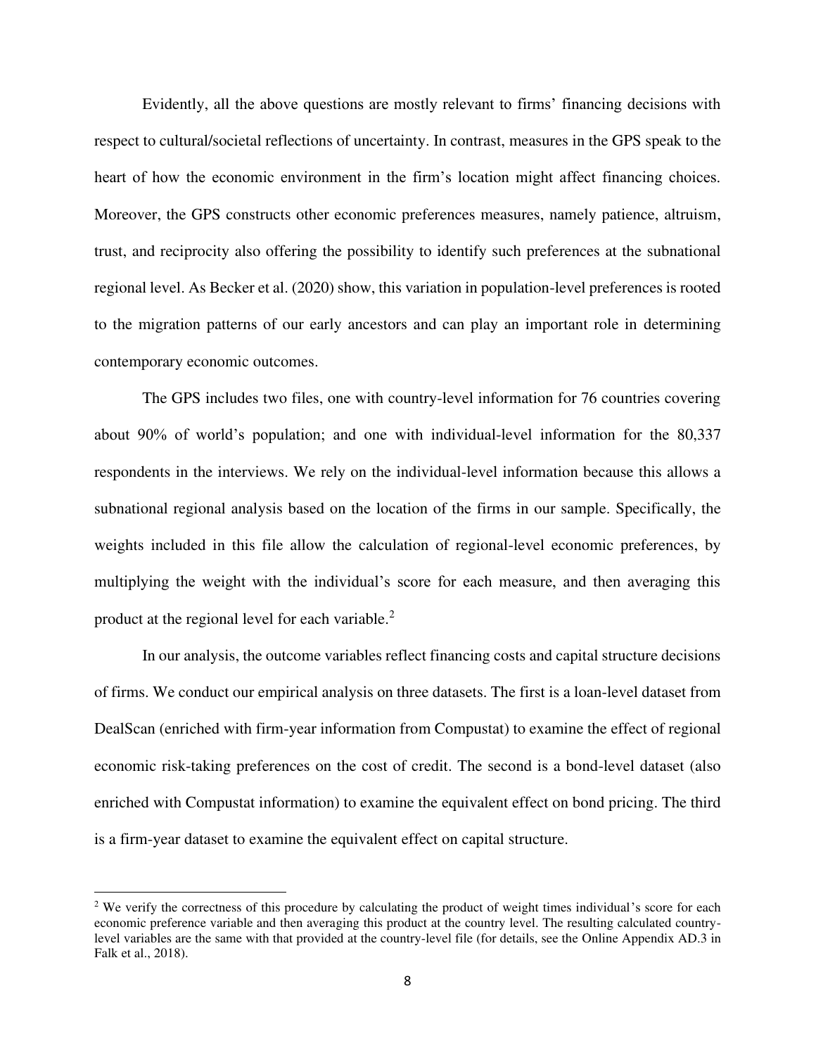Evidently, all the above questions are mostly relevant to firms' financing decisions with respect to cultural/societal reflections of uncertainty. In contrast, measures in the GPS speak to the heart of how the economic environment in the firm's location might affect financing choices. Moreover, the GPS constructs other economic preferences measures, namely patience, altruism, trust, and reciprocity also offering the possibility to identify such preferences at the subnational regional level. As Becker et al. (2020) show, this variation in population-level preferences is rooted to the migration patterns of our early ancestors and can play an important role in determining contemporary economic outcomes.

The GPS includes two files, one with country-level information for 76 countries covering about 90% of world's population; and one with individual-level information for the 80,337 respondents in the interviews. We rely on the individual-level information because this allows a subnational regional analysis based on the location of the firms in our sample. Specifically, the weights included in this file allow the calculation of regional-level economic preferences, by multiplying the weight with the individual's score for each measure, and then averaging this product at the regional level for each variable.[2]

In our analysis, the outcome variables reflect financing costs and capital structure decisions of firms. We conduct our empirical analysis on three datasets. The first is a loan-level dataset from DealScan (enriched with firm-year information from Compustat) to examine the effect of regional economic risk-taking preferences on the cost of credit. The second is a bond-level dataset (also enriched with Compustat information) to examine the equivalent effect on bond pricing. The third is a firm-year dataset to examine the equivalent effect on capital structure.

[2] We verify the correctness of this procedure by calculating the product of weight times individual's score for each economic preference variable and then averaging this product at the country level. The resulting calculated country-level variables are the same with that provided at the country-level file (for details, see the Online Appendix AD.3 in Falk et al., 2018).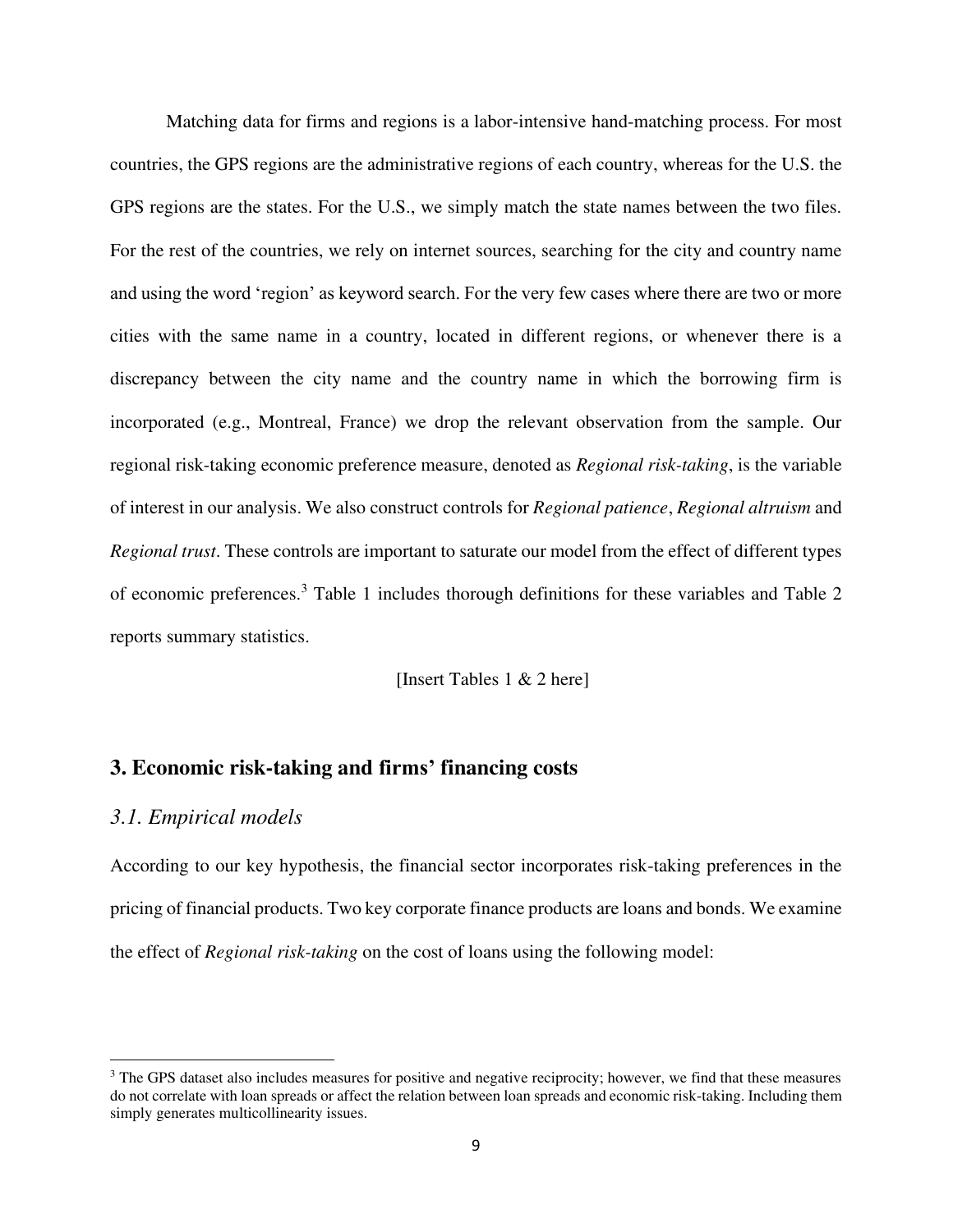Matching data for firms and regions is a labor-intensive hand-matching process. For most countries, the GPS regions are the administrative regions of each country, whereas for the U.S. the GPS regions are the states. For the U.S., we simply match the state names between the two files. For the rest of the countries, we rely on internet sources, searching for the city and country name and using the word 'region' as keyword search. For the very few cases where there are two or more cities with the same name in a country, located in different regions, or whenever there is a discrepancy between the city name and the country name in which the borrowing firm is incorporated (e.g., Montreal, France) we drop the relevant observation from the sample. Our regional risk-taking economic preference measure, denoted as *Regional risk-taking*, is the variable of interest in our analysis. We also construct controls for *Regional patience*, *Regional altruism* and *Regional trust*. These controls are important to saturate our model from the effect of different types of economic preferences.[3] Table 1 includes thorough definitions for these variables and Table 2 reports summary statistics.

[Insert Tables 1 & 2 here]

## 3. Economic risk-taking and firms' financing costs

### *3.1. Empirical models*

According to our key hypothesis, the financial sector incorporates risk-taking preferences in the pricing of financial products. Two key corporate finance products are loans and bonds. We examine the effect of *Regional risk-taking* on the cost of loans using the following model:

[3] The GPS dataset also includes measures for positive and negative reciprocity; however, we find that these measures do not correlate with loan spreads or affect the relation between loan spreads and economic risk-taking. Including them simply generates multicollinearity issues.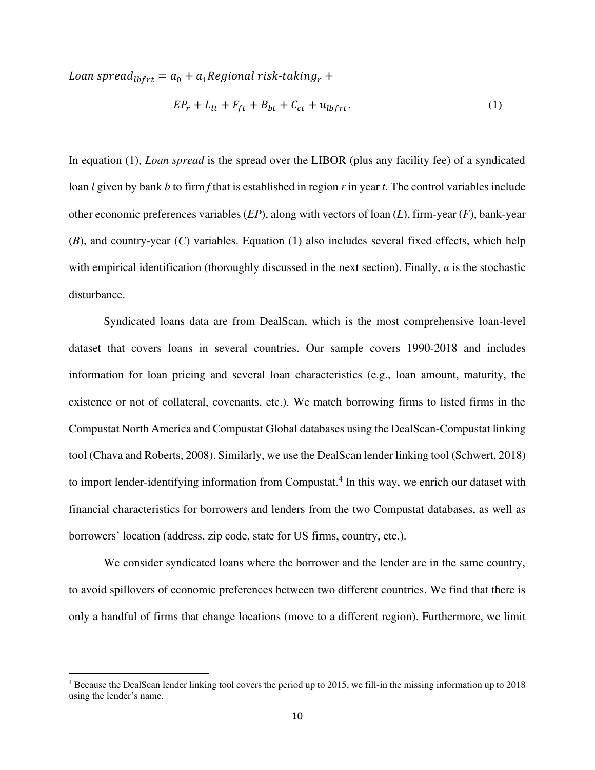$$Loan\ spread_{lbfrt} = a_0 + a_1 Regional\ risk\text{-}taking_r + EP_r + L_{lt} + F_{ft} + B_{bt} + C_{ct} + u_{lbfrt}. \quad (1)$$

In equation (1), *Loan spread* is the spread over the LIBOR (plus any facility fee) of a syndicated loan *l* given by bank *b* to firm *f* that is established in region *r* in year *t*. The control variables include other economic preferences variables (*EP*), along with vectors of loan (*L*), firm-year (*F*), bank-year (*B*), and country-year (*C*) variables. Equation (1) also includes several fixed effects, which help with empirical identification (thoroughly discussed in the next section). Finally, *u* is the stochastic disturbance.

Syndicated loans data are from DealScan, which is the most comprehensive loan-level dataset that covers loans in several countries. Our sample covers 1990-2018 and includes information for loan pricing and several loan characteristics (e.g., loan amount, maturity, the existence or not of collateral, covenants, etc.). We match borrowing firms to listed firms in the Compustat North America and Compustat Global databases using the DealScan-Compustat linking tool (Chava and Roberts, 2008). Similarly, we use the DealScan lender linking tool (Schwert, 2018) to import lender-identifying information from Compustat.[4] In this way, we enrich our dataset with financial characteristics for borrowers and lenders from the two Compustat databases, as well as borrowers' location (address, zip code, state for US firms, country, etc.).

We consider syndicated loans where the borrower and the lender are in the same country, to avoid spillovers of economic preferences between two different countries. We find that there is only a handful of firms that change locations (move to a different region). Furthermore, we limit

[4] Because the DealScan lender linking tool covers the period up to 2015, we fill-in the missing information up to 2018 using the lender's name.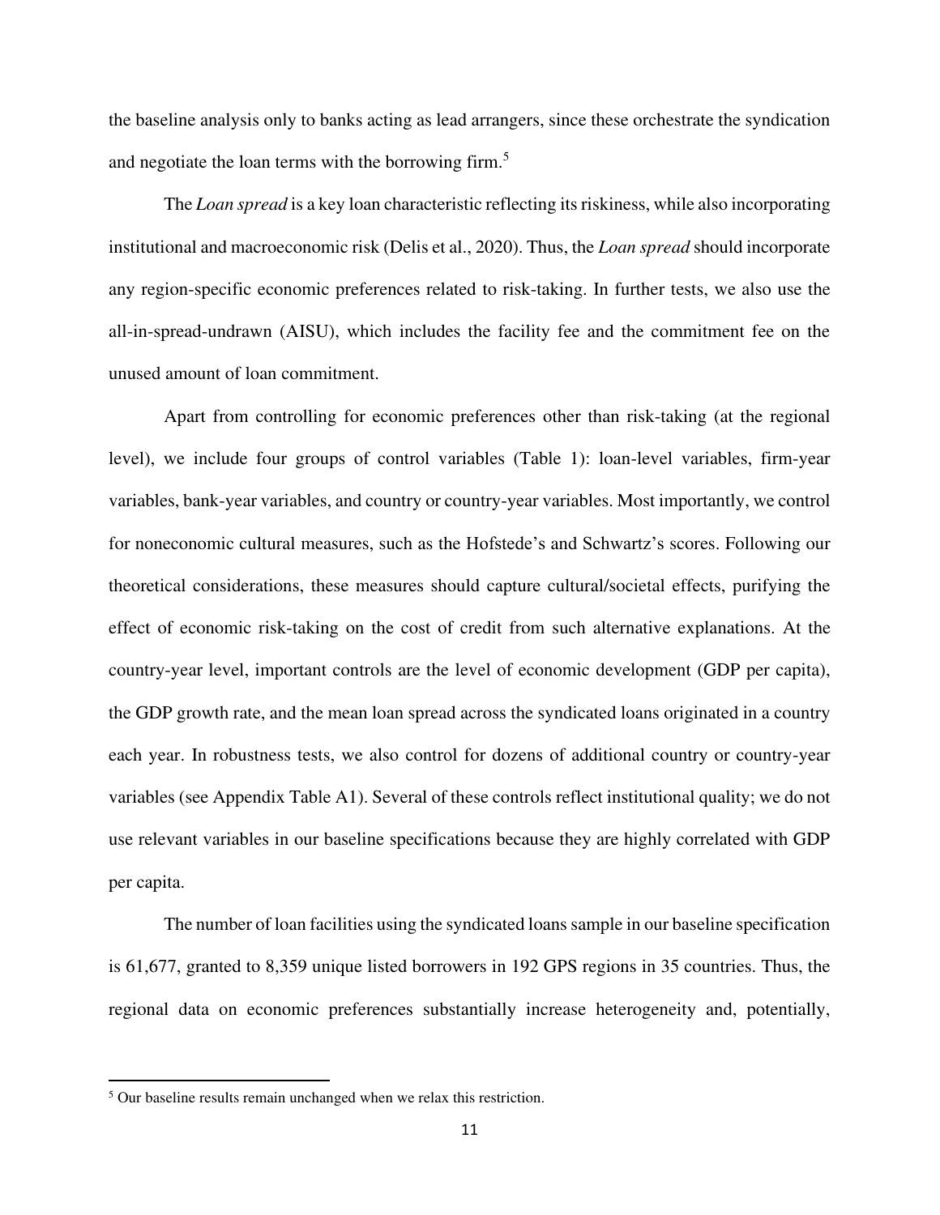the baseline analysis only to banks acting as lead arrangers, since these orchestrate the syndication and negotiate the loan terms with the borrowing firm.[5]

The *Loan spread* is a key loan characteristic reflecting its riskiness, while also incorporating institutional and macroeconomic risk (Delis et al., 2020). Thus, the *Loan spread* should incorporate any region-specific economic preferences related to risk-taking. In further tests, we also use the all-in-spread-undrawn (AISU), which includes the facility fee and the commitment fee on the unused amount of loan commitment.

Apart from controlling for economic preferences other than risk-taking (at the regional level), we include four groups of control variables (Table 1): loan-level variables, firm-year variables, bank-year variables, and country or country-year variables. Most importantly, we control for noneconomic cultural measures, such as the Hofstede's and Schwartz's scores. Following our theoretical considerations, these measures should capture cultural/societal effects, purifying the effect of economic risk-taking on the cost of credit from such alternative explanations. At the country-year level, important controls are the level of economic development (GDP per capita), the GDP growth rate, and the mean loan spread across the syndicated loans originated in a country each year. In robustness tests, we also control for dozens of additional country or country-year variables (see Appendix Table A1). Several of these controls reflect institutional quality; we do not use relevant variables in our baseline specifications because they are highly correlated with GDP per capita.

The number of loan facilities using the syndicated loans sample in our baseline specification is 61,677, granted to 8,359 unique listed borrowers in 192 GPS regions in 35 countries. Thus, the regional data on economic preferences substantially increase heterogeneity and, potentially,

[5] Our baseline results remain unchanged when we relax this restriction.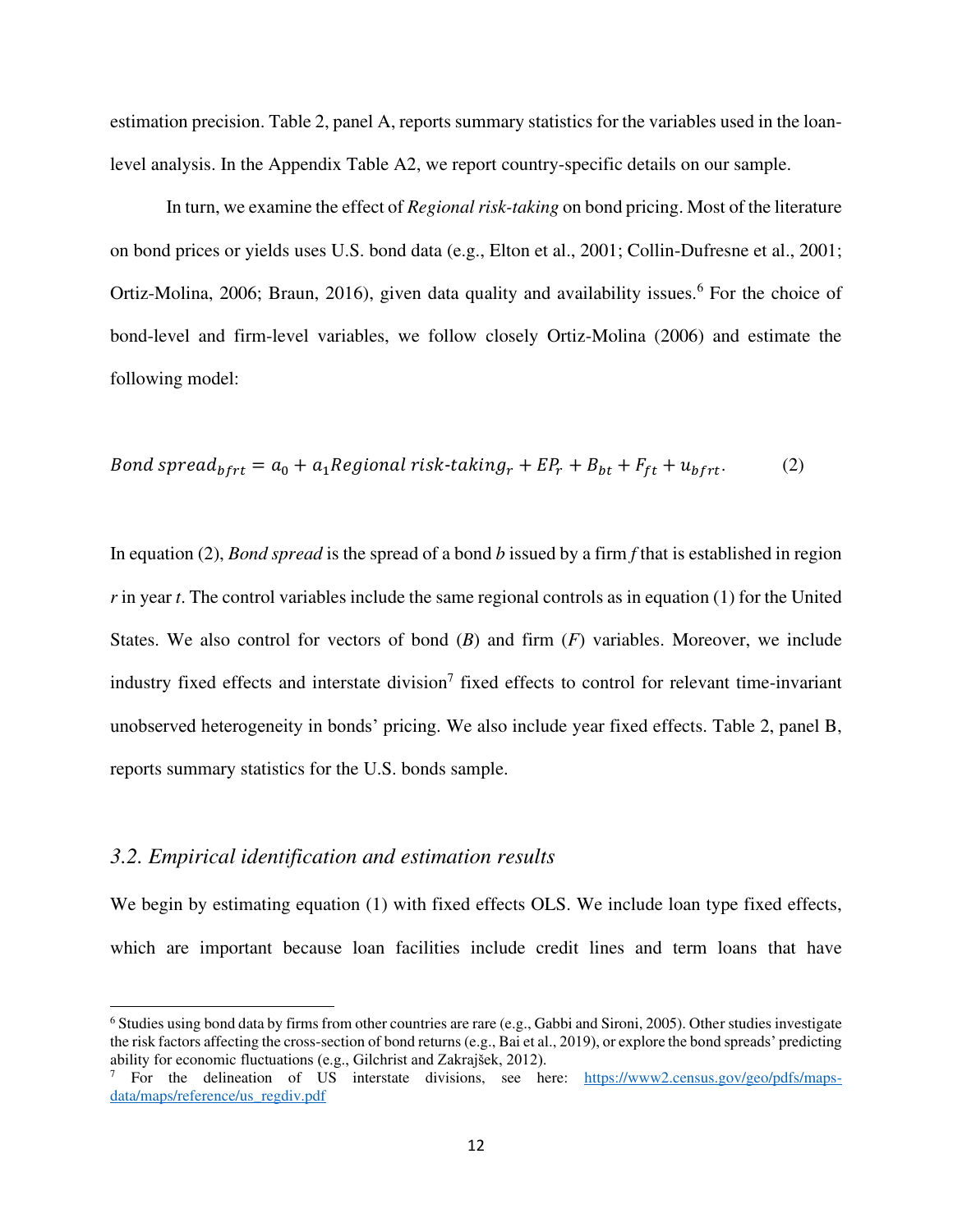estimation precision. Table 2, panel A, reports summary statistics for the variables used in the loan-level analysis. In the Appendix Table A2, we report country-specific details on our sample.

In turn, we examine the effect of *Regional risk-taking* on bond pricing. Most of the literature on bond prices or yields uses U.S. bond data (e.g., Elton et al., 2001; Collin-Dufresne et al., 2001; Ortiz-Molina, 2006; Braun, 2016), given data quality and availability issues.[6] For the choice of bond-level and firm-level variables, we follow closely Ortiz-Molina (2006) and estimate the following model:

$$Bond\ spread_{bfrt} = a_0 + a_1 Regional\ risk\text{-}taking_r + EP_r + B_{bt} + F_{ft} + u_{bfrt}. \qquad (2)$$

In equation (2), *Bond spread* is the spread of a bond *b* issued by a firm *f* that is established in region *r* in year *t*. The control variables include the same regional controls as in equation (1) for the United States. We also control for vectors of bond (*B*) and firm (*F*) variables. Moreover, we include industry fixed effects and interstate division[7] fixed effects to control for relevant time-invariant unobserved heterogeneity in bonds' pricing. We also include year fixed effects. Table 2, panel B, reports summary statistics for the U.S. bonds sample.

### *3.2. Empirical identification and estimation results*

We begin by estimating equation (1) with fixed effects OLS. We include loan type fixed effects, which are important because loan facilities include credit lines and term loans that have

---

[6] Studies using bond data by firms from other countries are rare (e.g., Gabbi and Sironi, 2005). Other studies investigate the risk factors affecting the cross-section of bond returns (e.g., Bai et al., 2019), or explore the bond spreads' predicting ability for economic fluctuations (e.g., Gilchrist and Zakrajšek, 2012).

[7] For the delineation of US interstate divisions, see here: [https://www2.census.gov/geo/pdfs/maps-data/maps/reference/us_regdiv.pdf](https://www2.census.gov/geo/pdfs/maps-data/maps/reference/us_regdiv.pdf)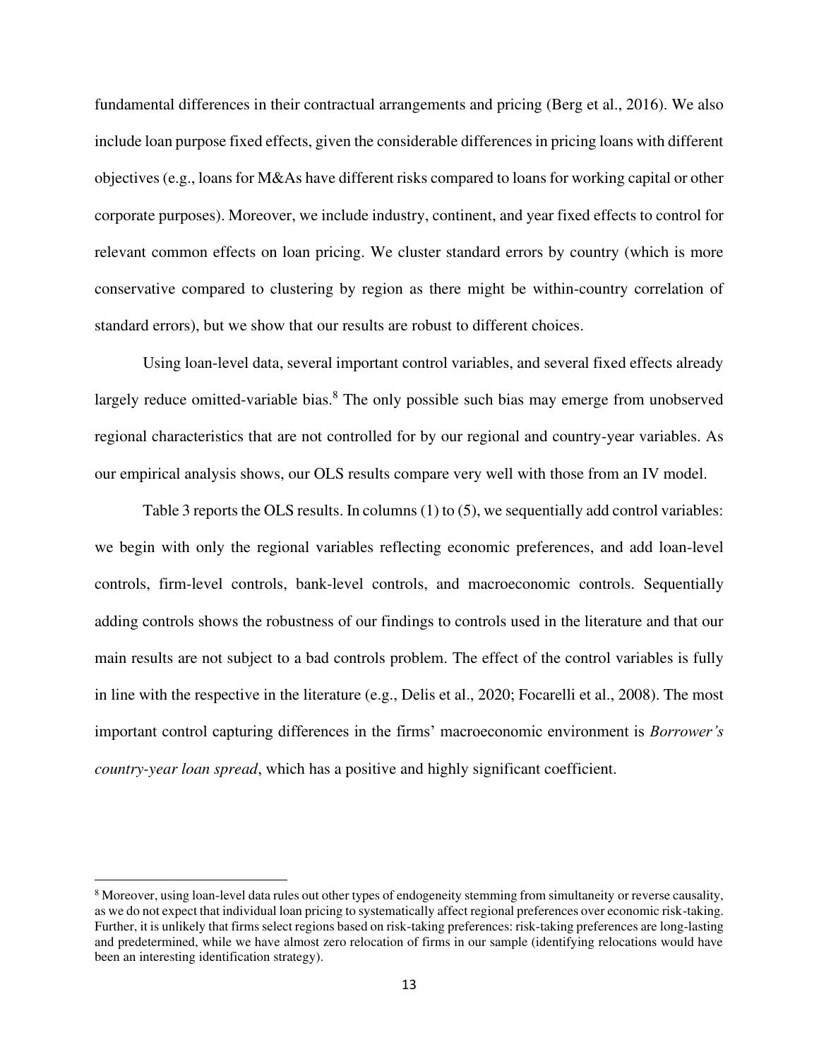fundamental differences in their contractual arrangements and pricing (Berg et al., 2016). We also include loan purpose fixed effects, given the considerable differences in pricing loans with different objectives (e.g., loans for M&As have different risks compared to loans for working capital or other corporate purposes). Moreover, we include industry, continent, and year fixed effects to control for relevant common effects on loan pricing. We cluster standard errors by country (which is more conservative compared to clustering by region as there might be within-country correlation of standard errors), but we show that our results are robust to different choices.

Using loan-level data, several important control variables, and several fixed effects already largely reduce omitted-variable bias.[8] The only possible such bias may emerge from unobserved regional characteristics that are not controlled for by our regional and country-year variables. As our empirical analysis shows, our OLS results compare very well with those from an IV model.

Table 3 reports the OLS results. In columns (1) to (5), we sequentially add control variables: we begin with only the regional variables reflecting economic preferences, and add loan-level controls, firm-level controls, bank-level controls, and macroeconomic controls. Sequentially adding controls shows the robustness of our findings to controls used in the literature and that our main results are not subject to a bad controls problem. The effect of the control variables is fully in line with the respective in the literature (e.g., Delis et al., 2020; Focarelli et al., 2008). The most important control capturing differences in the firms' macroeconomic environment is *Borrower's country-year loan spread*, which has a positive and highly significant coefficient.

[8] Moreover, using loan-level data rules out other types of endogeneity stemming from simultaneity or reverse causality, as we do not expect that individual loan pricing to systematically affect regional preferences over economic risk-taking. Further, it is unlikely that firms select regions based on risk-taking preferences: risk-taking preferences are long-lasting and predetermined, while we have almost zero relocation of firms in our sample (identifying relocations would have been an interesting identification strategy).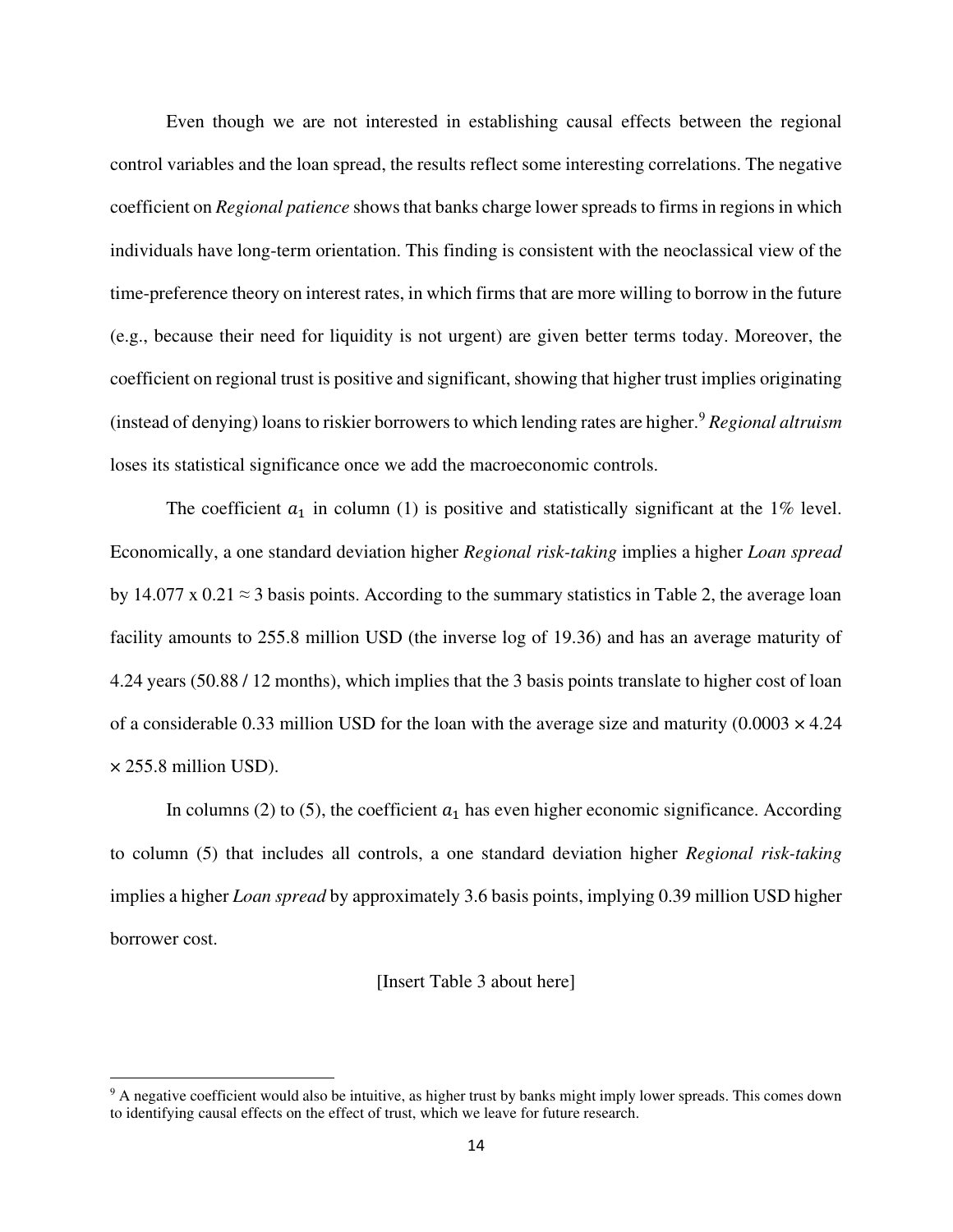Even though we are not interested in establishing causal effects between the regional control variables and the loan spread, the results reflect some interesting correlations. The negative coefficient on *Regional patience* shows that banks charge lower spreads to firms in regions in which individuals have long-term orientation. This finding is consistent with the neoclassical view of the time-preference theory on interest rates, in which firms that are more willing to borrow in the future (e.g., because their need for liquidity is not urgent) are given better terms today. Moreover, the coefficient on regional trust is positive and significant, showing that higher trust implies originating (instead of denying) loans to riskier borrowers to which lending rates are higher.[9] *Regional altruism* loses its statistical significance once we add the macroeconomic controls.

The coefficient $a_1$ in column (1) is positive and statistically significant at the 1% level. Economically, a one standard deviation higher *Regional risk-taking* implies a higher *Loan spread* by 14.077 x 0.21 ≈ 3 basis points. According to the summary statistics in Table 2, the average loan facility amounts to 255.8 million USD (the inverse log of 19.36) and has an average maturity of 4.24 years (50.88 / 12 months), which implies that the 3 basis points translate to higher cost of loan of a considerable 0.33 million USD for the loan with the average size and maturity (0.0003 × 4.24 × 255.8 million USD).

In columns (2) to (5), the coefficient $a_1$ has even higher economic significance. According to column (5) that includes all controls, a one standard deviation higher *Regional risk-taking* implies a higher *Loan spread* by approximately 3.6 basis points, implying 0.39 million USD higher borrower cost.

[Insert Table 3 about here]

[9] A negative coefficient would also be intuitive, as higher trust by banks might imply lower spreads. This comes down to identifying causal effects on the effect of trust, which we leave for future research.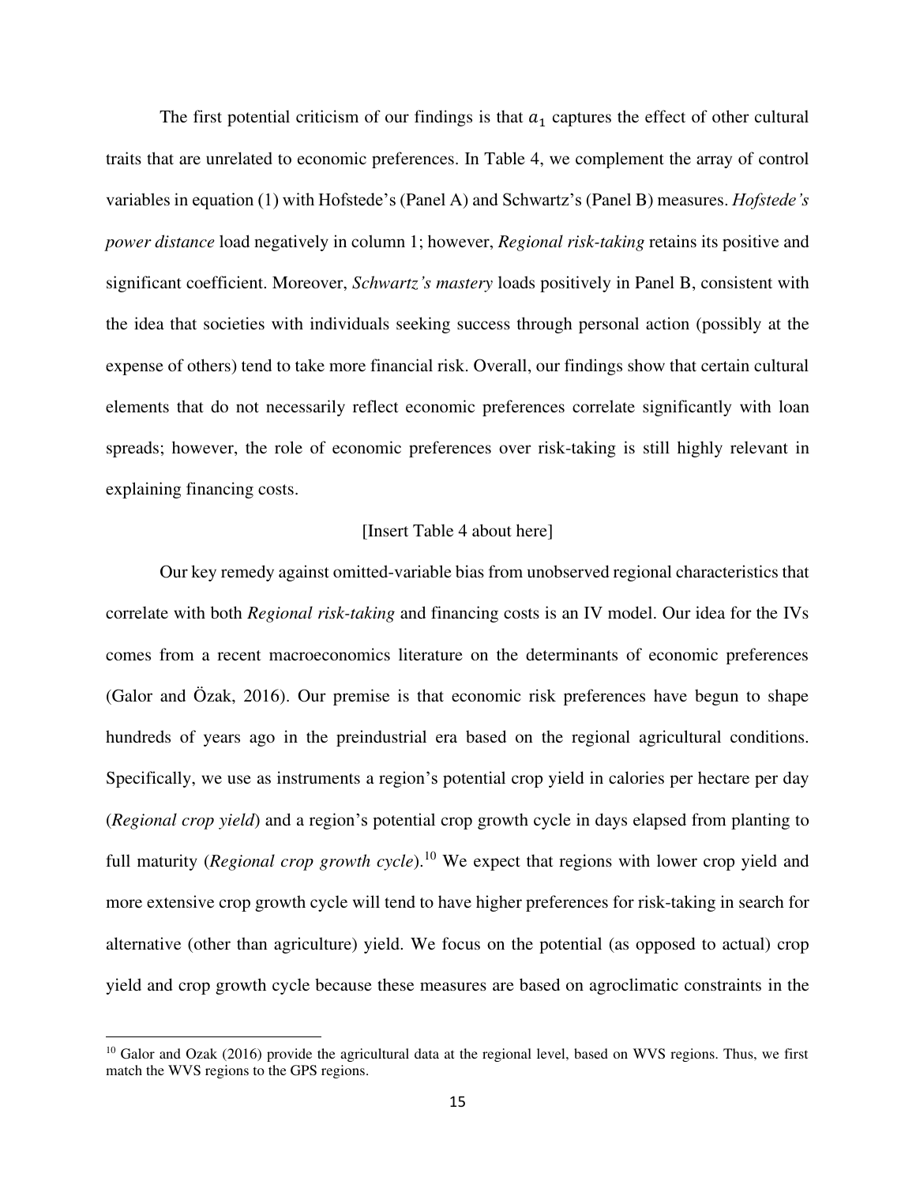The first potential criticism of our findings is that $a_1$ captures the effect of other cultural traits that are unrelated to economic preferences. In Table 4, we complement the array of control variables in equation (1) with Hofstede's (Panel A) and Schwartz's (Panel B) measures. *Hofstede's power distance* load negatively in column 1; however, *Regional risk-taking* retains its positive and significant coefficient. Moreover, *Schwartz's mastery* loads positively in Panel B, consistent with the idea that societies with individuals seeking success through personal action (possibly at the expense of others) tend to take more financial risk. Overall, our findings show that certain cultural elements that do not necessarily reflect economic preferences correlate significantly with loan spreads; however, the role of economic preferences over risk-taking is still highly relevant in explaining financing costs.

[Insert Table 4 about here]

Our key remedy against omitted-variable bias from unobserved regional characteristics that correlate with both *Regional risk-taking* and financing costs is an IV model. Our idea for the IVs comes from a recent macroeconomics literature on the determinants of economic preferences (Galor and Özak, 2016). Our premise is that economic risk preferences have begun to shape hundreds of years ago in the preindustrial era based on the regional agricultural conditions. Specifically, we use as instruments a region's potential crop yield in calories per hectare per day (*Regional crop yield*) and a region's potential crop growth cycle in days elapsed from planting to full maturity (*Regional crop growth cycle*).[10] We expect that regions with lower crop yield and more extensive crop growth cycle will tend to have higher preferences for risk-taking in search for alternative (other than agriculture) yield. We focus on the potential (as opposed to actual) crop yield and crop growth cycle because these measures are based on agroclimatic constraints in the

[10] Galor and Ozak (2016) provide the agricultural data at the regional level, based on WVS regions. Thus, we first match the WVS regions to the GPS regions.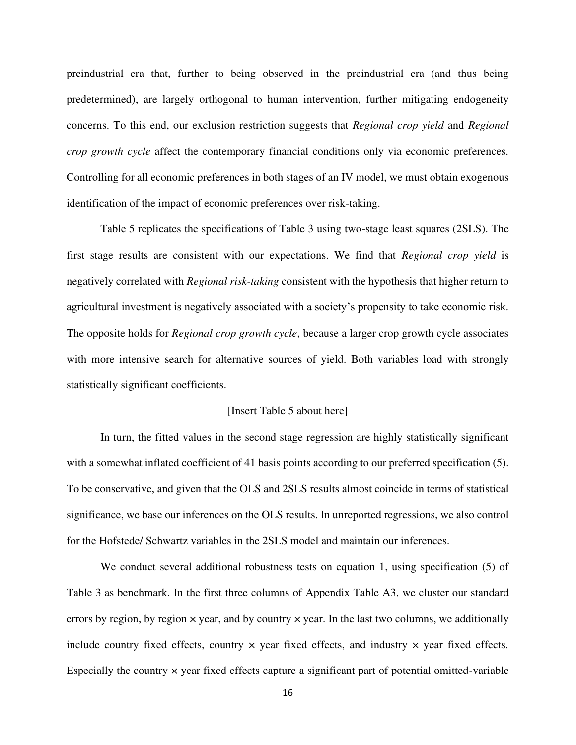preindustrial era that, further to being observed in the preindustrial era (and thus being predetermined), are largely orthogonal to human intervention, further mitigating endogeneity concerns. To this end, our exclusion restriction suggests that *Regional crop yield* and *Regional crop growth cycle* affect the contemporary financial conditions only via economic preferences. Controlling for all economic preferences in both stages of an IV model, we must obtain exogenous identification of the impact of economic preferences over risk-taking.

Table 5 replicates the specifications of Table 3 using two-stage least squares (2SLS). The first stage results are consistent with our expectations. We find that *Regional crop yield* is negatively correlated with *Regional risk-taking* consistent with the hypothesis that higher return to agricultural investment is negatively associated with a society's propensity to take economic risk. The opposite holds for *Regional crop growth cycle*, because a larger crop growth cycle associates with more intensive search for alternative sources of yield. Both variables load with strongly statistically significant coefficients.

[Insert Table 5 about here]

In turn, the fitted values in the second stage regression are highly statistically significant with a somewhat inflated coefficient of 41 basis points according to our preferred specification (5). To be conservative, and given that the OLS and 2SLS results almost coincide in terms of statistical significance, we base our inferences on the OLS results. In unreported regressions, we also control for the Hofstede/ Schwartz variables in the 2SLS model and maintain our inferences.

We conduct several additional robustness tests on equation 1, using specification (5) of Table 3 as benchmark. In the first three columns of Appendix Table A3, we cluster our standard errors by region, by region × year, and by country × year. In the last two columns, we additionally include country fixed effects, country × year fixed effects, and industry × year fixed effects. Especially the country × year fixed effects capture a significant part of potential omitted-variable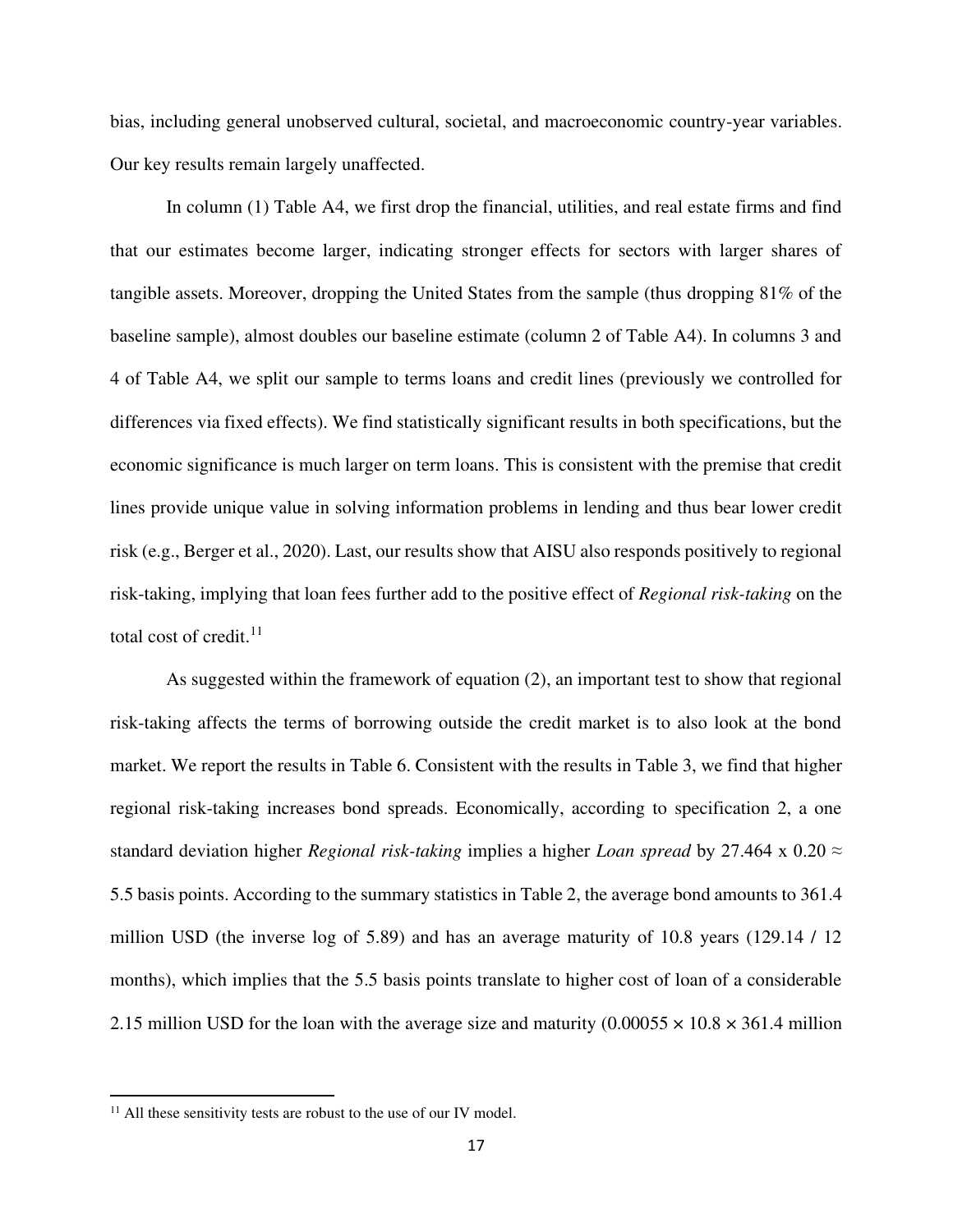bias, including general unobserved cultural, societal, and macroeconomic country-year variables. Our key results remain largely unaffected.

In column (1) Table A4, we first drop the financial, utilities, and real estate firms and find that our estimates become larger, indicating stronger effects for sectors with larger shares of tangible assets. Moreover, dropping the United States from the sample (thus dropping 81% of the baseline sample), almost doubles our baseline estimate (column 2 of Table A4). In columns 3 and 4 of Table A4, we split our sample to terms loans and credit lines (previously we controlled for differences via fixed effects). We find statistically significant results in both specifications, but the economic significance is much larger on term loans. This is consistent with the premise that credit lines provide unique value in solving information problems in lending and thus bear lower credit risk (e.g., Berger et al., 2020). Last, our results show that AISU also responds positively to regional risk-taking, implying that loan fees further add to the positive effect of *Regional risk-taking* on the total cost of credit.[11]

As suggested within the framework of equation (2), an important test to show that regional risk-taking affects the terms of borrowing outside the credit market is to also look at the bond market. We report the results in Table 6. Consistent with the results in Table 3, we find that higher regional risk-taking increases bond spreads. Economically, according to specification 2, a one standard deviation higher *Regional risk-taking* implies a higher *Loan spread* by 27.464 x 0.20 ≈ 5.5 basis points. According to the summary statistics in Table 2, the average bond amounts to 361.4 million USD (the inverse log of 5.89) and has an average maturity of 10.8 years (129.14 / 12 months), which implies that the 5.5 basis points translate to higher cost of loan of a considerable 2.15 million USD for the loan with the average size and maturity ($0.00055 \times 10.8 \times 361.4$ million

[11] All these sensitivity tests are robust to the use of our IV model.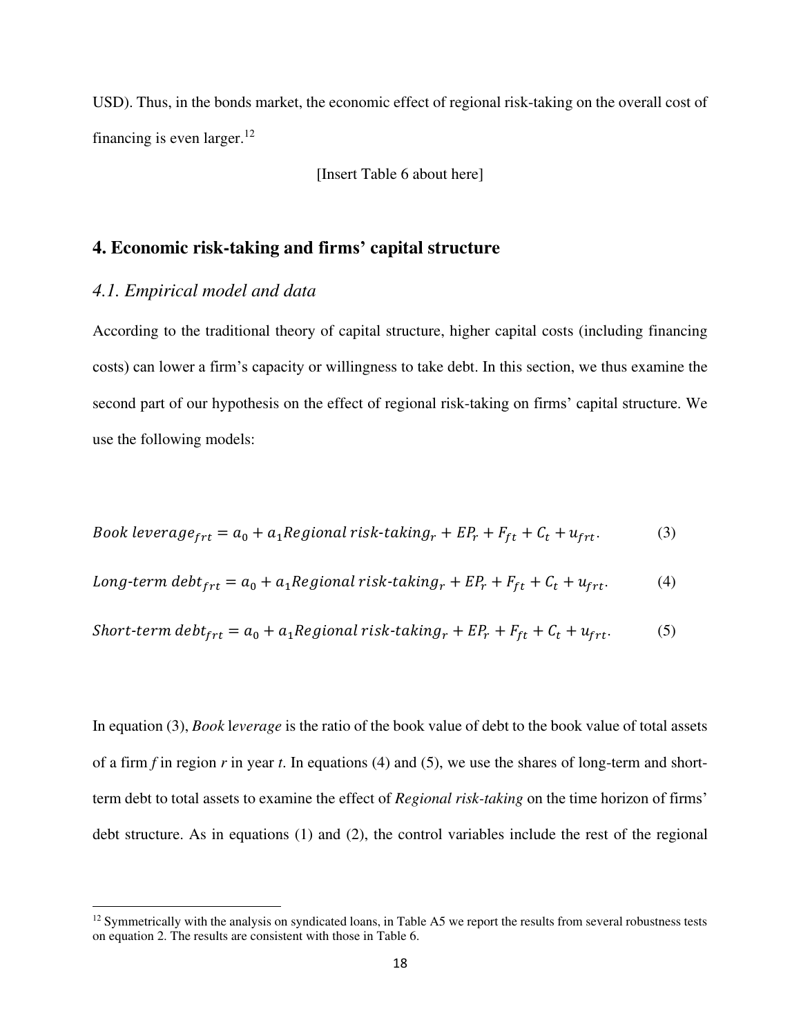USD). Thus, in the bonds market, the economic effect of regional risk-taking on the overall cost of financing is even larger.[12]

[Insert Table 6 about here]

## 4. Economic risk-taking and firms' capital structure

### *4.1. Empirical model and data*

According to the traditional theory of capital structure, higher capital costs (including financing costs) can lower a firm's capacity or willingness to take debt. In this section, we thus examine the second part of our hypothesis on the effect of regional risk-taking on firms' capital structure. We use the following models:

$$Book\ leverage_{frt} = a_0 + a_1 Regional\ risk\text{-}taking_r + EP_r + F_{ft} + C_t + u_{frt}. \tag{3}$$

$$Long\text{-}term\ debt_{frt} = a_0 + a_1 Regional\ risk\text{-}taking_r + EP_r + F_{ft} + C_t + u_{frt}. \tag{4}$$

$$Short\text{-}term\ debt_{frt} = a_0 + a_1 Regional\ risk\text{-}taking_r + EP_r + F_{ft} + C_t + u_{frt}. \tag{5}$$

In equation (3), *Book leverage* is the ratio of the book value of debt to the book value of total assets of a firm *f* in region *r* in year *t*. In equations (4) and (5), we use the shares of long-term and short-term debt to total assets to examine the effect of *Regional risk-taking* on the time horizon of firms' debt structure. As in equations (1) and (2), the control variables include the rest of the regional

[12] Symmetrically with the analysis on syndicated loans, in Table A5 we report the results from several robustness tests on equation 2. The results are consistent with those in Table 6.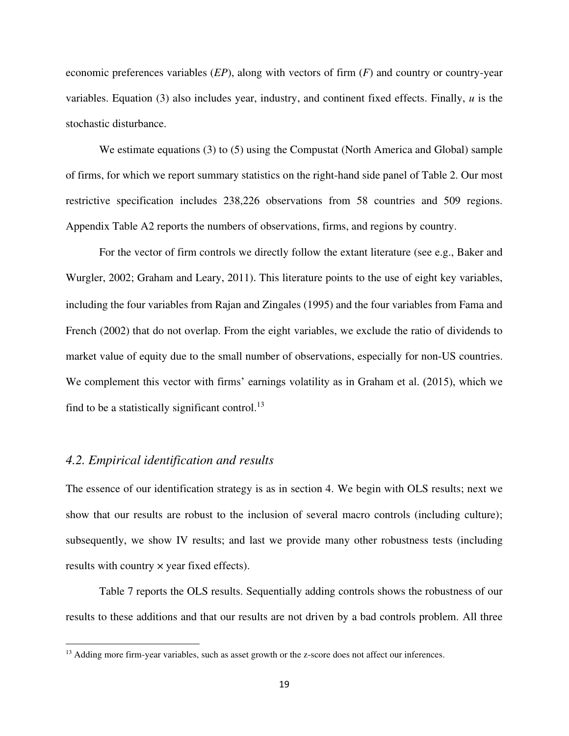economic preferences variables (*EP*), along with vectors of firm (*F*) and country or country-year variables. Equation (3) also includes year, industry, and continent fixed effects. Finally, *u* is the stochastic disturbance.

We estimate equations (3) to (5) using the Compustat (North America and Global) sample of firms, for which we report summary statistics on the right-hand side panel of Table 2. Our most restrictive specification includes 238,226 observations from 58 countries and 509 regions. Appendix Table A2 reports the numbers of observations, firms, and regions by country.

For the vector of firm controls we directly follow the extant literature (see e.g., Baker and Wurgler, 2002; Graham and Leary, 2011). This literature points to the use of eight key variables, including the four variables from Rajan and Zingales (1995) and the four variables from Fama and French (2002) that do not overlap. From the eight variables, we exclude the ratio of dividends to market value of equity due to the small number of observations, especially for non-US countries. We complement this vector with firms' earnings volatility as in Graham et al. (2015), which we find to be a statistically significant control.[13]

### *4.2. Empirical identification and results*

The essence of our identification strategy is as in section 4. We begin with OLS results; next we show that our results are robust to the inclusion of several macro controls (including culture); subsequently, we show IV results; and last we provide many other robustness tests (including results with country × year fixed effects).

Table 7 reports the OLS results. Sequentially adding controls shows the robustness of our results to these additions and that our results are not driven by a bad controls problem. All three

[13] Adding more firm-year variables, such as asset growth or the z-score does not affect our inferences.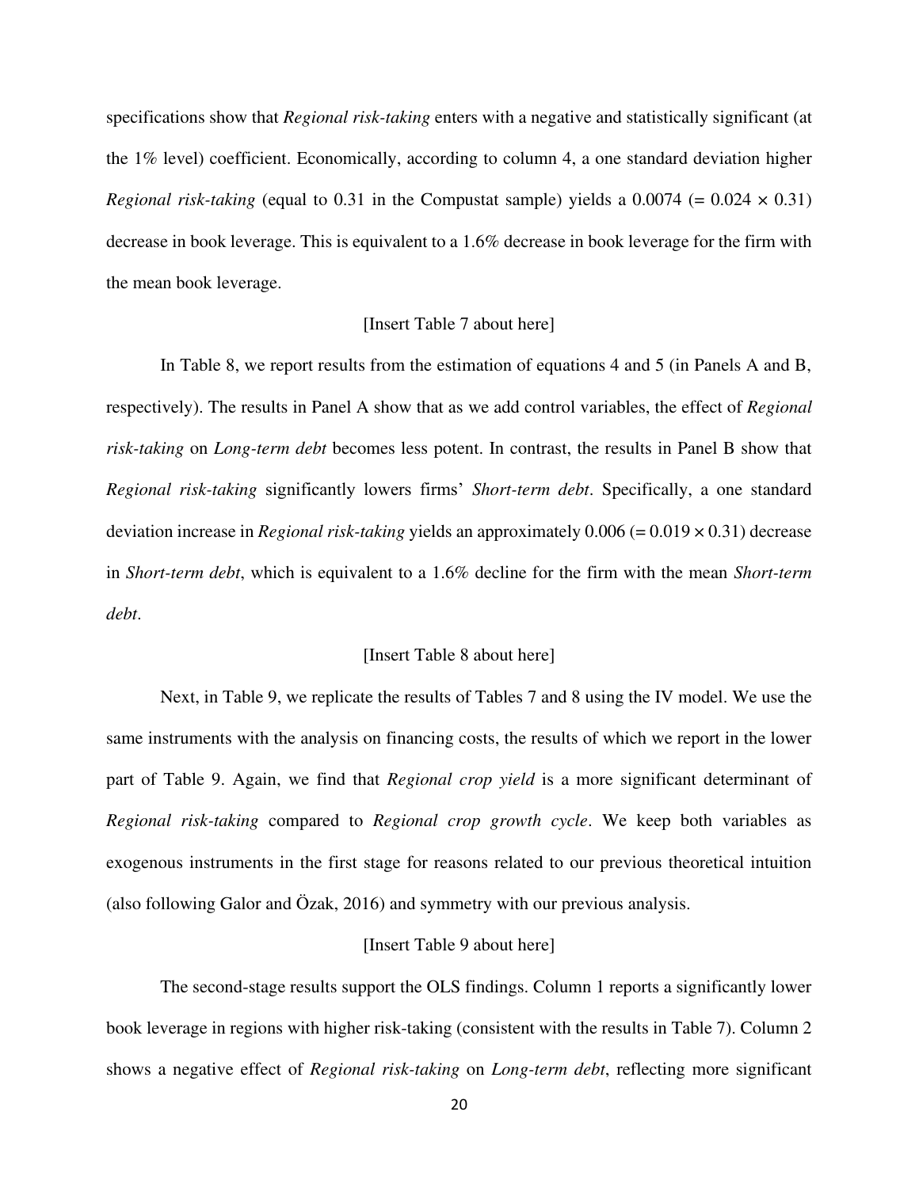specifications show that *Regional risk-taking* enters with a negative and statistically significant (at the 1% level) coefficient. Economically, according to column 4, a one standard deviation higher *Regional risk-taking* (equal to 0.31 in the Compustat sample) yields a 0.0074 (= 0.024 × 0.31) decrease in book leverage. This is equivalent to a 1.6% decrease in book leverage for the firm with the mean book leverage.

[Insert Table 7 about here]

In Table 8, we report results from the estimation of equations 4 and 5 (in Panels A and B, respectively). The results in Panel A show that as we add control variables, the effect of *Regional risk-taking* on *Long-term debt* becomes less potent. In contrast, the results in Panel B show that *Regional risk-taking* significantly lowers firms' *Short-term debt*. Specifically, a one standard deviation increase in *Regional risk-taking* yields an approximately 0.006 (= 0.019 × 0.31) decrease in *Short-term debt*, which is equivalent to a 1.6% decline for the firm with the mean *Short-term debt*.

[Insert Table 8 about here]

Next, in Table 9, we replicate the results of Tables 7 and 8 using the IV model. We use the same instruments with the analysis on financing costs, the results of which we report in the lower part of Table 9. Again, we find that *Regional crop yield* is a more significant determinant of *Regional risk-taking* compared to *Regional crop growth cycle*. We keep both variables as exogenous instruments in the first stage for reasons related to our previous theoretical intuition (also following Galor and Özak, 2016) and symmetry with our previous analysis.

[Insert Table 9 about here]

The second-stage results support the OLS findings. Column 1 reports a significantly lower book leverage in regions with higher risk-taking (consistent with the results in Table 7). Column 2 shows a negative effect of *Regional risk-taking* on *Long-term debt*, reflecting more significant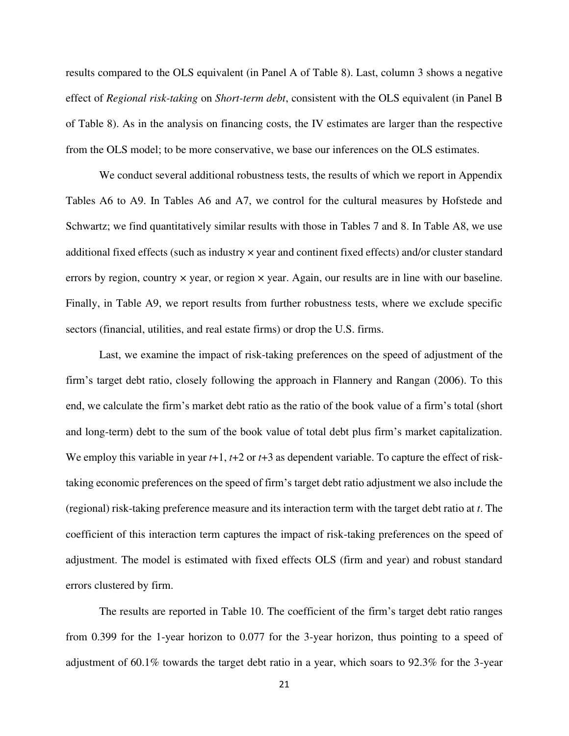results compared to the OLS equivalent (in Panel A of Table 8). Last, column 3 shows a negative effect of *Regional risk-taking* on *Short-term debt*, consistent with the OLS equivalent (in Panel B of Table 8). As in the analysis on financing costs, the IV estimates are larger than the respective from the OLS model; to be more conservative, we base our inferences on the OLS estimates.

We conduct several additional robustness tests, the results of which we report in Appendix Tables A6 to A9. In Tables A6 and A7, we control for the cultural measures by Hofstede and Schwartz; we find quantitatively similar results with those in Tables 7 and 8. In Table A8, we use additional fixed effects (such as industry × year and continent fixed effects) and/or cluster standard errors by region, country × year, or region × year. Again, our results are in line with our baseline. Finally, in Table A9, we report results from further robustness tests, where we exclude specific sectors (financial, utilities, and real estate firms) or drop the U.S. firms.

Last, we examine the impact of risk-taking preferences on the speed of adjustment of the firm's target debt ratio, closely following the approach in Flannery and Rangan (2006). To this end, we calculate the firm's market debt ratio as the ratio of the book value of a firm's total (short and long-term) debt to the sum of the book value of total debt plus firm's market capitalization. We employ this variable in year $t$+1, $t$+2 or $t$+3 as dependent variable. To capture the effect of risk-taking economic preferences on the speed of firm's target debt ratio adjustment we also include the (regional) risk-taking preference measure and its interaction term with the target debt ratio at $t$. The coefficient of this interaction term captures the impact of risk-taking preferences on the speed of adjustment. The model is estimated with fixed effects OLS (firm and year) and robust standard errors clustered by firm.

The results are reported in Table 10. The coefficient of the firm's target debt ratio ranges from 0.399 for the 1-year horizon to 0.077 for the 3-year horizon, thus pointing to a speed of adjustment of 60.1% towards the target debt ratio in a year, which soars to 92.3% for the 3-year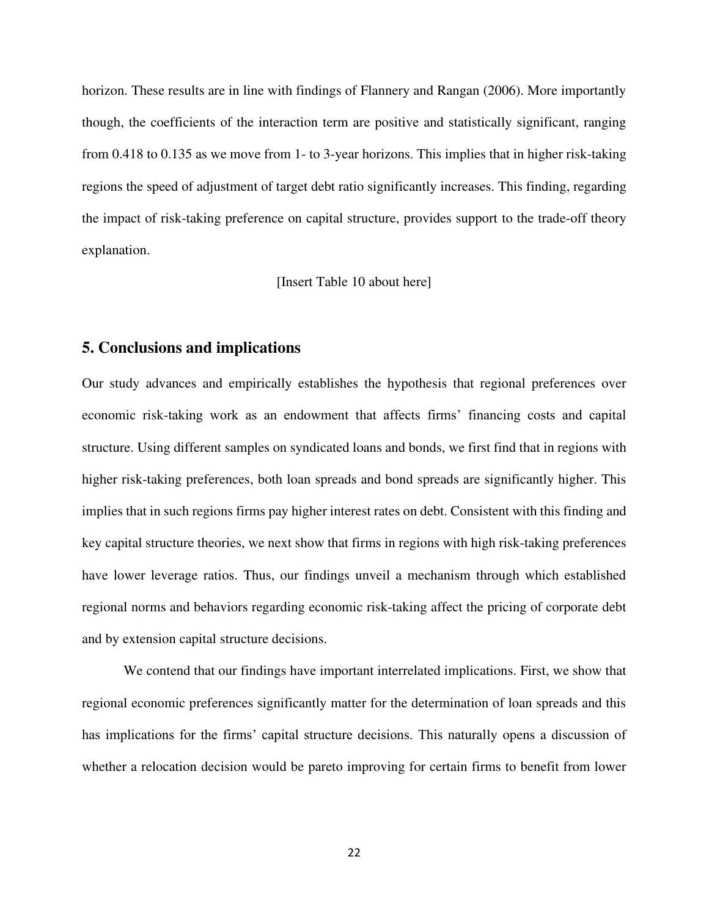horizon. These results are in line with findings of Flannery and Rangan (2006). More importantly though, the coefficients of the interaction term are positive and statistically significant, ranging from 0.418 to 0.135 as we move from 1- to 3-year horizons. This implies that in higher risk-taking regions the speed of adjustment of target debt ratio significantly increases. This finding, regarding the impact of risk-taking preference on capital structure, provides support to the trade-off theory explanation.

[Insert Table 10 about here]

## 5. Conclusions and implications

Our study advances and empirically establishes the hypothesis that regional preferences over economic risk-taking work as an endowment that affects firms' financing costs and capital structure. Using different samples on syndicated loans and bonds, we first find that in regions with higher risk-taking preferences, both loan spreads and bond spreads are significantly higher. This implies that in such regions firms pay higher interest rates on debt. Consistent with this finding and key capital structure theories, we next show that firms in regions with high risk-taking preferences have lower leverage ratios. Thus, our findings unveil a mechanism through which established regional norms and behaviors regarding economic risk-taking affect the pricing of corporate debt and by extension capital structure decisions.

We contend that our findings have important interrelated implications. First, we show that regional economic preferences significantly matter for the determination of loan spreads and this has implications for the firms' capital structure decisions. This naturally opens a discussion of whether a relocation decision would be pareto improving for certain firms to benefit from lower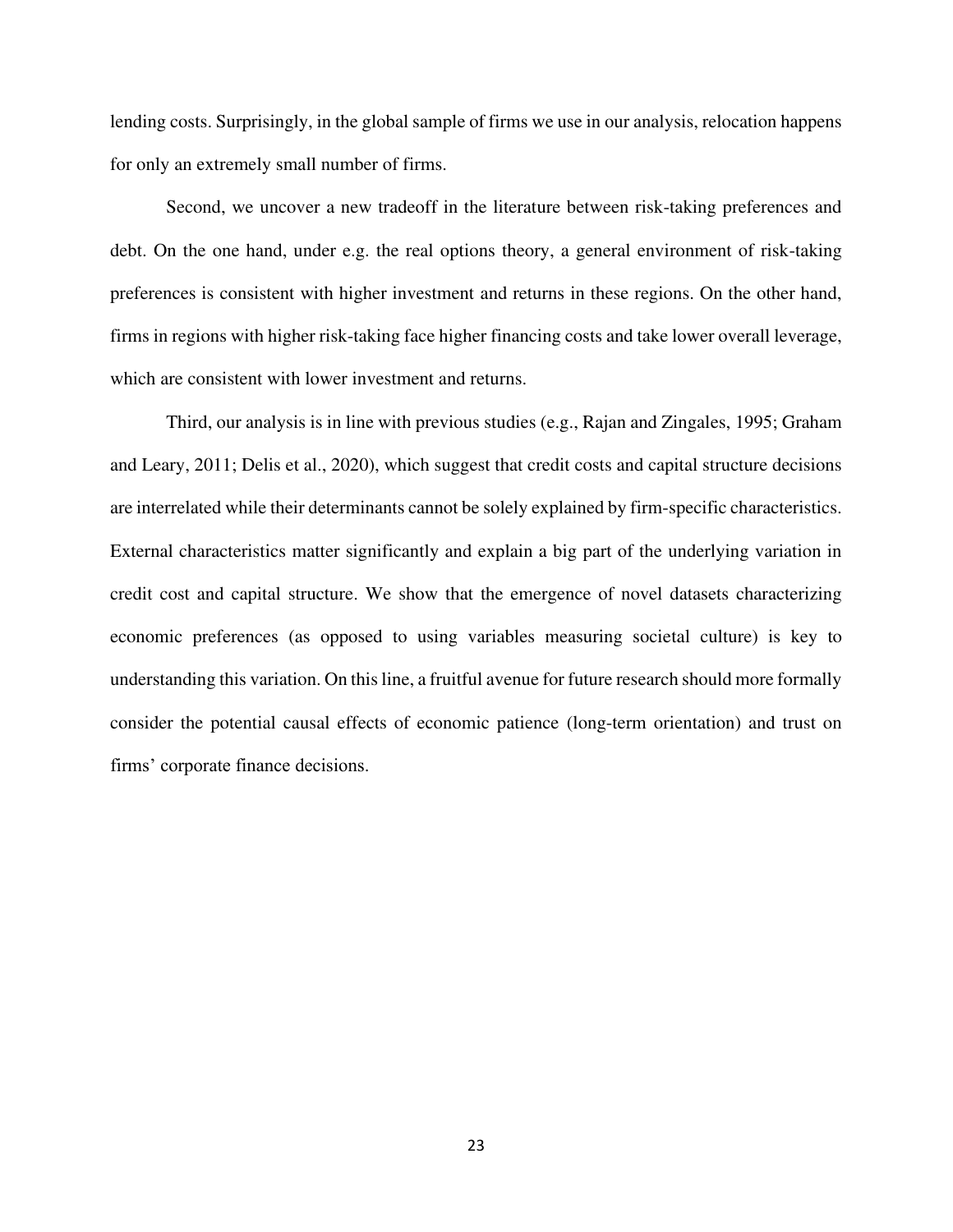lending costs. Surprisingly, in the global sample of firms we use in our analysis, relocation happens for only an extremely small number of firms.

Second, we uncover a new tradeoff in the literature between risk-taking preferences and debt. On the one hand, under e.g. the real options theory, a general environment of risk-taking preferences is consistent with higher investment and returns in these regions. On the other hand, firms in regions with higher risk-taking face higher financing costs and take lower overall leverage, which are consistent with lower investment and returns.

Third, our analysis is in line with previous studies (e.g., Rajan and Zingales, 1995; Graham and Leary, 2011; Delis et al., 2020), which suggest that credit costs and capital structure decisions are interrelated while their determinants cannot be solely explained by firm-specific characteristics. External characteristics matter significantly and explain a big part of the underlying variation in credit cost and capital structure. We show that the emergence of novel datasets characterizing economic preferences (as opposed to using variables measuring societal culture) is key to understanding this variation. On this line, a fruitful avenue for future research should more formally consider the potential causal effects of economic patience (long-term orientation) and trust on firms' corporate finance decisions.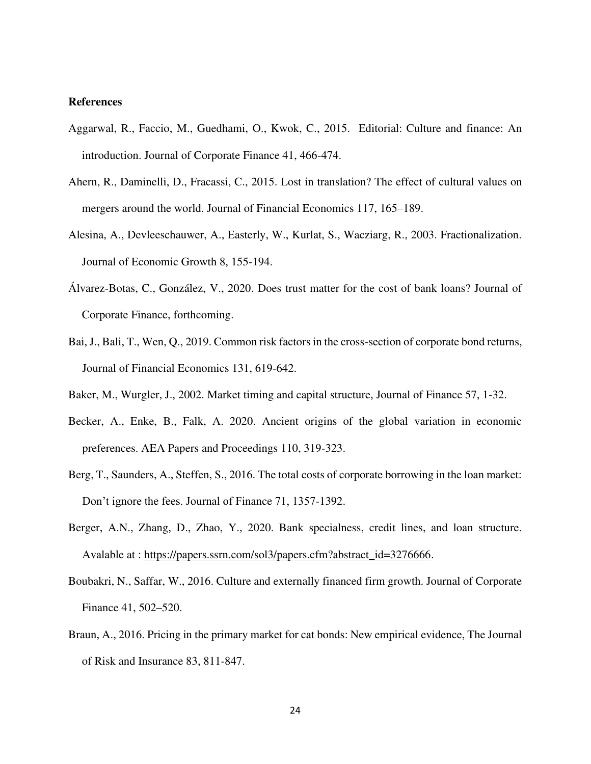## References

Aggarwal, R., Faccio, M., Guedhami, O., Kwok, C., 2015. Editorial: Culture and finance: An introduction. Journal of Corporate Finance 41, 466-474.

Ahern, R., Daminelli, D., Fracassi, C., 2015. Lost in translation? The effect of cultural values on mergers around the world. Journal of Financial Economics 117, 165–189.

Alesina, A., Devleeschauwer, A., Easterly, W., Kurlat, S., Wacziarg, R., 2003. Fractionalization. Journal of Economic Growth 8, 155-194.

Álvarez-Botas, C., González, V., 2020. Does trust matter for the cost of bank loans? Journal of Corporate Finance, forthcoming.

Bai, J., Bali, T., Wen, Q., 2019. Common risk factors in the cross-section of corporate bond returns, Journal of Financial Economics 131, 619-642.

Baker, M., Wurgler, J., 2002. Market timing and capital structure, Journal of Finance 57, 1-32.

Becker, A., Enke, B., Falk, A. 2020. Ancient origins of the global variation in economic preferences. AEA Papers and Proceedings 110, 319-323.

Berg, T., Saunders, A., Steffen, S., 2016. The total costs of corporate borrowing in the loan market: Don't ignore the fees. Journal of Finance 71, 1357-1392.

Berger, A.N., Zhang, D., Zhao, Y., 2020. Bank specialness, credit lines, and loan structure. Avalable at : https://papers.ssrn.com/sol3/papers.cfm?abstract_id=3276666.

Boubakri, N., Saffar, W., 2016. Culture and externally financed firm growth. Journal of Corporate Finance 41, 502–520.

Braun, A., 2016. Pricing in the primary market for cat bonds: New empirical evidence, The Journal of Risk and Insurance 83, 811-847.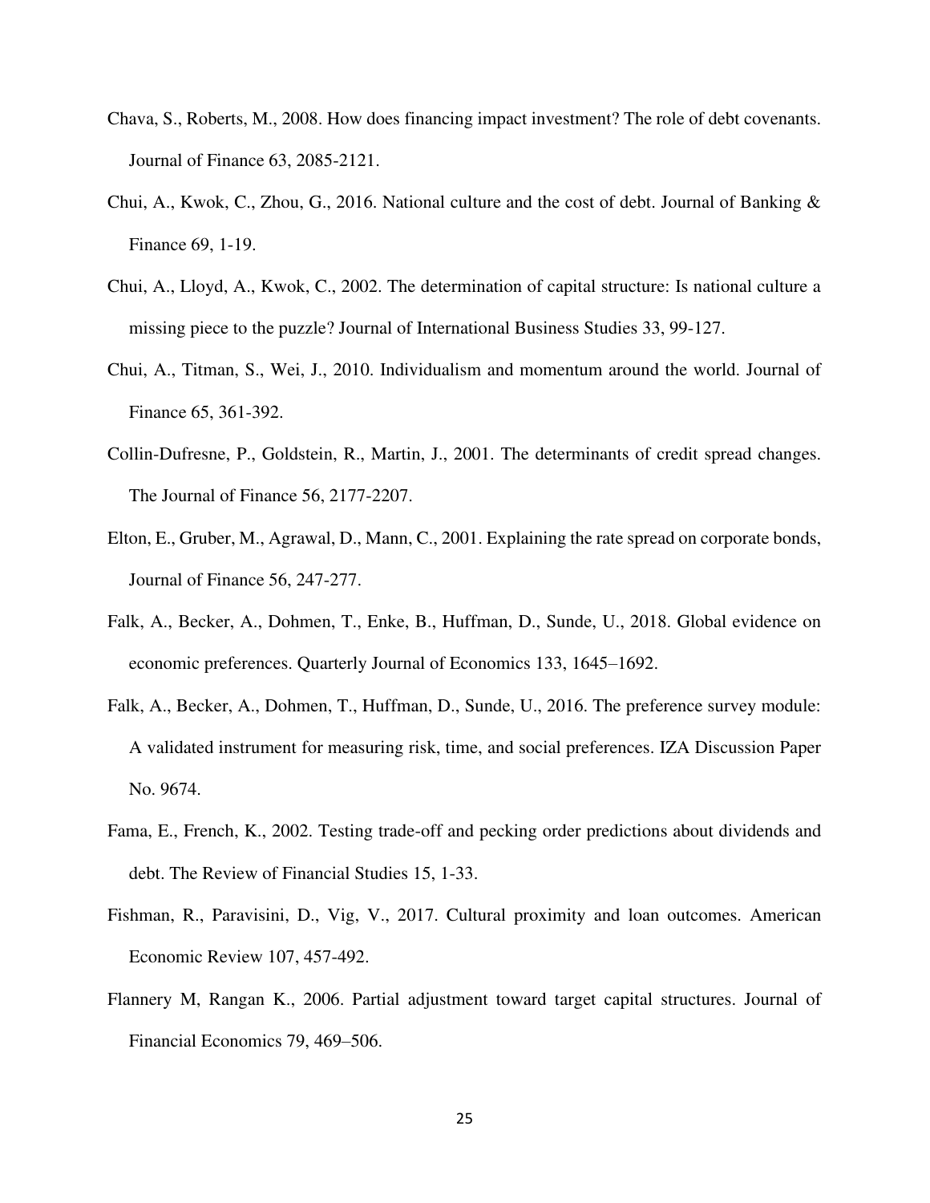Chava, S., Roberts, M., 2008. How does financing impact investment? The role of debt covenants. Journal of Finance 63, 2085-2121.

Chui, A., Kwok, C., Zhou, G., 2016. National culture and the cost of debt. Journal of Banking & Finance 69, 1-19.

Chui, A., Lloyd, A., Kwok, C., 2002. The determination of capital structure: Is national culture a missing piece to the puzzle? Journal of International Business Studies 33, 99-127.

Chui, A., Titman, S., Wei, J., 2010. Individualism and momentum around the world. Journal of Finance 65, 361-392.

Collin-Dufresne, P., Goldstein, R., Martin, J., 2001. The determinants of credit spread changes. The Journal of Finance 56, 2177-2207.

Elton, E., Gruber, M., Agrawal, D., Mann, C., 2001. Explaining the rate spread on corporate bonds, Journal of Finance 56, 247-277.

Falk, A., Becker, A., Dohmen, T., Enke, B., Huffman, D., Sunde, U., 2018. Global evidence on economic preferences. Quarterly Journal of Economics 133, 1645–1692.

Falk, A., Becker, A., Dohmen, T., Huffman, D., Sunde, U., 2016. The preference survey module: A validated instrument for measuring risk, time, and social preferences. IZA Discussion Paper No. 9674.

Fama, E., French, K., 2002. Testing trade-off and pecking order predictions about dividends and debt. The Review of Financial Studies 15, 1-33.

Fishman, R., Paravisini, D., Vig, V., 2017. Cultural proximity and loan outcomes. American Economic Review 107, 457-492.

Flannery M, Rangan K., 2006. Partial adjustment toward target capital structures. Journal of Financial Economics 79, 469–506.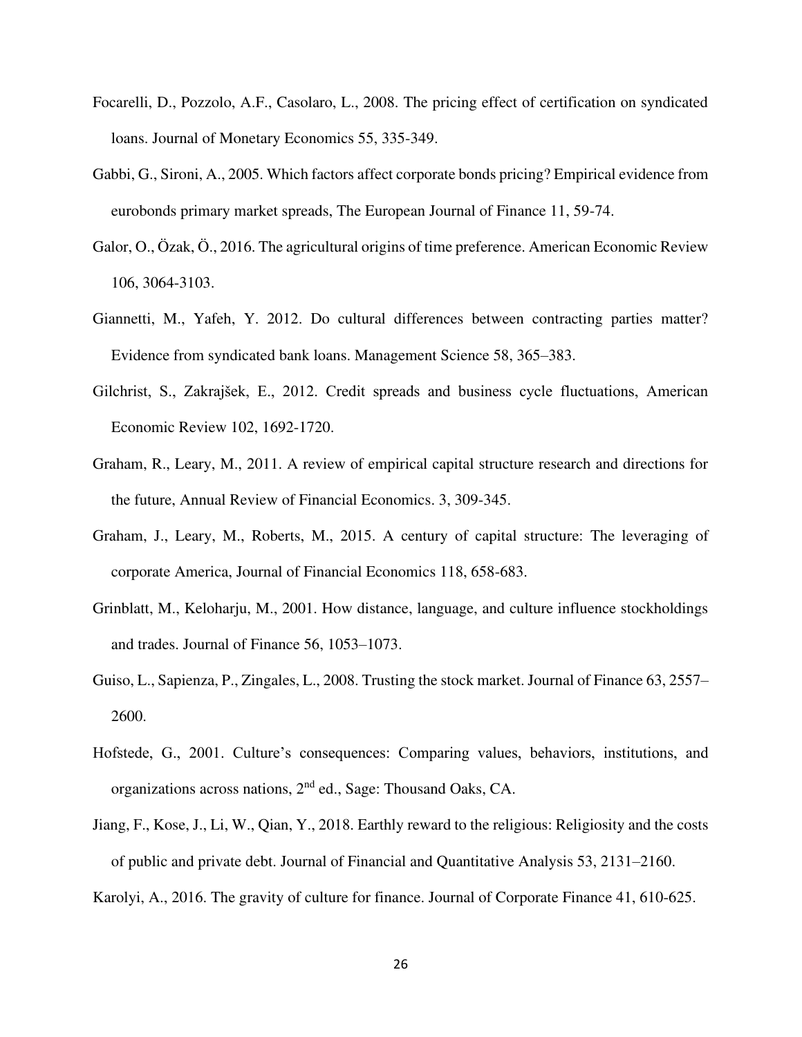Focarelli, D., Pozzolo, A.F., Casolaro, L., 2008. The pricing effect of certification on syndicated loans. Journal of Monetary Economics 55, 335-349.

Gabbi, G., Sironi, A., 2005. Which factors affect corporate bonds pricing? Empirical evidence from eurobonds primary market spreads, The European Journal of Finance 11, 59-74.

Galor, O., Özak, Ö., 2016. The agricultural origins of time preference. American Economic Review 106, 3064-3103.

Giannetti, M., Yafeh, Y. 2012. Do cultural differences between contracting parties matter? Evidence from syndicated bank loans. Management Science 58, 365–383.

Gilchrist, S., Zakrajšek, E., 2012. Credit spreads and business cycle fluctuations, American Economic Review 102, 1692-1720.

Graham, R., Leary, M., 2011. A review of empirical capital structure research and directions for the future, Annual Review of Financial Economics. 3, 309-345.

Graham, J., Leary, M., Roberts, M., 2015. A century of capital structure: The leveraging of corporate America, Journal of Financial Economics 118, 658-683.

Grinblatt, M., Keloharju, M., 2001. How distance, language, and culture influence stockholdings and trades. Journal of Finance 56, 1053–1073.

Guiso, L., Sapienza, P., Zingales, L., 2008. Trusting the stock market. Journal of Finance 63, 2557–2600.

Hofstede, G., 2001. Culture's consequences: Comparing values, behaviors, institutions, and organizations across nations, 2nd ed., Sage: Thousand Oaks, CA.

Jiang, F., Kose, J., Li, W., Qian, Y., 2018. Earthly reward to the religious: Religiosity and the costs of public and private debt. Journal of Financial and Quantitative Analysis 53, 2131–2160.

Karolyi, A., 2016. The gravity of culture for finance. Journal of Corporate Finance 41, 610-625.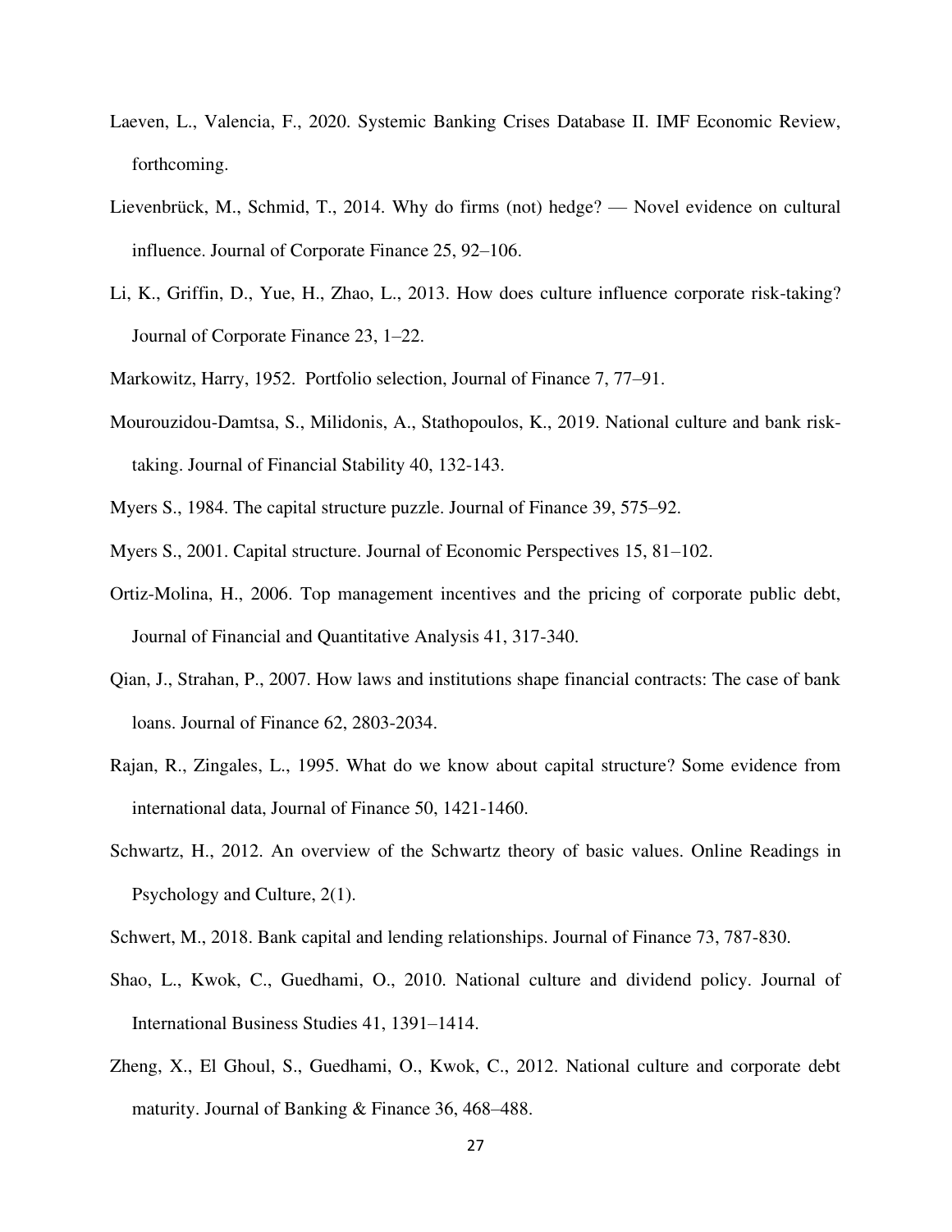Laeven, L., Valencia, F., 2020. Systemic Banking Crises Database II. IMF Economic Review, forthcoming.

Lievenbrück, M., Schmid, T., 2014. Why do firms (not) hedge? — Novel evidence on cultural influence. Journal of Corporate Finance 25, 92–106.

Li, K., Griffin, D., Yue, H., Zhao, L., 2013. How does culture influence corporate risk-taking? Journal of Corporate Finance 23, 1–22.

Markowitz, Harry, 1952. Portfolio selection, Journal of Finance 7, 77–91.

Mourouzidou-Damtsa, S., Milidonis, A., Stathopoulos, K., 2019. National culture and bank risk-taking. Journal of Financial Stability 40, 132-143.

Myers S., 1984. The capital structure puzzle. Journal of Finance 39, 575–92.

Myers S., 2001. Capital structure. Journal of Economic Perspectives 15, 81–102.

Ortiz-Molina, H., 2006. Top management incentives and the pricing of corporate public debt, Journal of Financial and Quantitative Analysis 41, 317-340.

Qian, J., Strahan, P., 2007. How laws and institutions shape financial contracts: The case of bank loans. Journal of Finance 62, 2803-2034.

Rajan, R., Zingales, L., 1995. What do we know about capital structure? Some evidence from international data, Journal of Finance 50, 1421-1460.

Schwartz, H., 2012. An overview of the Schwartz theory of basic values. Online Readings in Psychology and Culture, 2(1).

Schwert, M., 2018. Bank capital and lending relationships. Journal of Finance 73, 787-830.

Shao, L., Kwok, C., Guedhami, O., 2010. National culture and dividend policy. Journal of International Business Studies 41, 1391–1414.

Zheng, X., El Ghoul, S., Guedhami, O., Kwok, C., 2012. National culture and corporate debt maturity. Journal of Banking & Finance 36, 468–488.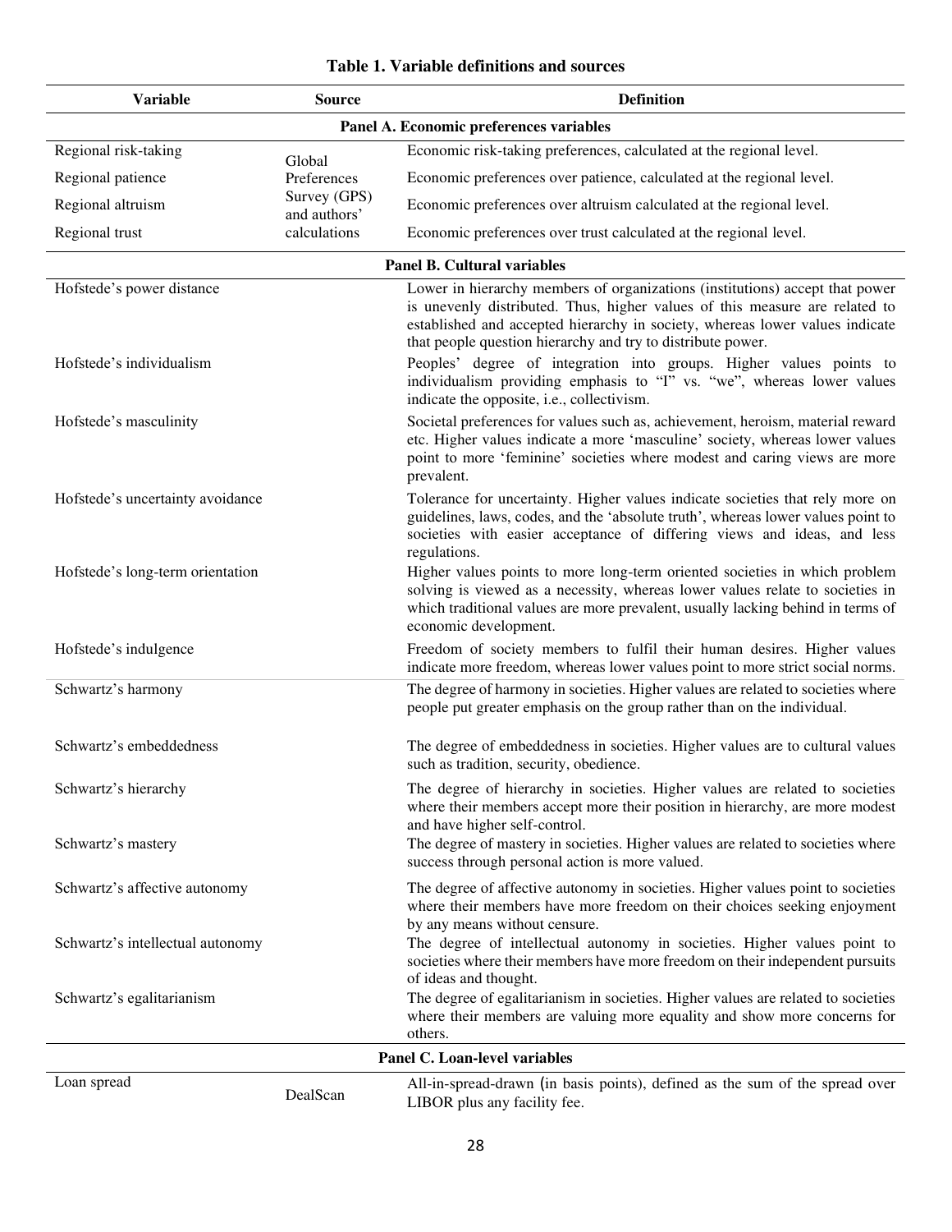**Table 1. Variable definitions and sources**

| Variable | Source | Definition |
|---|---|---|
| **Panel A. Economic preferences variables** | | |
| Regional risk-taking | Global Preferences Survey (GPS) and authors' calculations | Economic risk-taking preferences, calculated at the regional level. |
| Regional patience | | Economic preferences over patience, calculated at the regional level. |
| Regional altruism | | Economic preferences over altruism calculated at the regional level. |
| Regional trust | | Economic preferences over trust calculated at the regional level. |
| **Panel B. Cultural variables** | | |
| Hofstede's power distance | | Lower in hierarchy members of organizations (institutions) accept that power is unevenly distributed. Thus, higher values of this measure are related to established and accepted hierarchy in society, whereas lower values indicate that people question hierarchy and try to distribute power. |
| Hofstede's individualism | | Peoples' degree of integration into groups. Higher values points to individualism providing emphasis to "I" vs. "we", whereas lower values indicate the opposite, i.e., collectivism. |
| Hofstede's masculinity | | Societal preferences for values such as, achievement, heroism, material reward etc. Higher values indicate a more 'masculine' society, whereas lower values point to more 'feminine' societies where modest and caring views are more prevalent. |
| Hofstede's uncertainty avoidance | | Tolerance for uncertainty. Higher values indicate societies that rely more on guidelines, laws, codes, and the 'absolute truth', whereas lower values point to societies with easier acceptance of differing views and ideas, and less regulations. |
| Hofstede's long-term orientation | | Higher values points to more long-term oriented societies in which problem solving is viewed as a necessity, whereas lower values relate to societies in which traditional values are more prevalent, usually lacking behind in terms of economic development. |
| Hofstede's indulgence | | Freedom of society members to fulfil their human desires. Higher values indicate more freedom, whereas lower values point to more strict social norms. |
| Schwartz's harmony | | The degree of harmony in societies. Higher values are related to societies where people put greater emphasis on the group rather than on the individual. |
| Schwartz's embeddedness | | The degree of embeddedness in societies. Higher values are to cultural values such as tradition, security, obedience. |
| Schwartz's hierarchy | | The degree of hierarchy in societies. Higher values are related to societies where their members accept more their position in hierarchy, are more modest and have higher self-control. |
| Schwartz's mastery | | The degree of mastery in societies. Higher values are related to societies where success through personal action is more valued. |
| Schwartz's affective autonomy | | The degree of affective autonomy in societies. Higher values point to societies where their members have more freedom on their choices seeking enjoyment by any means without censure. |
| Schwartz's intellectual autonomy | | The degree of intellectual autonomy in societies. Higher values point to societies where their members have more freedom on their independent pursuits of ideas and thought. |
| Schwartz's egalitarianism | | The degree of egalitarianism in societies. Higher values are related to societies where their members are valuing more equality and show more concerns for others. |
| **Panel C. Loan-level variables** | | |
| Loan spread | DealScan | All-in-spread-drawn (in basis points), defined as the sum of the spread over LIBOR plus any facility fee. |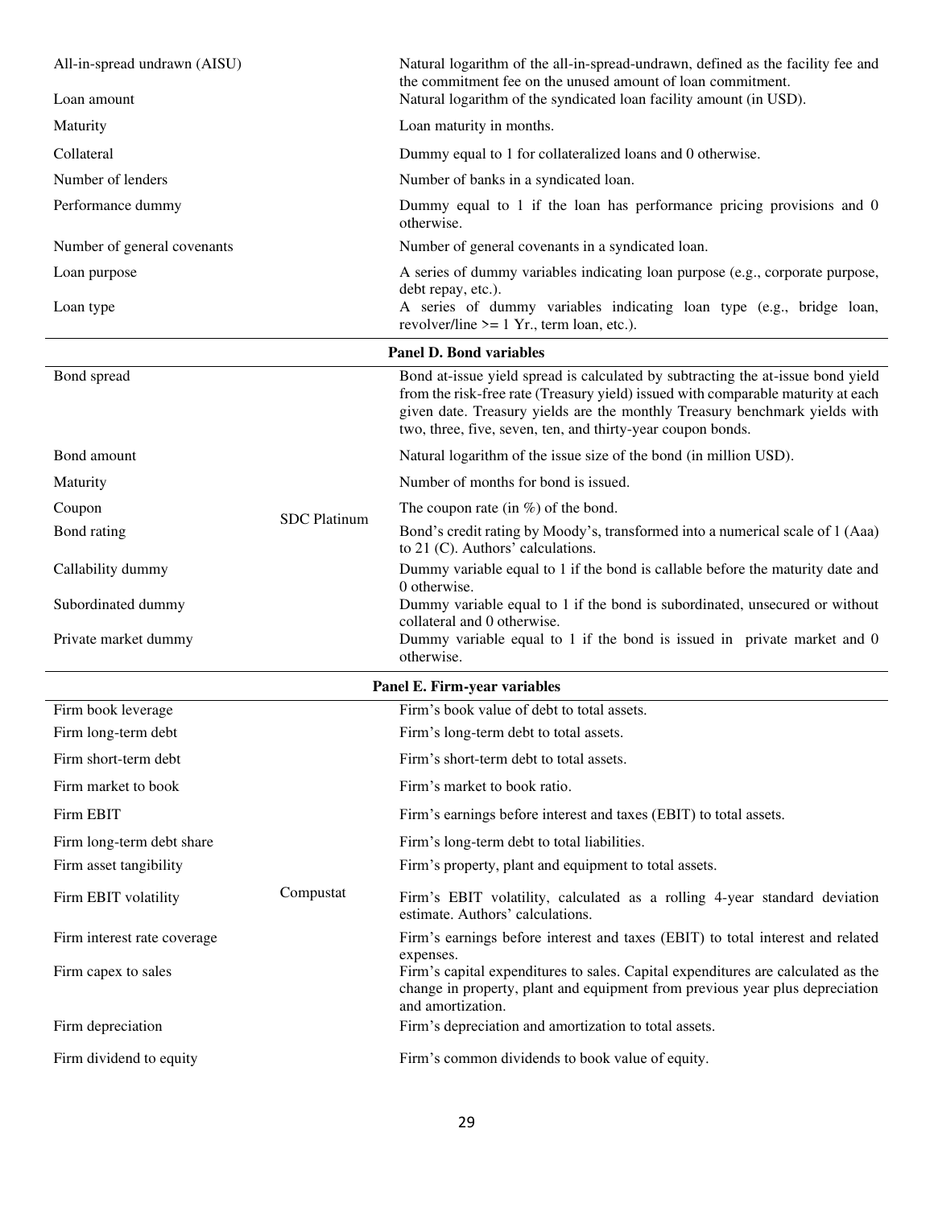| Variable | Source | Definition |
|---|---|---|
| All-in-spread undrawn (AISU) | | Natural logarithm of the all-in-spread-undrawn, defined as the facility fee and the commitment fee on the unused amount of loan commitment. |
| Loan amount | | Natural logarithm of the syndicated loan facility amount (in USD). |
| Maturity | | Loan maturity in months. |
| Collateral | | Dummy equal to 1 for collateralized loans and 0 otherwise. |
| Number of lenders | | Number of banks in a syndicated loan. |
| Performance dummy | | Dummy equal to 1 if the loan has performance pricing provisions and 0 otherwise. |
| Number of general covenants | | Number of general covenants in a syndicated loan. |
| Loan purpose | | A series of dummy variables indicating loan purpose (e.g., corporate purpose, debt repay, etc.). |
| Loan type | | A series of dummy variables indicating loan type (e.g., bridge loan, revolver/line >= 1 Yr., term loan, etc.). |
| **Panel D. Bond variables** | | |
| Bond spread | SDC Platinum | Bond at-issue yield spread is calculated by subtracting the at-issue bond yield from the risk-free rate (Treasury yield) issued with comparable maturity at each given date. Treasury yields are the monthly Treasury benchmark yields with two, three, five, seven, ten, and thirty-year coupon bonds. |
| Bond amount | | Natural logarithm of the issue size of the bond (in million USD). |
| Maturity | | Number of months for bond is issued. |
| Coupon | | The coupon rate (in %) of the bond. |
| Bond rating | | Bond's credit rating by Moody's, transformed into a numerical scale of 1 (Aaa) to 21 (C). Authors' calculations. |
| Callability dummy | | Dummy variable equal to 1 if the bond is callable before the maturity date and 0 otherwise. |
| Subordinated dummy | | Dummy variable equal to 1 if the bond is subordinated, unsecured or without collateral and 0 otherwise. |
| Private market dummy | | Dummy variable equal to 1 if the bond is issued in private market and 0 otherwise. |
| **Panel E. Firm-year variables** | | |
| Firm book leverage | Compustat | Firm's book value of debt to total assets. |
| Firm long-term debt | | Firm's long-term debt to total assets. |
| Firm short-term debt | | Firm's short-term debt to total assets. |
| Firm market to book | | Firm's market to book ratio. |
| Firm EBIT | | Firm's earnings before interest and taxes (EBIT) to total assets. |
| Firm long-term debt share | | Firm's long-term debt to total liabilities. |
| Firm asset tangibility | | Firm's property, plant and equipment to total assets. |
| Firm EBIT volatility | | Firm's EBIT volatility, calculated as a rolling 4-year standard deviation estimate. Authors' calculations. |
| Firm interest rate coverage | | Firm's earnings before interest and taxes (EBIT) to total interest and related expenses. |
| Firm capex to sales | | Firm's capital expenditures to sales. Capital expenditures are calculated as the change in property, plant and equipment from previous year plus depreciation and amortization. |
| Firm depreciation | | Firm's depreciation and amortization to total assets. |
| Firm dividend to equity | | Firm's common dividends to book value of equity. |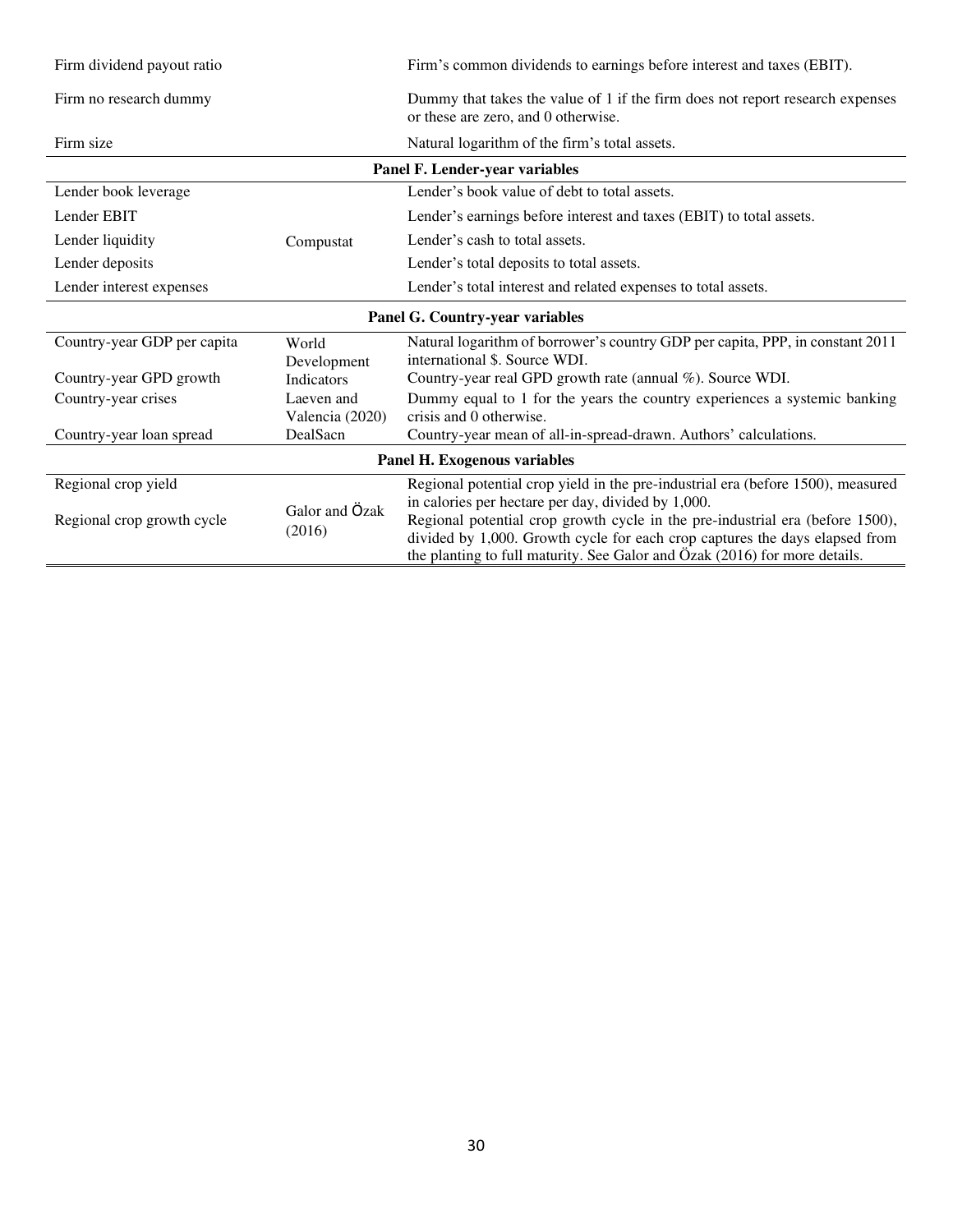| | | |
|---|---|---|
| Firm dividend payout ratio | | Firm's common dividends to earnings before interest and taxes (EBIT). |
| Firm no research dummy | | Dummy that takes the value of 1 if the firm does not report research expenses or these are zero, and 0 otherwise. |
| Firm size | | Natural logarithm of the firm's total assets. |
| **Panel F. Lender-year variables** | | |
| Lender book leverage | Compustat | Lender's book value of debt to total assets. |
| Lender EBIT | | Lender's earnings before interest and taxes (EBIT) to total assets. |
| Lender liquidity | | Lender's cash to total assets. |
| Lender deposits | | Lender's total deposits to total assets. |
| Lender interest expenses | | Lender's total interest and related expenses to total assets. |
| **Panel G. Country-year variables** | | |
| Country-year GDP per capita | World Development Indicators | Natural logarithm of borrower's country GDP per capita, PPP, in constant 2011 international $. Source WDI. |
| Country-year GPD growth | | Country-year real GPD growth rate (annual %). Source WDI. |
| Country-year crises | Laeven and Valencia (2020) | Dummy equal to 1 for the years the country experiences a systemic banking crisis and 0 otherwise. |
| Country-year loan spread | DealSacn | Country-year mean of all-in-spread-drawn. Authors' calculations. |
| **Panel H. Exogenous variables** | | |
| Regional crop yield | Galor and Özak (2016) | Regional potential crop yield in the pre-industrial era (before 1500), measured in calories per hectare per day, divided by 1,000. |
| Regional crop growth cycle | | Regional potential crop growth cycle in the pre-industrial era (before 1500), divided by 1,000. Growth cycle for each crop captures the days elapsed from the planting to full maturity. See Galor and Özak (2016) for more details. |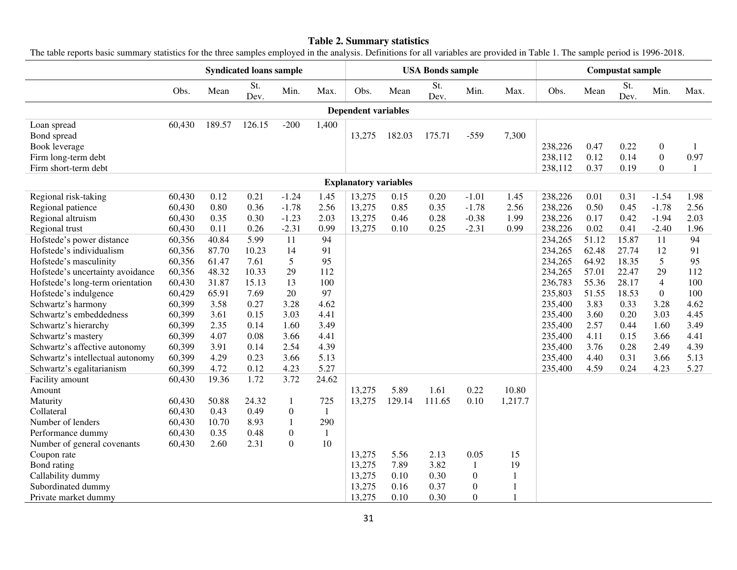## Table 2. Summary statistics

The table reports basic summary statistics for the three samples employed in the analysis. Definitions for all variables are provided in Table 1. The sample period is 1996-2018.

| | Syndicated loans sample | | | | | USA Bonds sample | | | | | Compustat sample | | | | |
|---|---|---|---|---|---|---|---|---|---|---|---|---|---|---|---|
| | Obs. | Mean | St. Dev. | Min. | Max. | Obs. | Mean | St. Dev. | Min. | Max. | Obs. | Mean | St. Dev. | Min. | Max. |
| **Dependent variables** | | | | | | | | | | | | | | | |
| Loan spread | 60,430 | 189.57 | 126.15 | -200 | 1,400 | | | | | | | | | | |
| Bond spread | | | | | | 13,275 | 182.03 | 175.71 | -559 | 7,300 | | | | | |
| Book leverage | | | | | | | | | | | 238,226 | 0.47 | 0.22 | 0 | 1 |
| Firm long-term debt | | | | | | | | | | | 238,112 | 0.12 | 0.14 | 0 | 0.97 |
| Firm short-term debt | | | | | | | | | | | 238,112 | 0.37 | 0.19 | 0 | 1 |
| **Explanatory variables** | | | | | | | | | | | | | | | |
| Regional risk-taking | 60,430 | 0.12 | 0.21 | -1.24 | 1.45 | 13,275 | 0.15 | 0.20 | -1.01 | 1.45 | 238,226 | 0.01 | 0.31 | -1.54 | 1.98 |
| Regional patience | 60,430 | 0.80 | 0.36 | -1.78 | 2.56 | 13,275 | 0.85 | 0.35 | -1.78 | 2.56 | 238,226 | 0.50 | 0.45 | -1.78 | 2.56 |
| Regional altruism | 60,430 | 0.35 | 0.30 | -1.23 | 2.03 | 13,275 | 0.46 | 0.28 | -0.38 | 1.99 | 238,226 | 0.17 | 0.42 | -1.94 | 2.03 |
| Regional trust | 60,430 | 0.11 | 0.26 | -2.31 | 0.99 | 13,275 | 0.10 | 0.25 | -2.31 | 0.99 | 238,226 | 0.02 | 0.41 | -2.40 | 1.96 |
| Hofstede's power distance | 60,356 | 40.84 | 5.99 | 11 | 94 | | | | | | 234,265 | 51.12 | 15.87 | 11 | 94 |
| Hofstede's individualism | 60,356 | 87.70 | 10.23 | 14 | 91 | | | | | | 234,265 | 62.48 | 27.74 | 12 | 91 |
| Hofstede's masculinity | 60,356 | 61.47 | 7.61 | 5 | 95 | | | | | | 234,265 | 64.92 | 18.35 | 5 | 95 |
| Hofstede's uncertainty avoidance | 60,356 | 48.32 | 10.33 | 29 | 112 | | | | | | 234,265 | 57.01 | 22.47 | 29 | 112 |
| Hofstede's long-term orientation | 60,430 | 31.87 | 15.13 | 13 | 100 | | | | | | 236,783 | 55.36 | 28.17 | 4 | 100 |
| Hofstede's indulgence | 60,429 | 65.91 | 7.69 | 20 | 97 | | | | | | 235,803 | 51.55 | 18.53 | 0 | 100 |
| Schwartz's harmony | 60,399 | 3.58 | 0.27 | 3.28 | 4.62 | | | | | | 235,400 | 3.83 | 0.33 | 3.28 | 4.62 |
| Schwartz's embeddedness | 60,399 | 3.61 | 0.15 | 3.03 | 4.41 | | | | | | 235,400 | 3.60 | 0.20 | 3.03 | 4.45 |
| Schwartz's hierarchy | 60,399 | 2.35 | 0.14 | 1.60 | 3.49 | | | | | | 235,400 | 2.57 | 0.44 | 1.60 | 3.49 |
| Schwartz's mastery | 60,399 | 4.07 | 0.08 | 3.66 | 4.41 | | | | | | 235,400 | 4.11 | 0.15 | 3.66 | 4.41 |
| Schwartz's affective autonomy | 60,399 | 3.91 | 0.14 | 2.54 | 4.39 | | | | | | 235,400 | 3.76 | 0.28 | 2.49 | 4.39 |
| Schwartz's intellectual autonomy | 60,399 | 4.29 | 0.23 | 3.66 | 5.13 | | | | | | 235,400 | 4.40 | 0.31 | 3.66 | 5.13 |
| Schwartz's egalitarianism | 60,399 | 4.72 | 0.12 | 4.23 | 5.27 | | | | | | 235,400 | 4.59 | 0.24 | 4.23 | 5.27 |
| Facility amount | 60,430 | 19.36 | 1.72 | 3.72 | 24.62 | | | | | | | | | | |
| Amount | | | | | | 13,275 | 5.89 | 1.61 | 0.22 | 10.80 | | | | | |
| Maturity | 60,430 | 50.88 | 24.32 | 1 | 725 | 13,275 | 129.14 | 111.65 | 0.10 | 1,217.7 | | | | | |
| Collateral | 60,430 | 0.43 | 0.49 | 0 | 1 | | | | | | | | | | |
| Number of lenders | 60,430 | 10.70 | 8.93 | 1 | 290 | | | | | | | | | | |
| Performance dummy | 60,430 | 0.35 | 0.48 | 0 | 1 | | | | | | | | | | |
| Number of general covenants | 60,430 | 2.60 | 2.31 | 0 | 10 | | | | | | | | | | |
| Coupon rate | | | | | | 13,275 | 5.56 | 2.13 | 0.05 | 15 | | | | | |
| Bond rating | | | | | | 13,275 | 7.89 | 3.82 | 1 | 19 | | | | | |
| Callability dummy | | | | | | 13,275 | 0.10 | 0.30 | 0 | 1 | | | | | |
| Subordinated dummy | | | | | | 13,275 | 0.16 | 0.37 | 0 | 1 | | | | | |
| Private market dummy | | | | | | 13,275 | 0.10 | 0.30 | 0 | 1 | | | | | |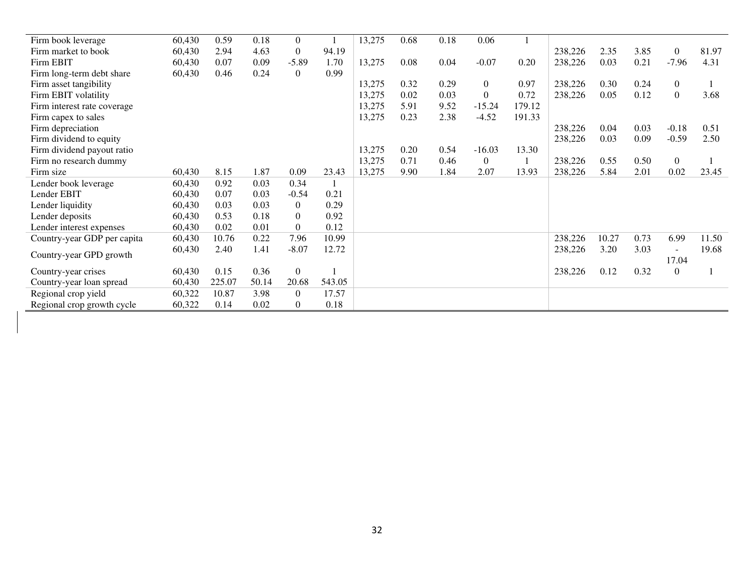| | | | | | | | | | | | | | | | |
|---|---|---|---|---|---|---|---|---|---|---|---|---|---|---|---|
| Firm book leverage | 60,430 | 0.59 | 0.18 | 0 | 1 | 13,275 | 0.68 | 0.18 | 0.06 | 1 | | | | | |
| Firm market to book | 60,430 | 2.94 | 4.63 | 0 | 94.19 | | | | | | 238,226 | 2.35 | 3.85 | 0 | 81.97 |
| Firm EBIT | 60,430 | 0.07 | 0.09 | -5.89 | 1.70 | 13,275 | 0.08 | 0.04 | -0.07 | 0.20 | 238,226 | 0.03 | 0.21 | -7.96 | 4.31 |
| Firm long-term debt share | 60,430 | 0.46 | 0.24 | 0 | 0.99 | | | | | | | | | | |
| Firm asset tangibility | | | | | | 13,275 | 0.32 | 0.29 | 0 | 0.97 | 238,226 | 0.30 | 0.24 | 0 | 1 |
| Firm EBIT volatility | | | | | | 13,275 | 0.02 | 0.03 | 0 | 0.72 | 238,226 | 0.05 | 0.12 | 0 | 3.68 |
| Firm interest rate coverage | | | | | | 13,275 | 5.91 | 9.52 | -15.24 | 179.12 | | | | | |
| Firm capex to sales | | | | | | 13,275 | 0.23 | 2.38 | -4.52 | 191.33 | | | | | |
| Firm depreciation | | | | | | | | | | | 238,226 | 0.04 | 0.03 | -0.18 | 0.51 |
| Firm dividend to equity | | | | | | | | | | | 238,226 | 0.03 | 0.09 | -0.59 | 2.50 |
| Firm dividend payout ratio | | | | | | 13,275 | 0.20 | 0.54 | -16.03 | 13.30 | | | | | |
| Firm no research dummy | | | | | | 13,275 | 0.71 | 0.46 | 0 | 1 | 238,226 | 0.55 | 0.50 | 0 | 1 |
| Firm size | 60,430 | 8.15 | 1.87 | 0.09 | 23.43 | 13,275 | 9.90 | 1.84 | 2.07 | 13.93 | 238,226 | 5.84 | 2.01 | 0.02 | 23.45 |
| Lender book leverage | 60,430 | 0.92 | 0.03 | 0.34 | 1 | | | | | | | | | | |
| Lender EBIT | 60,430 | 0.07 | 0.03 | -0.54 | 0.21 | | | | | | | | | | |
| Lender liquidity | 60,430 | 0.03 | 0.03 | 0 | 0.29 | | | | | | | | | | |
| Lender deposits | 60,430 | 0.53 | 0.18 | 0 | 0.92 | | | | | | | | | | |
| Lender interest expenses | 60,430 | 0.02 | 0.01 | 0 | 0.12 | | | | | | | | | | |
| Country-year GDP per capita | 60,430 | 10.76 | 0.22 | 7.96 | 10.99 | | | | | | 238,226 | 10.27 | 0.73 | 6.99 | 11.50 |
| Country-year GPD growth | 60,430 | 2.40 | 1.41 | -8.07 | 12.72 | | | | | | 238,226 | 3.20 | 3.03 | -17.04 | 19.68 |
| Country-year crises | 60,430 | 0.15 | 0.36 | 0 | 1 | | | | | | 238,226 | 0.12 | 0.32 | 0 | 1 |
| Country-year loan spread | 60,430 | 225.07 | 50.14 | 20.68 | 543.05 | | | | | | | | | | |
| Regional crop yield | 60,322 | 10.87 | 3.98 | 0 | 17.57 | | | | | | | | | | |
| Regional crop growth cycle | 60,322 | 0.14 | 0.02 | 0 | 0.18 | | | | | | | | | | |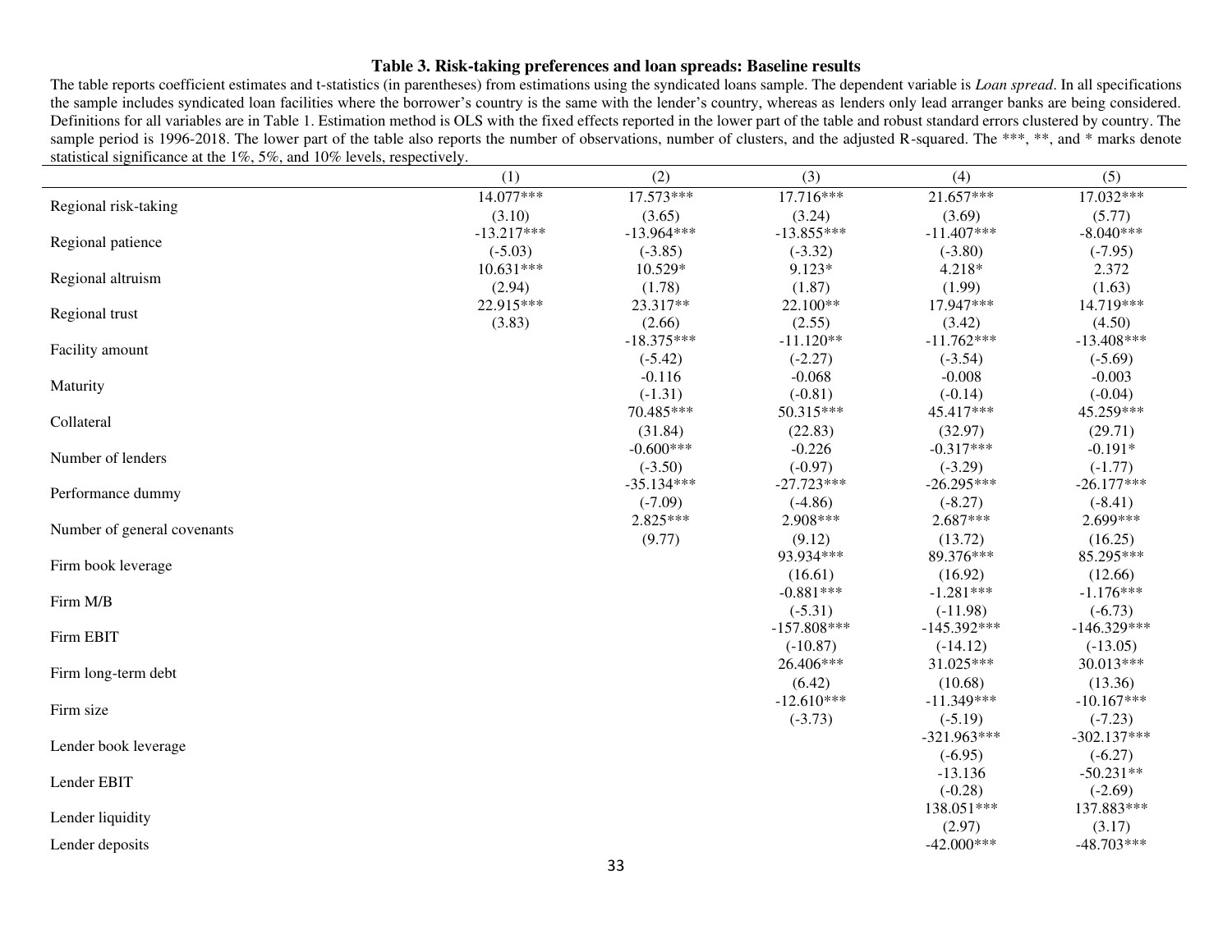**Table 3. Risk-taking preferences and loan spreads: Baseline results**

The table reports coefficient estimates and t-statistics (in parentheses) from estimations using the syndicated loans sample. The dependent variable is *Loan spread*. In all specifications the sample includes syndicated loan facilities where the borrower's country is the same with the lender's country, whereas as lenders only lead arranger banks are being considered. Definitions for all variables are in Table 1. Estimation method is OLS with the fixed effects reported in the lower part of the table and robust standard errors clustered by country. The sample period is 1996-2018. The lower part of the table also reports the number of observations, number of clusters, and the adjusted R-squared. The ***, **, and * marks denote statistical significance at the 1%, 5%, and 10% levels, respectively.

| | (1) | (2) | (3) | (4) | (5) |
|---|---|---|---|---|---|
| Regional risk-taking | 14.077*** | 17.573*** | 17.716*** | 21.657*** | 17.032*** |
| | (3.10) | (3.65) | (3.24) | (3.69) | (5.77) |
| Regional patience | -13.217*** | -13.964*** | -13.855*** | -11.407*** | -8.040*** |
| | (-5.03) | (-3.85) | (-3.32) | (-3.80) | (-7.95) |
| Regional altruism | 10.631*** | 10.529* | 9.123* | 4.218* | 2.372 |
| | (2.94) | (1.78) | (1.87) | (1.99) | (1.63) |
| Regional trust | 22.915*** | 23.317** | 22.100** | 17.947*** | 14.719*** |
| | (3.83) | (2.66) | (2.55) | (3.42) | (4.50) |
| Facility amount | | -18.375*** | -11.120** | -11.762*** | -13.408*** |
| | | (-5.42) | (-2.27) | (-3.54) | (-5.69) |
| Maturity | | -0.116 | -0.068 | -0.008 | -0.003 |
| | | (-1.31) | (-0.81) | (-0.14) | (-0.04) |
| Collateral | | 70.485*** | 50.315*** | 45.417*** | 45.259*** |
| | | (31.84) | (22.83) | (32.97) | (29.71) |
| Number of lenders | | -0.600*** | -0.226 | -0.317*** | -0.191* |
| | | (-3.50) | (-0.97) | (-3.29) | (-1.77) |
| Performance dummy | | -35.134*** | -27.723*** | -26.295*** | -26.177*** |
| | | (-7.09) | (-4.86) | (-8.27) | (-8.41) |
| Number of general covenants | | 2.825*** | 2.908*** | 2.687*** | 2.699*** |
| | | (9.77) | (9.12) | (13.72) | (16.25) |
| Firm book leverage | | | 93.934*** | 89.376*** | 85.295*** |
| | | | (16.61) | (16.92) | (12.66) |
| Firm M/B | | | -0.881*** | -1.281*** | -1.176*** |
| | | | (-5.31) | (-11.98) | (-6.73) |
| Firm EBIT | | | -157.808*** | -145.392*** | -146.329*** |
| | | | (-10.87) | (-14.12) | (-13.05) |
| Firm long-term debt | | | 26.406*** | 31.025*** | 30.013*** |
| | | | (6.42) | (10.68) | (13.36) |
| Firm size | | | -12.610*** | -11.349*** | -10.167*** |
| | | | (-3.73) | (-5.19) | (-7.23) |
| Lender book leverage | | | | -321.963*** | -302.137*** |
| | | | | (-6.95) | (-6.27) |
| Lender EBIT | | | | -13.136 | -50.231** |
| | | | | (-0.28) | (-2.69) |
| Lender liquidity | | | | 138.051*** | 137.883*** |
| | | | | (2.97) | (3.17) |
| Lender deposits | | | | -42.000*** | -48.703*** |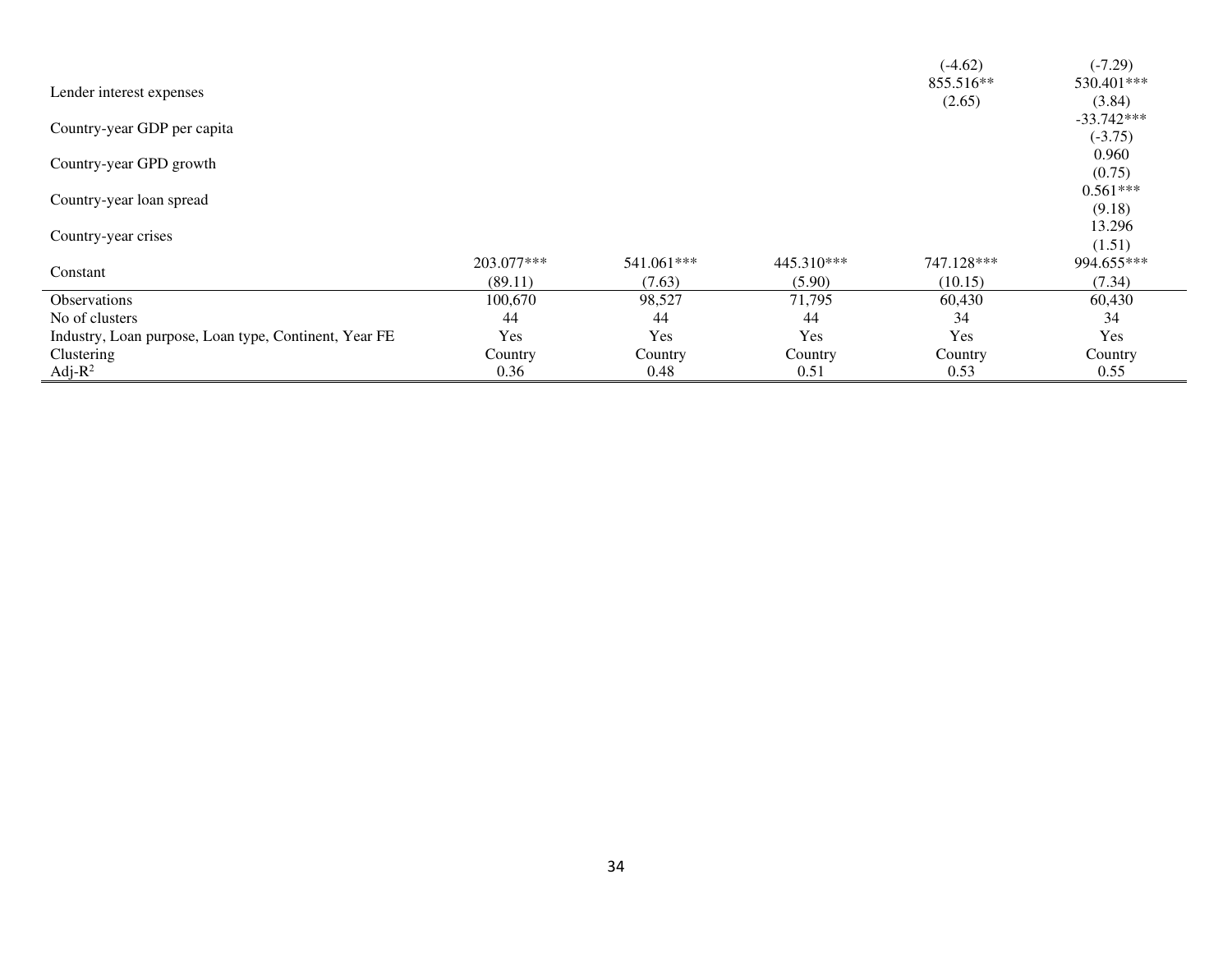| | | | | | |
|---|---|---|---|---|---|
| | | | | (-4.62) | (-7.29) |
| Lender interest expenses | | | | 855.516** | 530.401*** |
| | | | | (2.65) | (3.84) |
| Country-year GDP per capita | | | | | -33.742*** |
| | | | | | (-3.75) |
| Country-year GPD growth | | | | | 0.960 |
| | | | | | (0.75) |
| Country-year loan spread | | | | | 0.561*** |
| | | | | | (9.18) |
| Country-year crises | | | | | 13.296 |
| | | | | | (1.51) |
| Constant | 203.077*** | 541.061*** | 445.310*** | 747.128*** | 994.655*** |
| | (89.11) | (7.63) | (5.90) | (10.15) | (7.34) |
| Observations | 100,670 | 98,527 | 71,795 | 60,430 | 60,430 |
| No of clusters | 44 | 44 | 44 | 34 | 34 |
| Industry, Loan purpose, Loan type, Continent, Year FE | Yes | Yes | Yes | Yes | Yes |
| Clustering | Country | Country | Country | Country | Country |
| Adj-$R^2$ | 0.36 | 0.48 | 0.51 | 0.53 | 0.55 |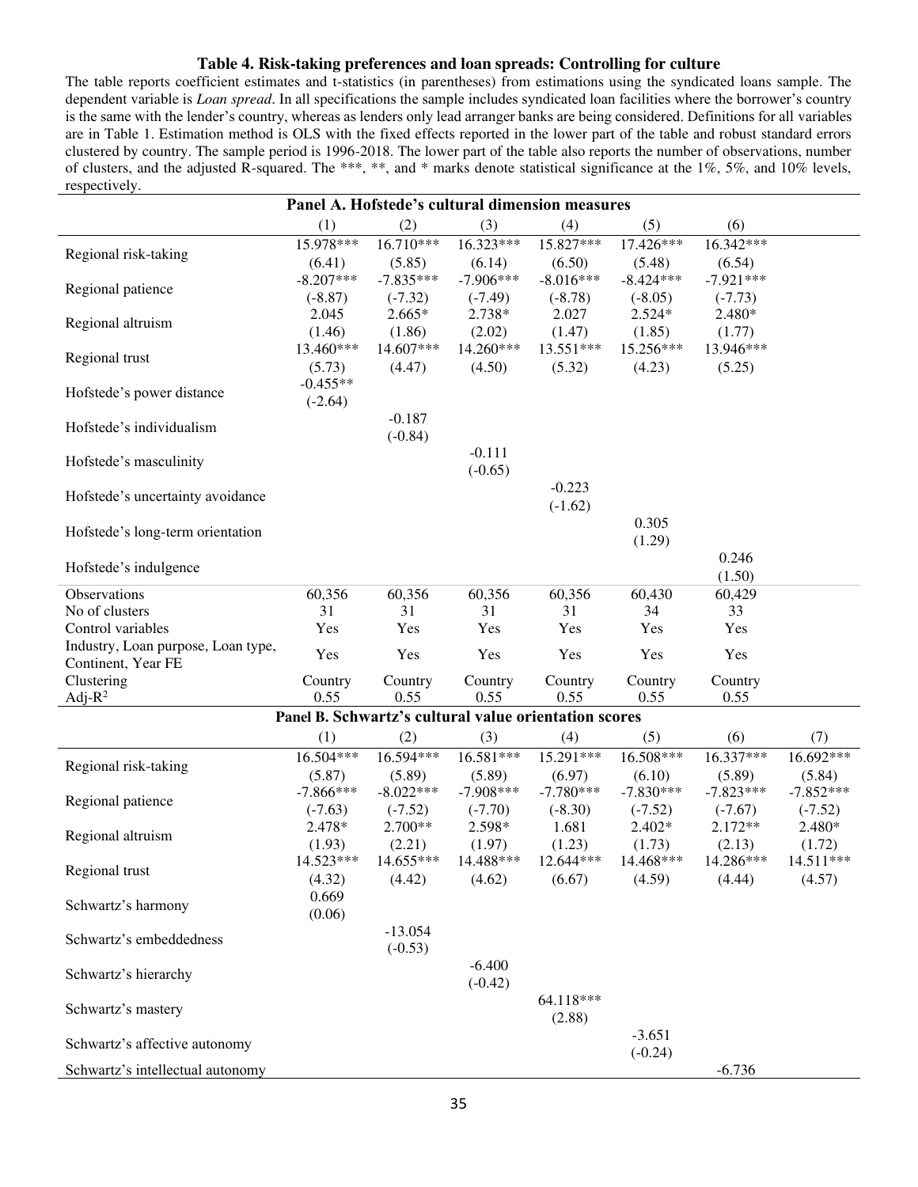**Table 4. Risk-taking preferences and loan spreads: Controlling for culture**

The table reports coefficient estimates and t-statistics (in parentheses) from estimations using the syndicated loans sample. The dependent variable is *Loan spread*. In all specifications the sample includes syndicated loan facilities where the borrower's country is the same with the lender's country, whereas as lenders only lead arranger banks are being considered. Definitions for all variables are in Table 1. Estimation method is OLS with the fixed effects reported in the lower part of the table and robust standard errors clustered by country. The sample period is 1996-2018. The lower part of the table also reports the number of observations, number of clusters, and the adjusted R-squared. The \*\*\*, \*\*, and \* marks denote statistical significance at the 1%, 5%, and 10% levels, respectively.

**Panel A. Hofstede's cultural dimension measures**

| | (1) | (2) | (3) | (4) | (5) | (6) |
|---|---|---|---|---|---|---|
| Regional risk-taking | 15.978*** | 16.710*** | 16.323*** | 15.827*** | 17.426*** | 16.342*** |
| | (6.41) | (5.85) | (6.14) | (6.50) | (5.48) | (6.54) |
| Regional patience | -8.207*** | -7.835*** | -7.906*** | -8.016*** | -8.424*** | -7.921*** |
| | (-8.87) | (-7.32) | (-7.49) | (-8.78) | (-8.05) | (-7.73) |
| Regional altruism | 2.045 | 2.665* | 2.738* | 2.027 | 2.524* | 2.480* |
| | (1.46) | (1.86) | (2.02) | (1.47) | (1.85) | (1.77) |
| Regional trust | 13.460*** | 14.607*** | 14.260*** | 13.551*** | 15.256*** | 13.946*** |
| | (5.73) | (4.47) | (4.50) | (5.32) | (4.23) | (5.25) |
| Hofstede's power distance | -0.455** | | | | | |
| | (-2.64) | | | | | |
| Hofstede's individualism | | -0.187 | | | | |
| | | (-0.84) | | | | |
| Hofstede's masculinity | | | -0.111 | | | |
| | | | (-0.65) | | | |
| Hofstede's uncertainty avoidance | | | | -0.223 | | |
| | | | | (-1.62) | | |
| Hofstede's long-term orientation | | | | | 0.305 | |
| | | | | | (1.29) | |
| Hofstede's indulgence | | | | | | 0.246 |
| | | | | | | (1.50) |
| Observations | 60,356 | 60,356 | 60,356 | 60,356 | 60,430 | 60,429 |
| No of clusters | 31 | 31 | 31 | 31 | 34 | 33 |
| Control variables | Yes | Yes | Yes | Yes | Yes | Yes |
| Industry, Loan purpose, Loan type, Continent, Year FE | Yes | Yes | Yes | Yes | Yes | Yes |
| Clustering | Country | Country | Country | Country | Country | Country |
| Adj-$R^2$ | 0.55 | 0.55 | 0.55 | 0.55 | 0.55 | 0.55 |

**Panel B. Schwartz's cultural value orientation scores**

| | (1) | (2) | (3) | (4) | (5) | (6) | (7) |
|---|---|---|---|---|---|---|---|
| Regional risk-taking | 16.504*** | 16.594*** | 16.581*** | 15.291*** | 16.508*** | 16.337*** | 16.692*** |
| | (5.87) | (5.89) | (5.89) | (6.97) | (6.10) | (5.89) | (5.84) |
| Regional patience | -7.866*** | -8.022*** | -7.908*** | -7.780*** | -7.830*** | -7.823*** | -7.852*** |
| | (-7.63) | (-7.52) | (-7.70) | (-8.30) | (-7.52) | (-7.67) | (-7.52) |
| Regional altruism | 2.478* | 2.700** | 2.598* | 1.681 | 2.402* | 2.172** | 2.480* |
| | (1.93) | (2.21) | (1.97) | (1.23) | (1.73) | (2.13) | (1.72) |
| Regional trust | 14.523*** | 14.655*** | 14.488*** | 12.644*** | 14.468*** | 14.286*** | 14.511*** |
| | (4.32) | (4.42) | (4.62) | (6.67) | (4.59) | (4.44) | (4.57) |
| Schwartz's harmony | 0.669 | | | | | | |
| | (0.06) | | | | | | |
| Schwartz's embeddedness | | -13.054 | | | | | |
| | | (-0.53) | | | | | |
| Schwartz's hierarchy | | | -6.400 | | | | |
| | | | (-0.42) | | | | |
| Schwartz's mastery | | | | 64.118*** | | | |
| | | | | (2.88) | | | |
| Schwartz's affective autonomy | | | | | -3.651 | | |
| | | | | | (-0.24) | | |
| Schwartz's intellectual autonomy | | | | | | -6.736 | |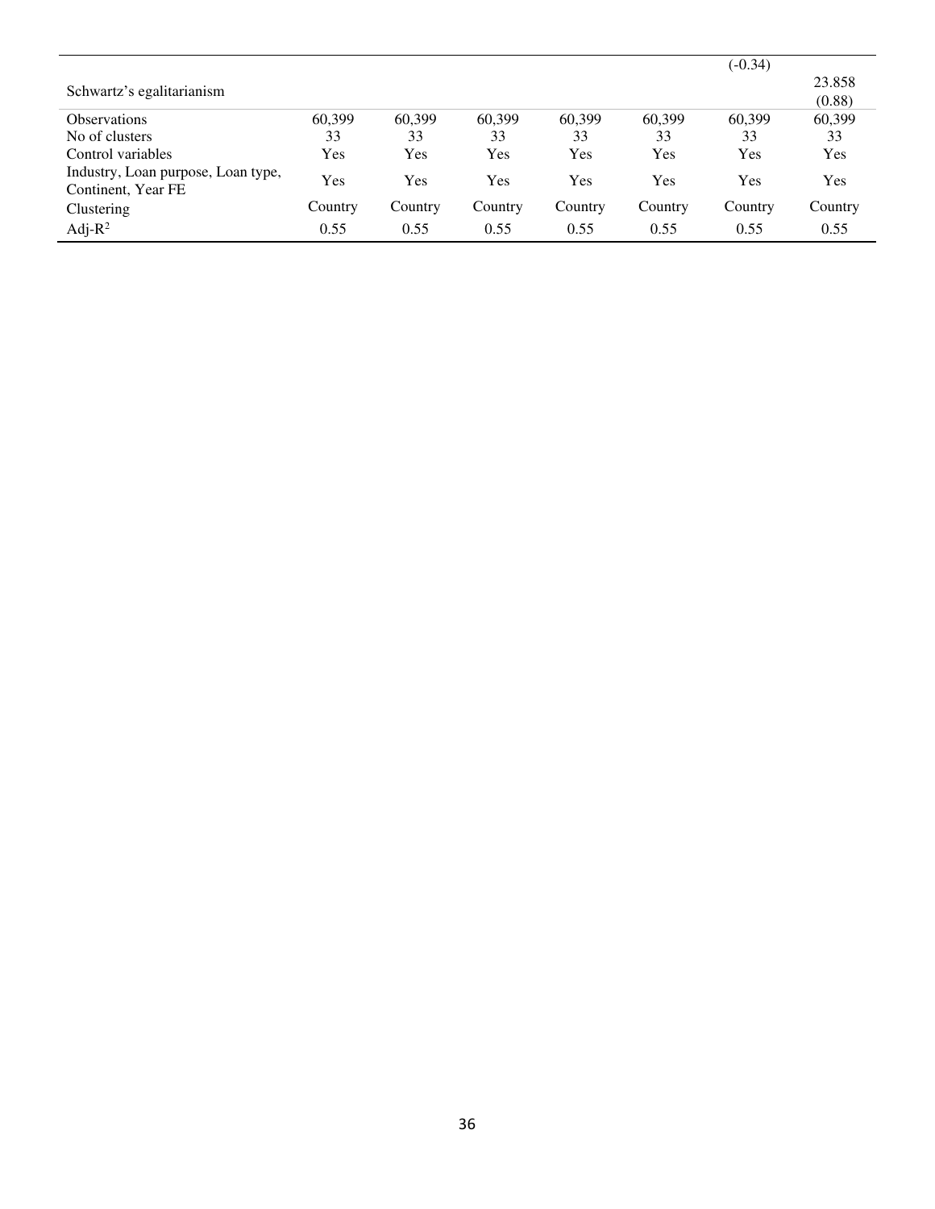| | | | | | | | |
|---|---|---|---|---|---|---|---|
| | | | | | | (-0.34) | |
| Schwartz's egalitarianism | | | | | | | 23.858 |
| | | | | | | | (0.88) |
| Observations | 60,399 | 60,399 | 60,399 | 60,399 | 60,399 | 60,399 | 60,399 |
| No of clusters | 33 | 33 | 33 | 33 | 33 | 33 | 33 |
| Control variables | Yes | Yes | Yes | Yes | Yes | Yes | Yes |
| Industry, Loan purpose, Loan type, Continent, Year FE | Yes | Yes | Yes | Yes | Yes | Yes | Yes |
| Clustering | Country | Country | Country | Country | Country | Country | Country |
| Adj-$R^2$ | 0.55 | 0.55 | 0.55 | 0.55 | 0.55 | 0.55 | 0.55 |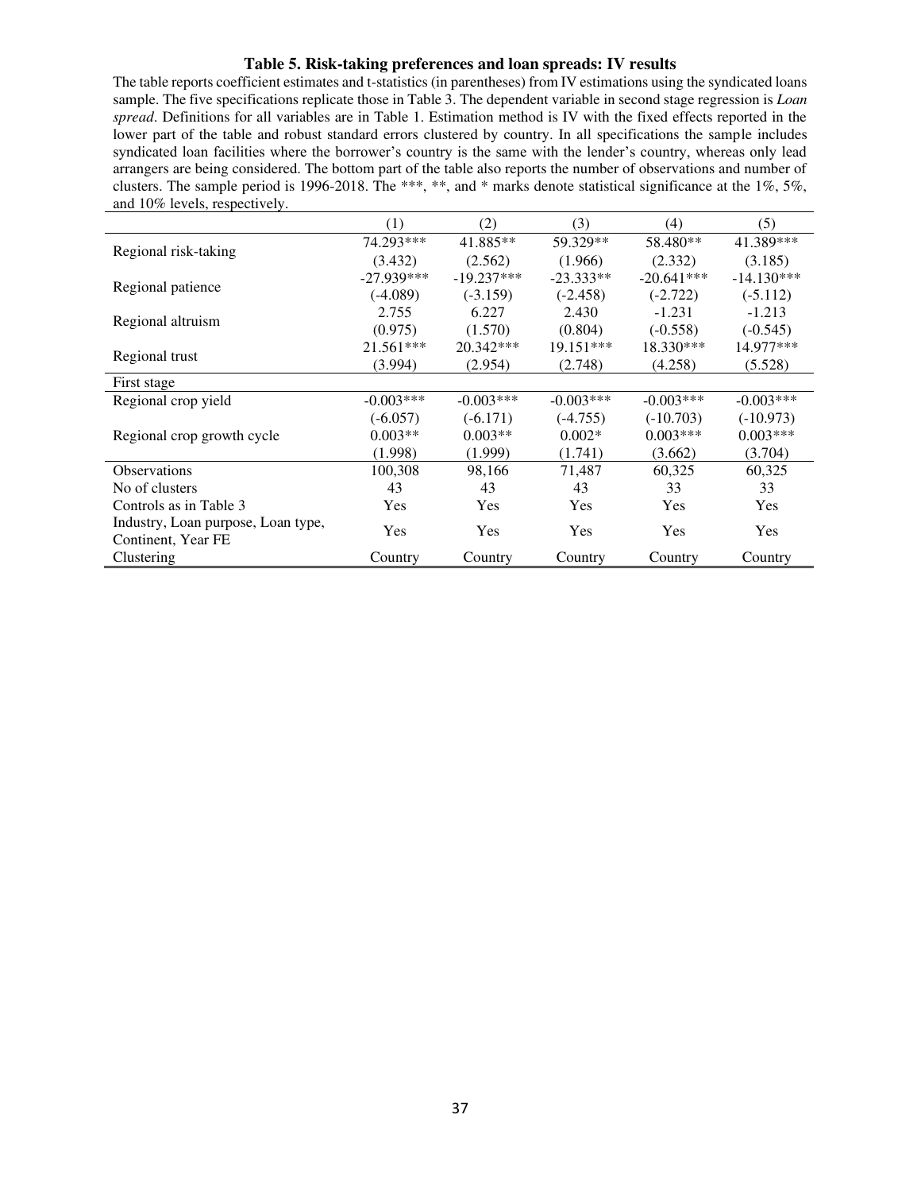### Table 5. Risk-taking preferences and loan spreads: IV results

The table reports coefficient estimates and t-statistics (in parentheses) from IV estimations using the syndicated loans sample. The five specifications replicate those in Table 3. The dependent variable in second stage regression is *Loan spread*. Definitions for all variables are in Table 1. Estimation method is IV with the fixed effects reported in the lower part of the table and robust standard errors clustered by country. In all specifications the sample includes syndicated loan facilities where the borrower's country is the same with the lender's country, whereas only lead arrangers are being considered. The bottom part of the table also reports the number of observations and number of clusters. The sample period is 1996-2018. The ***, **, and * marks denote statistical significance at the 1%, 5%, and 10% levels, respectively.

| | (1) | (2) | (3) | (4) | (5) |
|---|---|---|---|---|---|
| Regional risk-taking | 74.293*** | 41.885** | 59.329** | 58.480** | 41.389*** |
| | (3.432) | (2.562) | (1.966) | (2.332) | (3.185) |
| Regional patience | -27.939*** | -19.237*** | -23.333** | -20.641*** | -14.130*** |
| | (-4.089) | (-3.159) | (-2.458) | (-2.722) | (-5.112) |
| Regional altruism | 2.755 | 6.227 | 2.430 | -1.231 | -1.213 |
| | (0.975) | (1.570) | (0.804) | (-0.558) | (-0.545) |
| Regional trust | 21.561*** | 20.342*** | 19.151*** | 18.330*** | 14.977*** |
| | (3.994) | (2.954) | (2.748) | (4.258) | (5.528) |
| First stage | | | | | |
| Regional crop yield | -0.003*** | -0.003*** | -0.003*** | -0.003*** | -0.003*** |
| | (-6.057) | (-6.171) | (-4.755) | (-10.703) | (-10.973) |
| Regional crop growth cycle | 0.003** | 0.003** | 0.002* | 0.003*** | 0.003*** |
| | (1.998) | (1.999) | (1.741) | (3.662) | (3.704) |
| Observations | 100,308 | 98,166 | 71,487 | 60,325 | 60,325 |
| No of clusters | 43 | 43 | 43 | 33 | 33 |
| Controls as in Table 3 | Yes | Yes | Yes | Yes | Yes |
| Industry, Loan purpose, Loan type, Continent, Year FE | Yes | Yes | Yes | Yes | Yes |
| Clustering | Country | Country | Country | Country | Country |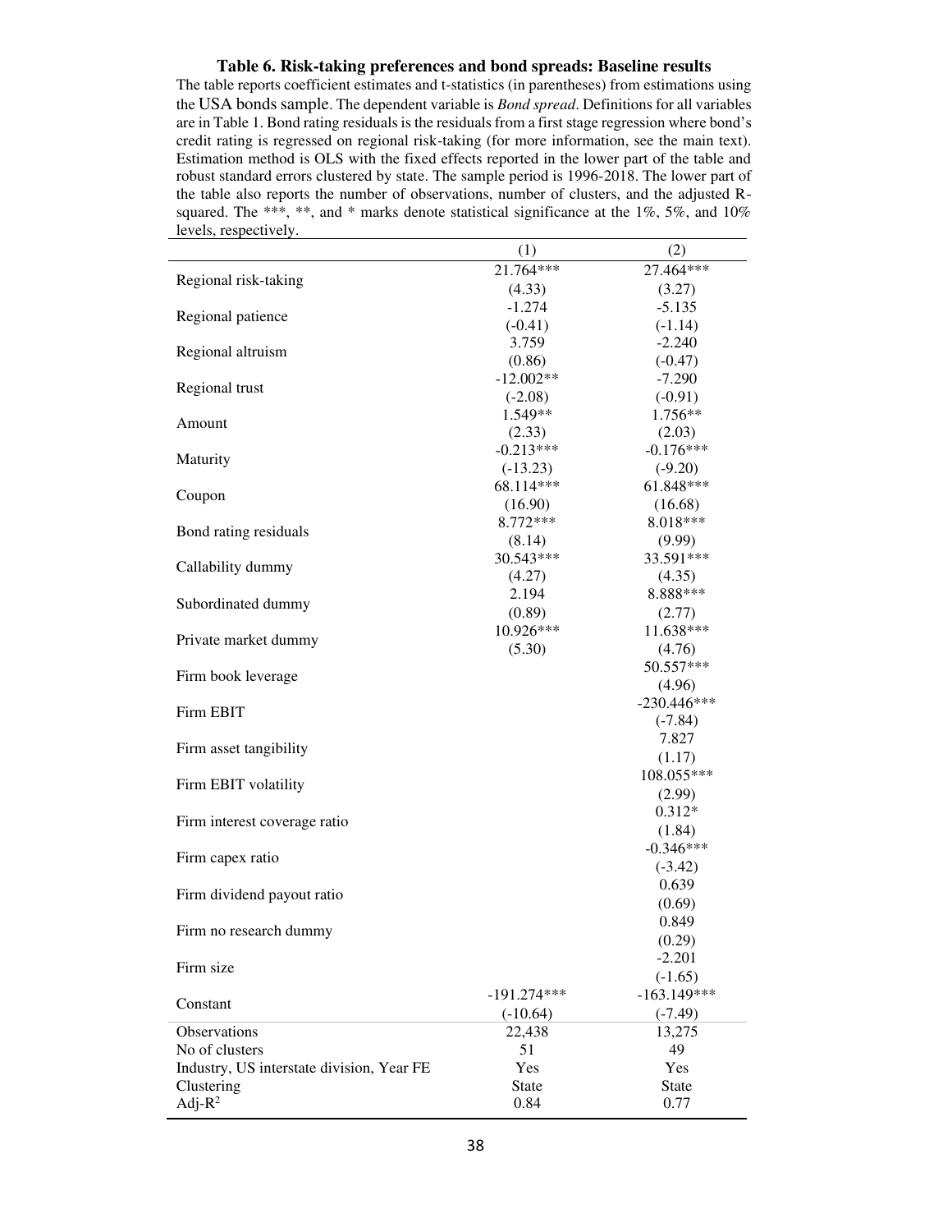**Table 6. Risk-taking preferences and bond spreads: Baseline results**

The table reports coefficient estimates and t-statistics (in parentheses) from estimations using the USA bonds sample. The dependent variable is *Bond spread*. Definitions for all variables are in Table 1. Bond rating residuals is the residuals from a first stage regression where bond's credit rating is regressed on regional risk-taking (for more information, see the main text). Estimation method is OLS with the fixed effects reported in the lower part of the table and robust standard errors clustered by state. The sample period is 1996-2018. The lower part of the table also reports the number of observations, number of clusters, and the adjusted R-squared. The ***, **, and * marks denote statistical significance at the 1%, 5%, and 10% levels, respectively.

| | (1) | (2) |
|---|---|---|
| Regional risk-taking | 21.764*** | 27.464*** |
| | (4.33) | (3.27) |
| Regional patience | -1.274 | -5.135 |
| | (-0.41) | (-1.14) |
| Regional altruism | 3.759 | -2.240 |
| | (0.86) | (-0.47) |
| Regional trust | -12.002** | -7.290 |
| | (-2.08) | (-0.91) |
| Amount | 1.549** | 1.756** |
| | (2.33) | (2.03) |
| Maturity | -0.213*** | -0.176*** |
| | (-13.23) | (-9.20) |
| Coupon | 68.114*** | 61.848*** |
| | (16.90) | (16.68) |
| Bond rating residuals | 8.772*** | 8.018*** |
| | (8.14) | (9.99) |
| Callability dummy | 30.543*** | 33.591*** |
| | (4.27) | (4.35) |
| Subordinated dummy | 2.194 | 8.888*** |
| | (0.89) | (2.77) |
| Private market dummy | 10.926*** | 11.638*** |
| | (5.30) | (4.76) |
| Firm book leverage | | 50.557*** |
| | | (4.96) |
| Firm EBIT | | -230.446*** |
| | | (-7.84) |
| Firm asset tangibility | | 7.827 |
| | | (1.17) |
| Firm EBIT volatility | | 108.055*** |
| | | (2.99) |
| Firm interest coverage ratio | | 0.312* |
| | | (1.84) |
| Firm capex ratio | | -0.346*** |
| | | (-3.42) |
| Firm dividend payout ratio | | 0.639 |
| | | (0.69) |
| Firm no research dummy | | 0.849 |
| | | (0.29) |
| Firm size | | -2.201 |
| | | (-1.65) |
| Constant | -191.274*** | -163.149*** |
| | (-10.64) | (-7.49) |
| Observations | 22,438 | 13,275 |
| No of clusters | 51 | 49 |
| Industry, US interstate division, Year FE | Yes | Yes |
| Clustering | State | State |
| Adj-$R^2$ | 0.84 | 0.77 |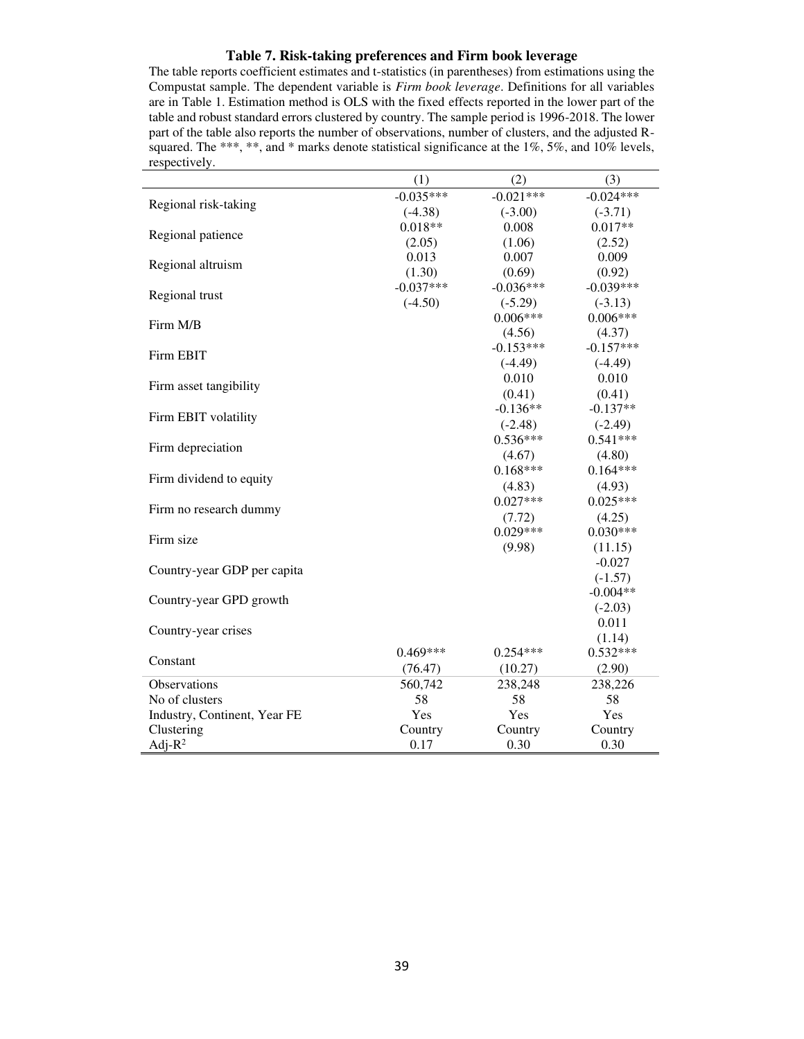**Table 7. Risk-taking preferences and Firm book leverage**

The table reports coefficient estimates and t-statistics (in parentheses) from estimations using the Compustat sample. The dependent variable is *Firm book leverage*. Definitions for all variables are in Table 1. Estimation method is OLS with the fixed effects reported in the lower part of the table and robust standard errors clustered by country. The sample period is 1996-2018. The lower part of the table also reports the number of observations, number of clusters, and the adjusted R-squared. The ***, **, and * marks denote statistical significance at the 1%, 5%, and 10% levels, respectively.

| | (1) | (2) | (3) |
|---|---|---|---|
| Regional risk-taking | -0.035*** | -0.021*** | -0.024*** |
| | (-4.38) | (-3.00) | (-3.71) |
| Regional patience | 0.018** | 0.008 | 0.017** |
| | (2.05) | (1.06) | (2.52) |
| Regional altruism | 0.013 | 0.007 | 0.009 |
| | (1.30) | (0.69) | (0.92) |
| Regional trust | -0.037*** | -0.036*** | -0.039*** |
| | (-4.50) | (-5.29) | (-3.13) |
| Firm M/B | | 0.006*** | 0.006*** |
| | | (4.56) | (4.37) |
| Firm EBIT | | -0.153*** | -0.157*** |
| | | (-4.49) | (-4.49) |
| Firm asset tangibility | | 0.010 | 0.010 |
| | | (0.41) | (0.41) |
| Firm EBIT volatility | | -0.136** | -0.137** |
| | | (-2.48) | (-2.49) |
| Firm depreciation | | 0.536*** | 0.541*** |
| | | (4.67) | (4.80) |
| Firm dividend to equity | | 0.168*** | 0.164*** |
| | | (4.83) | (4.93) |
| Firm no research dummy | | 0.027*** | 0.025*** |
| | | (7.72) | (4.25) |
| Firm size | | 0.029*** | 0.030*** |
| | | (9.98) | (11.15) |
| Country-year GDP per capita | | | -0.027 |
| | | | (-1.57) |
| Country-year GPD growth | | | -0.004** |
| | | | (-2.03) |
| Country-year crises | | | 0.011 |
| | | | (1.14) |
| Constant | 0.469*** | 0.254*** | 0.532*** |
| | (76.47) | (10.27) | (2.90) |
| Observations | 560,742 | 238,248 | 238,226 |
| No of clusters | 58 | 58 | 58 |
| Industry, Continent, Year FE | Yes | Yes | Yes |
| Clustering | Country | Country | Country |
| Adj-$R^2$ | 0.17 | 0.30 | 0.30 |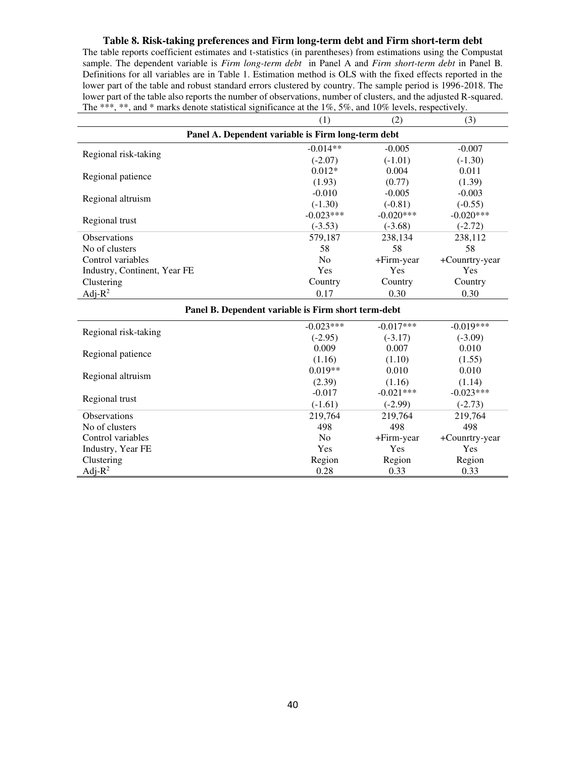**Table 8. Risk-taking preferences and Firm long-term debt and Firm short-term debt**

The table reports coefficient estimates and t-statistics (in parentheses) from estimations using the Compustat sample. The dependent variable is *Firm long-term debt* in Panel A and *Firm short-term debt* in Panel B. Definitions for all variables are in Table 1. Estimation method is OLS with the fixed effects reported in the lower part of the table and robust standard errors clustered by country. The sample period is 1996-2018. The lower part of the table also reports the number of observations, number of clusters, and the adjusted R-squared. The ***, **, and * marks denote statistical significance at the 1%, 5%, and 10% levels, respectively.

| | (1) | (2) | (3) |
|---|---|---|---|
| **Panel A. Dependent variable is Firm long-term debt** | | | |
| Regional risk-taking | -0.014** | -0.005 | -0.007 |
| | (-2.07) | (-1.01) | (-1.30) |
| Regional patience | 0.012* | 0.004 | 0.011 |
| | (1.93) | (0.77) | (1.39) |
| Regional altruism | -0.010 | -0.005 | -0.003 |
| | (-1.30) | (-0.81) | (-0.55) |
| Regional trust | -0.023*** | -0.020*** | -0.020*** |
| | (-3.53) | (-3.68) | (-2.72) |
| Observations | 579,187 | 238,134 | 238,112 |
| No of clusters | 58 | 58 | 58 |
| Control variables | No | +Firm-year | +Counrtry-year |
| Industry, Continent, Year FE | Yes | Yes | Yes |
| Clustering | Country | Country | Country |
| Adj-$R^2$ | 0.17 | 0.30 | 0.30 |
| **Panel B. Dependent variable is Firm short term-debt** | | | |
| Regional risk-taking | -0.023*** | -0.017*** | -0.019*** |
| | (-2.95) | (-3.17) | (-3.09) |
| Regional patience | 0.009 | 0.007 | 0.010 |
| | (1.16) | (1.10) | (1.55) |
| Regional altruism | 0.019** | 0.010 | 0.010 |
| | (2.39) | (1.16) | (1.14) |
| Regional trust | -0.017 | -0.021*** | -0.023*** |
| | (-1.61) | (-2.99) | (-2.73) |
| Observations | 219,764 | 219,764 | 219,764 |
| No of clusters | 498 | 498 | 498 |
| Control variables | No | +Firm-year | +Counrtry-year |
| Industry, Year FE | Yes | Yes | Yes |
| Clustering | Region | Region | Region |
| Adj-$R^2$ | 0.28 | 0.33 | 0.33 |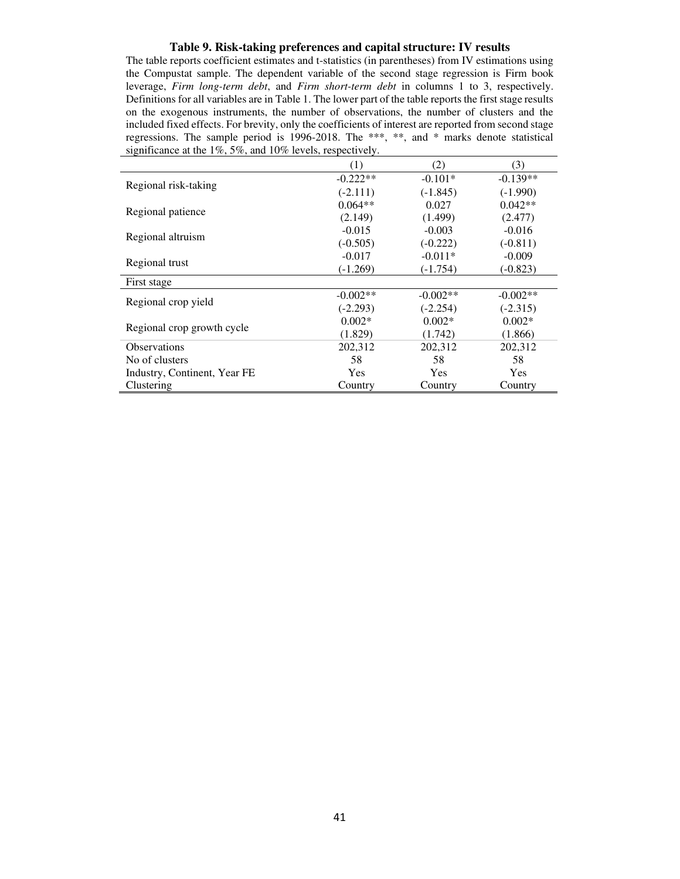**Table 9. Risk-taking preferences and capital structure: IV results**

The table reports coefficient estimates and t-statistics (in parentheses) from IV estimations using the Compustat sample. The dependent variable of the second stage regression is Firm book leverage, *Firm long-term debt*, and *Firm short-term debt* in columns 1 to 3, respectively. Definitions for all variables are in Table 1. The lower part of the table reports the first stage results on the exogenous instruments, the number of observations, the number of clusters and the included fixed effects. For brevity, only the coefficients of interest are reported from second stage regressions. The sample period is 1996-2018. The ***, **, and * marks denote statistical significance at the 1%, 5%, and 10% levels, respectively.

| | (1) | (2) | (3) |
|---|---|---|---|
| Regional risk-taking | -0.222** | -0.101* | -0.139** |
| | (-2.111) | (-1.845) | (-1.990) |
| Regional patience | 0.064** | 0.027 | 0.042** |
| | (2.149) | (1.499) | (2.477) |
| Regional altruism | -0.015 | -0.003 | -0.016 |
| | (-0.505) | (-0.222) | (-0.811) |
| Regional trust | -0.017 | -0.011* | -0.009 |
| | (-1.269) | (-1.754) | (-0.823) |
| First stage | | | |
| Regional crop yield | -0.002** | -0.002** | -0.002** |
| | (-2.293) | (-2.254) | (-2.315) |
| Regional crop growth cycle | 0.002* | 0.002* | 0.002* |
| | (1.829) | (1.742) | (1.866) |
| Observations | 202,312 | 202,312 | 202,312 |
| No of clusters | 58 | 58 | 58 |
| Industry, Continent, Year FE | Yes | Yes | Yes |
| Clustering | Country | Country | Country |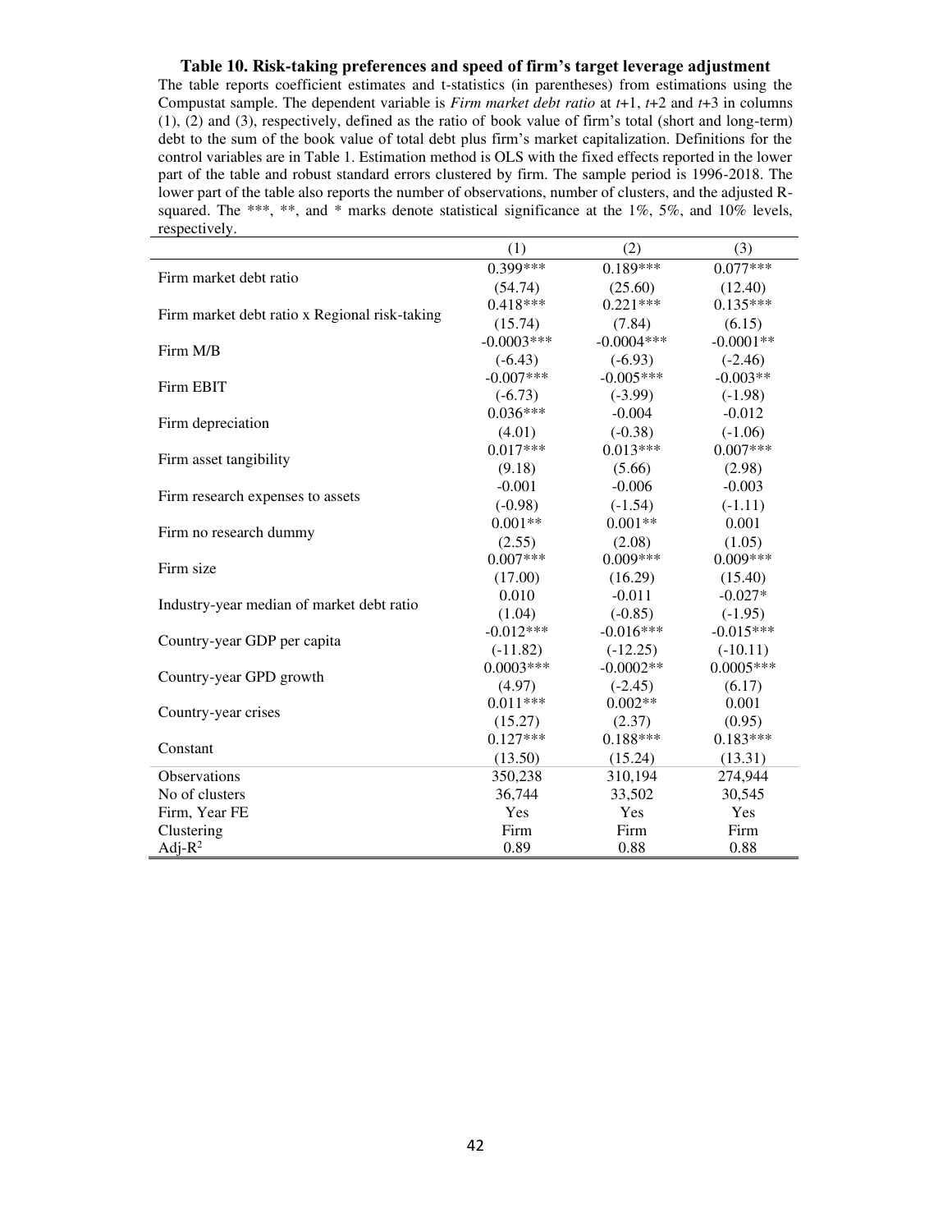**Table 10. Risk-taking preferences and speed of firm's target leverage adjustment**

The table reports coefficient estimates and t-statistics (in parentheses) from estimations using the Compustat sample. The dependent variable is *Firm market debt ratio* at *t*+1, *t*+2 and *t*+3 in columns (1), (2) and (3), respectively, defined as the ratio of book value of firm's total (short and long-term) debt to the sum of the book value of total debt plus firm's market capitalization. Definitions for the control variables are in Table 1. Estimation method is OLS with the fixed effects reported in the lower part of the table and robust standard errors clustered by firm. The sample period is 1996-2018. The lower part of the table also reports the number of observations, number of clusters, and the adjusted R-squared. The ***, **, and * marks denote statistical significance at the 1%, 5%, and 10% levels, respectively.

| | (1) | (2) | (3) |
|---|---|---|---|
| Firm market debt ratio | 0.399*** | 0.189*** | 0.077*** |
| | (54.74) | (25.60) | (12.40) |
| Firm market debt ratio x Regional risk-taking | 0.418*** | 0.221*** | 0.135*** |
| | (15.74) | (7.84) | (6.15) |
| Firm M/B | -0.0003*** | -0.0004*** | -0.0001** |
| | (-6.43) | (-6.93) | (-2.46) |
| Firm EBIT | -0.007*** | -0.005*** | -0.003** |
| | (-6.73) | (-3.99) | (-1.98) |
| Firm depreciation | 0.036*** | -0.004 | -0.012 |
| | (4.01) | (-0.38) | (-1.06) |
| Firm asset tangibility | 0.017*** | 0.013*** | 0.007*** |
| | (9.18) | (5.66) | (2.98) |
| Firm research expenses to assets | -0.001 | -0.006 | -0.003 |
| | (-0.98) | (-1.54) | (-1.11) |
| Firm no research dummy | 0.001** | 0.001** | 0.001 |
| | (2.55) | (2.08) | (1.05) |
| Firm size | 0.007*** | 0.009*** | 0.009*** |
| | (17.00) | (16.29) | (15.40) |
| Industry-year median of market debt ratio | 0.010 | -0.011 | -0.027* |
| | (1.04) | (-0.85) | (-1.95) |
| Country-year GDP per capita | -0.012*** | -0.016*** | -0.015*** |
| | (-11.82) | (-12.25) | (-10.11) |
| Country-year GPD growth | 0.0003*** | -0.0002** | 0.0005*** |
| | (4.97) | (-2.45) | (6.17) |
| Country-year crises | 0.011*** | 0.002** | 0.001 |
| | (15.27) | (2.37) | (0.95) |
| Constant | 0.127*** | 0.188*** | 0.183*** |
| | (13.50) | (15.24) | (13.31) |
| Observations | 350,238 | 310,194 | 274,944 |
| No of clusters | 36,744 | 33,502 | 30,545 |
| Firm, Year FE | Yes | Yes | Yes |
| Clustering | Firm | Firm | Firm |
| Adj-$R^2$ | 0.89 | 0.88 | 0.88 |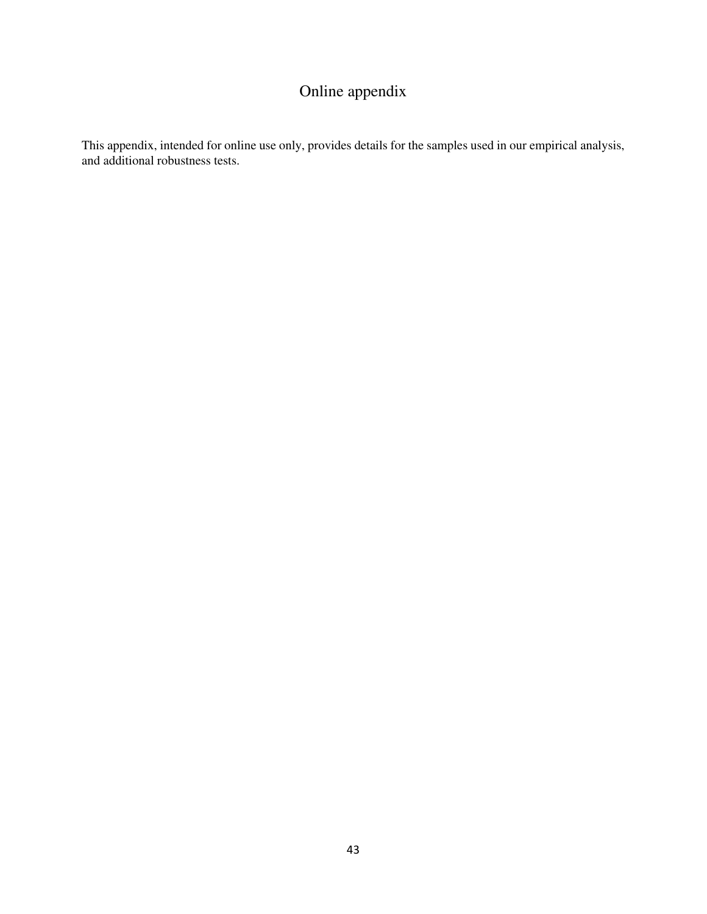# Online appendix

This appendix, intended for online use only, provides details for the samples used in our empirical analysis, and additional robustness tests.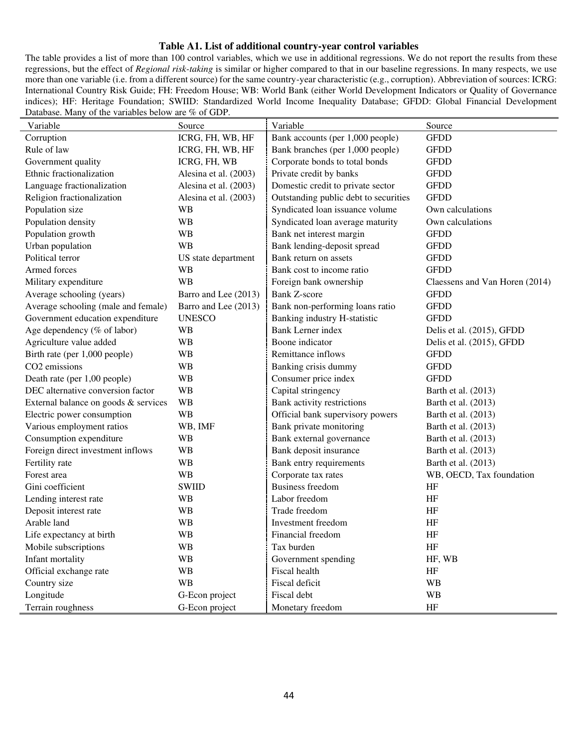**Table A1. List of additional country-year control variables**

The table provides a list of more than 100 control variables, which we use in additional regressions. We do not report the results from these regressions, but the effect of *Regional risk-taking* is similar or higher compared to that in our baseline regressions. In many respects, we use more than one variable (i.e. from a different source) for the same country-year characteristic (e.g., corruption). Abbreviation of sources: ICRG: International Country Risk Guide; FH: Freedom House; WB: World Bank (either World Development Indicators or Quality of Governance indices); HF: Heritage Foundation; SWIID: Standardized World Income Inequality Database; GFDD: Global Financial Development Database. Many of the variables below are % of GDP.

| Variable | Source | Variable | Source |
|---|---|---|---|
| Corruption | ICRG, FH, WB, HF | Bank accounts (per 1,000 people) | GFDD |
| Rule of law | ICRG, FH, WB, HF | Bank branches (per 1,000 people) | GFDD |
| Government quality | ICRG, FH, WB | Corporate bonds to total bonds | GFDD |
| Ethnic fractionalization | Alesina et al. (2003) | Private credit by banks | GFDD |
| Language fractionalization | Alesina et al. (2003) | Domestic credit to private sector | GFDD |
| Religion fractionalization | Alesina et al. (2003) | Outstanding public debt to securities | GFDD |
| Population size | WB | Syndicated loan issuance volume | Own calculations |
| Population density | WB | Syndicated loan average maturity | Own calculations |
| Population growth | WB | Bank net interest margin | GFDD |
| Urban population | WB | Bank lending-deposit spread | GFDD |
| Political terror | US state department | Bank return on assets | GFDD |
| Armed forces | WB | Bank cost to income ratio | GFDD |
| Military expenditure | WB | Foreign bank ownership | Claessens and Van Horen (2014) |
| Average schooling (years) | Barro and Lee (2013) | Bank Z-score | GFDD |
| Average schooling (male and female) | Barro and Lee (2013) | Bank non-performing loans ratio | GFDD |
| Government education expenditure | UNESCO | Banking industry H-statistic | GFDD |
| Age dependency (% of labor) | WB | Bank Lerner index | Delis et al. (2015), GFDD |
| Agriculture value added | WB | Boone indicator | Delis et al. (2015), GFDD |
| Birth rate (per 1,000 people) | WB | Remittance inflows | GFDD |
| CO2 emissions | WB | Banking crisis dummy | GFDD |
| Death rate (per 1,00 people) | WB | Consumer price index | GFDD |
| DEC alternative conversion factor | WB | Capital stringency | Barth et al. (2013) |
| External balance on goods & services | WB | Bank activity restrictions | Barth et al. (2013) |
| Electric power consumption | WB | Official bank supervisory powers | Barth et al. (2013) |
| Various employment ratios | WB, IMF | Bank private monitoring | Barth et al. (2013) |
| Consumption expenditure | WB | Bank external governance | Barth et al. (2013) |
| Foreign direct investment inflows | WB | Bank deposit insurance | Barth et al. (2013) |
| Fertility rate | WB | Bank entry requirements | Barth et al. (2013) |
| Forest area | WB | Corporate tax rates | WB, OECD, Tax foundation |
| Gini coefficient | SWIID | Business freedom | HF |
| Lending interest rate | WB | Labor freedom | HF |
| Deposit interest rate | WB | Trade freedom | HF |
| Arable land | WB | Investment freedom | HF |
| Life expectancy at birth | WB | Financial freedom | HF |
| Mobile subscriptions | WB | Tax burden | HF |
| Infant mortality | WB | Government spending | HF, WB |
| Official exchange rate | WB | Fiscal health | HF |
| Country size | WB | Fiscal deficit | WB |
| Longitude | G-Econ project | Fiscal debt | WB |
| Terrain roughness | G-Econ project | Monetary freedom | HF |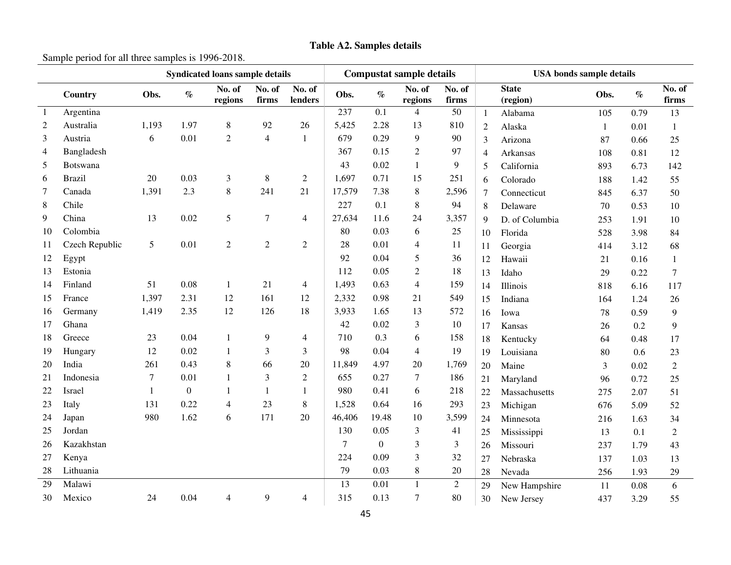**Table A2. Samples details**

Sample period for all three samples is 1996-2018.

| | | Syndicated loans sample details | | | | | Compustat sample details | | | | | USA bonds sample details | | | |
|---|---|---|---|---|---|---|---|---|---|---|---|---|---|---|---|
| | Country | Obs. | % | No. of regions | No. of firms | No. of lenders | Obs. | % | No. of regions | No. of firms | | State (region) | Obs. | % | No. of firms |
| 1 | Argentina | | | | | | 237 | 0.1 | 4 | 50 | 1 | Alabama | 105 | 0.79 | 13 |
| 2 | Australia | 1,193 | 1.97 | 8 | 92 | 26 | 5,425 | 2.28 | 13 | 810 | 2 | Alaska | 1 | 0.01 | 1 |
| 3 | Austria | 6 | 0.01 | 2 | 4 | 1 | 679 | 0.29 | 9 | 90 | 3 | Arizona | 87 | 0.66 | 25 |
| 4 | Bangladesh | | | | | | 367 | 0.15 | 2 | 97 | 4 | Arkansas | 108 | 0.81 | 12 |
| 5 | Botswana | | | | | | 43 | 0.02 | 1 | 9 | 5 | California | 893 | 6.73 | 142 |
| 6 | Brazil | 20 | 0.03 | 3 | 8 | 2 | 1,697 | 0.71 | 15 | 251 | 6 | Colorado | 188 | 1.42 | 55 |
| 7 | Canada | 1,391 | 2.3 | 8 | 241 | 21 | 17,579 | 7.38 | 8 | 2,596 | 7 | Connecticut | 845 | 6.37 | 50 |
| 8 | Chile | | | | | | 227 | 0.1 | 8 | 94 | 8 | Delaware | 70 | 0.53 | 10 |
| 9 | China | 13 | 0.02 | 5 | 7 | 4 | 27,634 | 11.6 | 24 | 3,357 | 9 | D. of Columbia | 253 | 1.91 | 10 |
| 10 | Colombia | | | | | | 80 | 0.03 | 6 | 25 | 10 | Florida | 528 | 3.98 | 84 |
| 11 | Czech Republic | 5 | 0.01 | 2 | 2 | 2 | 28 | 0.01 | 4 | 11 | 11 | Georgia | 414 | 3.12 | 68 |
| 12 | Egypt | | | | | | 92 | 0.04 | 5 | 36 | 12 | Hawaii | 21 | 0.16 | 1 |
| 13 | Estonia | | | | | | 112 | 0.05 | 2 | 18 | 13 | Idaho | 29 | 0.22 | 7 |
| 14 | Finland | 51 | 0.08 | 1 | 21 | 4 | 1,493 | 0.63 | 4 | 159 | 14 | Illinois | 818 | 6.16 | 117 |
| 15 | France | 1,397 | 2.31 | 12 | 161 | 12 | 2,332 | 0.98 | 21 | 549 | 15 | Indiana | 164 | 1.24 | 26 |
| 16 | Germany | 1,419 | 2.35 | 12 | 126 | 18 | 3,933 | 1.65 | 13 | 572 | 16 | Iowa | 78 | 0.59 | 9 |
| 17 | Ghana | | | | | | 42 | 0.02 | 3 | 10 | 17 | Kansas | 26 | 0.2 | 9 |
| 18 | Greece | 23 | 0.04 | 1 | 9 | 4 | 710 | 0.3 | 6 | 158 | 18 | Kentucky | 64 | 0.48 | 17 |
| 19 | Hungary | 12 | 0.02 | 1 | 3 | 3 | 98 | 0.04 | 4 | 19 | 19 | Louisiana | 80 | 0.6 | 23 |
| 20 | India | 261 | 0.43 | 8 | 66 | 20 | 11,849 | 4.97 | 20 | 1,769 | 20 | Maine | 3 | 0.02 | 2 |
| 21 | Indonesia | 7 | 0.01 | 1 | 3 | 2 | 655 | 0.27 | 7 | 186 | 21 | Maryland | 96 | 0.72 | 25 |
| 22 | Israel | 1 | 0 | 1 | 1 | 1 | 980 | 0.41 | 6 | 218 | 22 | Massachusetts | 275 | 2.07 | 51 |
| 23 | Italy | 131 | 0.22 | 4 | 23 | 8 | 1,528 | 0.64 | 16 | 293 | 23 | Michigan | 676 | 5.09 | 52 |
| 24 | Japan | 980 | 1.62 | 6 | 171 | 20 | 46,406 | 19.48 | 10 | 3,599 | 24 | Minnesota | 216 | 1.63 | 34 |
| 25 | Jordan | | | | | | 130 | 0.05 | 3 | 41 | 25 | Mississippi | 13 | 0.1 | 2 |
| 26 | Kazakhstan | | | | | | 7 | 0 | 3 | 3 | 26 | Missouri | 237 | 1.79 | 43 |
| 27 | Kenya | | | | | | 224 | 0.09 | 3 | 32 | 27 | Nebraska | 137 | 1.03 | 13 |
| 28 | Lithuania | | | | | | 79 | 0.03 | 8 | 20 | 28 | Nevada | 256 | 1.93 | 29 |
| 29 | Malawi | | | | | | 13 | 0.01 | 1 | 2 | 29 | New Hampshire | 11 | 0.08 | 6 |
| 30 | Mexico | 24 | 0.04 | 4 | 9 | 4 | 315 | 0.13 | 7 | 80 | 30 | New Jersey | 437 | 3.29 | 55 |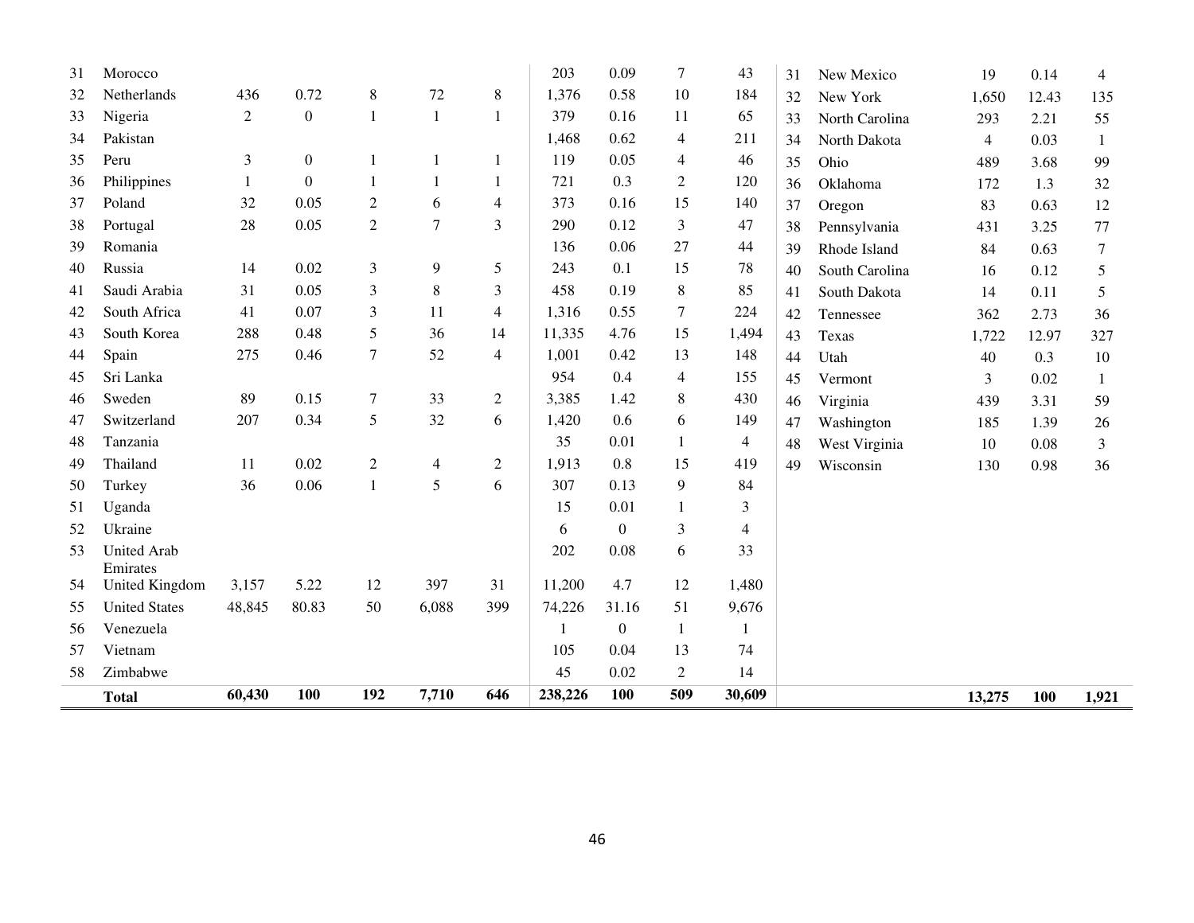| | | | | | | | | | | | | | | | | |
|---|---|---|---|---|---|---|---|---|---|---|---|---|---|---|---|---|
| 31 | Morocco | | | | | | 203 | 0.09 | 7 | 43 | 31 | New Mexico | 19 | 0.14 | 4 |
| 32 | Netherlands | 436 | 0.72 | 8 | 72 | 8 | 1,376 | 0.58 | 10 | 184 | 32 | New York | 1,650 | 12.43 | 135 |
| 33 | Nigeria | 2 | 0 | 1 | 1 | 1 | 379 | 0.16 | 11 | 65 | 33 | North Carolina | 293 | 2.21 | 55 |
| 34 | Pakistan | | | | | | 1,468 | 0.62 | 4 | 211 | 34 | North Dakota | 4 | 0.03 | 1 |
| 35 | Peru | 3 | 0 | 1 | 1 | 1 | 119 | 0.05 | 4 | 46 | 35 | Ohio | 489 | 3.68 | 99 |
| 36 | Philippines | 1 | 0 | 1 | 1 | 1 | 721 | 0.3 | 2 | 120 | 36 | Oklahoma | 172 | 1.3 | 32 |
| 37 | Poland | 32 | 0.05 | 2 | 6 | 4 | 373 | 0.16 | 15 | 140 | 37 | Oregon | 83 | 0.63 | 12 |
| 38 | Portugal | 28 | 0.05 | 2 | 7 | 3 | 290 | 0.12 | 3 | 47 | 38 | Pennsylvania | 431 | 3.25 | 77 |
| 39 | Romania | | | | | | 136 | 0.06 | 27 | 44 | 39 | Rhode Island | 84 | 0.63 | 7 |
| 40 | Russia | 14 | 0.02 | 3 | 9 | 5 | 243 | 0.1 | 15 | 78 | 40 | South Carolina | 16 | 0.12 | 5 |
| 41 | Saudi Arabia | 31 | 0.05 | 3 | 8 | 3 | 458 | 0.19 | 8 | 85 | 41 | South Dakota | 14 | 0.11 | 5 |
| 42 | South Africa | 41 | 0.07 | 3 | 11 | 4 | 1,316 | 0.55 | 7 | 224 | 42 | Tennessee | 362 | 2.73 | 36 |
| 43 | South Korea | 288 | 0.48 | 5 | 36 | 14 | 11,335 | 4.76 | 15 | 1,494 | 43 | Texas | 1,722 | 12.97 | 327 |
| 44 | Spain | 275 | 0.46 | 7 | 52 | 4 | 1,001 | 0.42 | 13 | 148 | 44 | Utah | 40 | 0.3 | 10 |
| 45 | Sri Lanka | | | | | | 954 | 0.4 | 4 | 155 | 45 | Vermont | 3 | 0.02 | 1 |
| 46 | Sweden | 89 | 0.15 | 7 | 33 | 2 | 3,385 | 1.42 | 8 | 430 | 46 | Virginia | 439 | 3.31 | 59 |
| 47 | Switzerland | 207 | 0.34 | 5 | 32 | 6 | 1,420 | 0.6 | 6 | 149 | 47 | Washington | 185 | 1.39 | 26 |
| 48 | Tanzania | | | | | | 35 | 0.01 | 1 | 4 | 48 | West Virginia | 10 | 0.08 | 3 |
| 49 | Thailand | 11 | 0.02 | 2 | 4 | 2 | 1,913 | 0.8 | 15 | 419 | 49 | Wisconsin | 130 | 0.98 | 36 |
| 50 | Turkey | 36 | 0.06 | 1 | 5 | 6 | 307 | 0.13 | 9 | 84 | | | | | |
| 51 | Uganda | | | | | | 15 | 0.01 | 1 | 3 | | | | | |
| 52 | Ukraine | | | | | | 6 | 0 | 3 | 4 | | | | | |
| 53 | United Arab Emirates | | | | | | 202 | 0.08 | 6 | 33 | | | | | |
| 54 | United Kingdom | 3,157 | 5.22 | 12 | 397 | 31 | 11,200 | 4.7 | 12 | 1,480 | | | | | |
| 55 | United States | 48,845 | 80.83 | 50 | 6,088 | 399 | 74,226 | 31.16 | 51 | 9,676 | | | | | |
| 56 | Venezuela | | | | | | 1 | 0 | 1 | 1 | | | | | |
| 57 | Vietnam | | | | | | 105 | 0.04 | 13 | 74 | | | | | |
| 58 | Zimbabwe | | | | | | 45 | 0.02 | 2 | 14 | | | | | |
| | **Total** | **60,430** | **100** | **192** | **7,710** | **646** | **238,226** | **100** | **509** | **30,609** | | | **13,275** | **100** | **1,921** |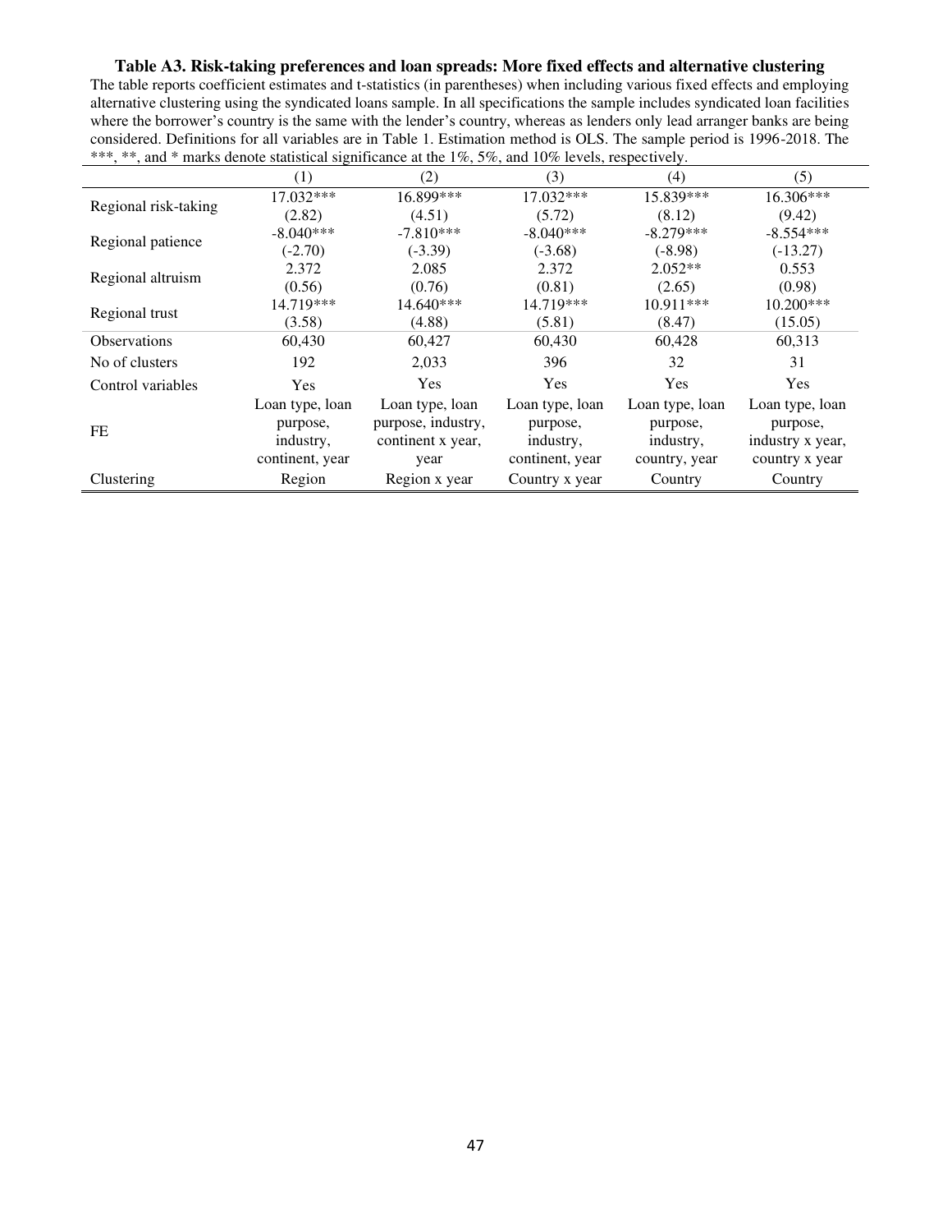**Table A3. Risk-taking preferences and loan spreads: More fixed effects and alternative clustering**

The table reports coefficient estimates and t-statistics (in parentheses) when including various fixed effects and employing alternative clustering using the syndicated loans sample. In all specifications the sample includes syndicated loan facilities where the borrower's country is the same with the lender's country, whereas as lenders only lead arranger banks are being considered. Definitions for all variables are in Table 1. Estimation method is OLS. The sample period is 1996-2018. The ***, **, and * marks denote statistical significance at the 1%, 5%, and 10% levels, respectively.

| | (1) | (2) | (3) | (4) | (5) |
|---|---|---|---|---|---|
| Regional risk-taking | 17.032*** | 16.899*** | 17.032*** | 15.839*** | 16.306*** |
| | (2.82) | (4.51) | (5.72) | (8.12) | (9.42) |
| Regional patience | -8.040*** | -7.810*** | -8.040*** | -8.279*** | -8.554*** |
| | (-2.70) | (-3.39) | (-3.68) | (-8.98) | (-13.27) |
| Regional altruism | 2.372 | 2.085 | 2.372 | 2.052** | 0.553 |
| | (0.56) | (0.76) | (0.81) | (2.65) | (0.98) |
| Regional trust | 14.719*** | 14.640*** | 14.719*** | 10.911*** | 10.200*** |
| | (3.58) | (4.88) | (5.81) | (8.47) | (15.05) |
| Observations | 60,430 | 60,427 | 60,430 | 60,428 | 60,313 |
| No of clusters | 192 | 2,033 | 396 | 32 | 31 |
| Control variables | Yes | Yes | Yes | Yes | Yes |
| FE | Loan type, loan purpose, industry, continent, year | Loan type, loan purpose, industry, continent x year, year | Loan type, loan purpose, industry, continent, year | Loan type, loan purpose, industry, country, year | Loan type, loan purpose, industry x year, country x year |
| Clustering | Region | Region x year | Country x year | Country | Country |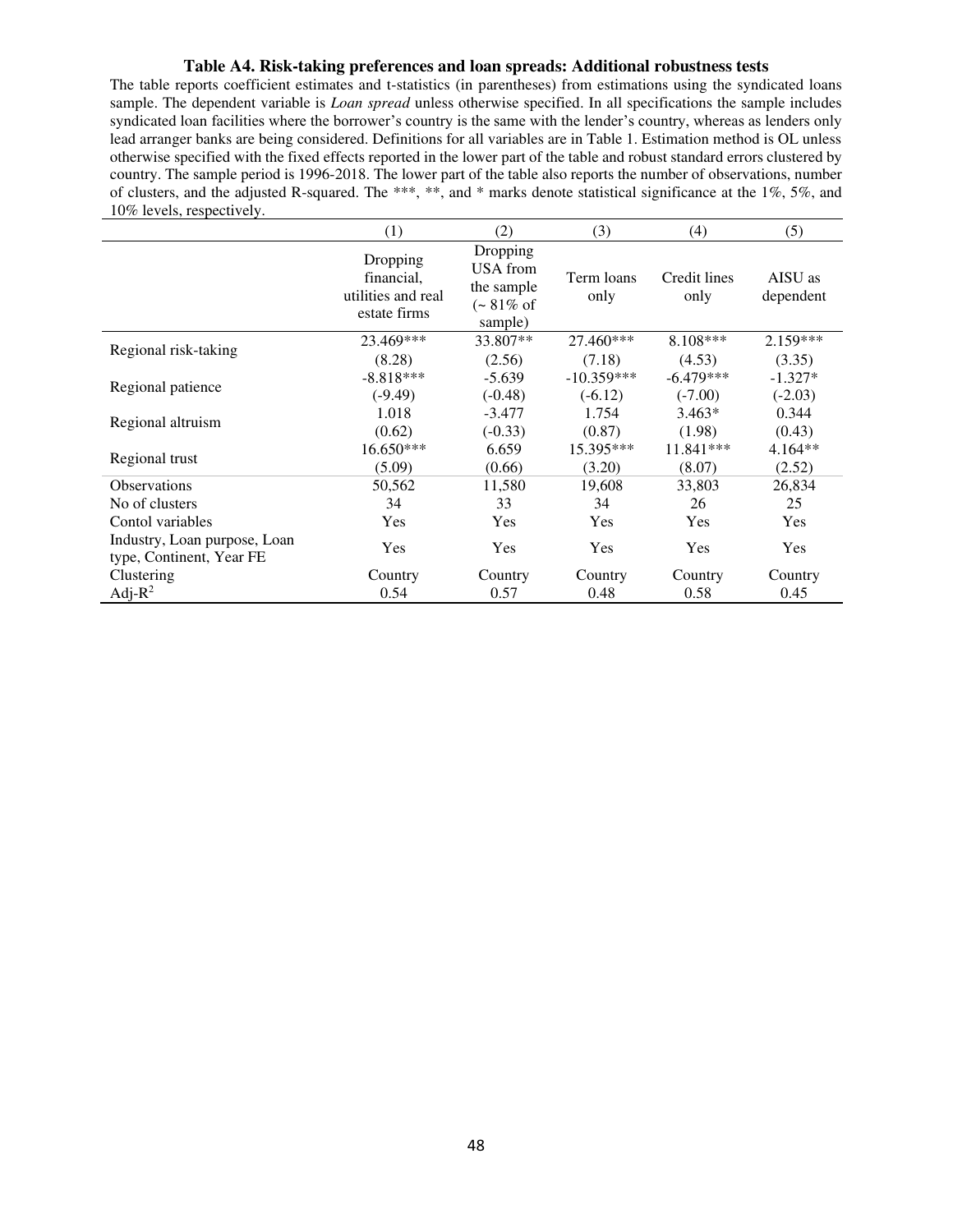**Table A4. Risk-taking preferences and loan spreads: Additional robustness tests**

The table reports coefficient estimates and t-statistics (in parentheses) from estimations using the syndicated loans sample. The dependent variable is *Loan spread* unless otherwise specified. In all specifications the sample includes syndicated loan facilities where the borrower's country is the same with the lender's country, whereas as lenders only lead arranger banks are being considered. Definitions for all variables are in Table 1. Estimation method is OL unless otherwise specified with the fixed effects reported in the lower part of the table and robust standard errors clustered by country. The sample period is 1996-2018. The lower part of the table also reports the number of observations, number of clusters, and the adjusted R-squared. The ***, **, and * marks denote statistical significance at the 1%, 5%, and 10% levels, respectively.

| | (1) | (2) | (3) | (4) | (5) |
|---|---|---|---|---|---|
| | Dropping financial, utilities and real estate firms | Dropping USA from the sample (~ 81% of sample) | Term loans only | Credit lines only | AISU as dependent |
| Regional risk-taking | 23.469*** | 33.807** | 27.460*** | 8.108*** | 2.159*** |
| | (8.28) | (2.56) | (7.18) | (4.53) | (3.35) |
| Regional patience | -8.818*** | -5.639 | -10.359*** | -6.479*** | -1.327* |
| | (-9.49) | (-0.48) | (-6.12) | (-7.00) | (-2.03) |
| Regional altruism | 1.018 | -3.477 | 1.754 | 3.463* | 0.344 |
| | (0.62) | (-0.33) | (0.87) | (1.98) | (0.43) |
| Regional trust | 16.650*** | 6.659 | 15.395*** | 11.841*** | 4.164** |
| | (5.09) | (0.66) | (3.20) | (8.07) | (2.52) |
| Observations | 50,562 | 11,580 | 19,608 | 33,803 | 26,834 |
| No of clusters | 34 | 33 | 34 | 26 | 25 |
| Contol variables | Yes | Yes | Yes | Yes | Yes |
| Industry, Loan purpose, Loan type, Continent, Year FE | Yes | Yes | Yes | Yes | Yes |
| Clustering | Country | Country | Country | Country | Country |
| Adj-$R^2$ | 0.54 | 0.57 | 0.48 | 0.58 | 0.45 |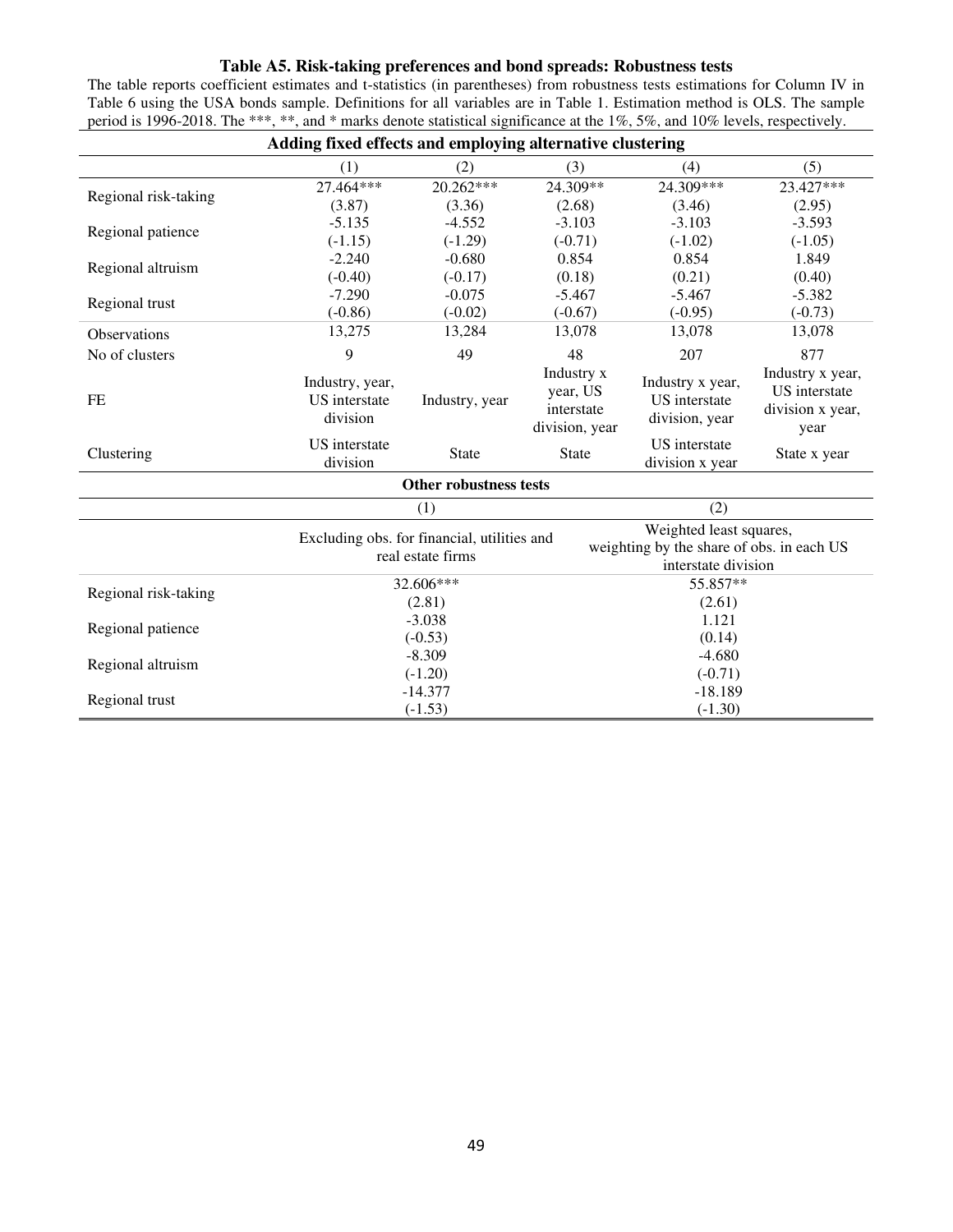### Table A5. Risk-taking preferences and bond spreads: Robustness tests

The table reports coefficient estimates and t-statistics (in parentheses) from robustness tests estimations for Column IV in Table 6 using the USA bonds sample. Definitions for all variables are in Table 1. Estimation method is OLS. The sample period is 1996-2018. The ***, **, and * marks denote statistical significance at the 1%, 5%, and 10% levels, respectively.

**Adding fixed effects and employing alternative clustering**

| | (1) | (2) | (3) | (4) | (5) |
|---|---|---|---|---|---|
| Regional risk-taking | 27.464*** | 20.262*** | 24.309** | 24.309*** | 23.427*** |
| | (3.87) | (3.36) | (2.68) | (3.46) | (2.95) |
| Regional patience | -5.135 | -4.552 | -3.103 | -3.103 | -3.593 |
| | (-1.15) | (-1.29) | (-0.71) | (-1.02) | (-1.05) |
| Regional altruism | -2.240 | -0.680 | 0.854 | 0.854 | 1.849 |
| | (-0.40) | (-0.17) | (0.18) | (0.21) | (0.40) |
| Regional trust | -7.290 | -0.075 | -5.467 | -5.467 | -5.382 |
| | (-0.86) | (-0.02) | (-0.67) | (-0.95) | (-0.73) |
| Observations | 13,275 | 13,284 | 13,078 | 13,078 | 13,078 |
| No of clusters | 9 | 49 | 48 | 207 | 877 |
| FE | Industry, year, US interstate division | Industry, year | Industry x year, US interstate division, year | Industry x year, US interstate division, year | Industry x year, US interstate division x year, year |
| Clustering | US interstate division | State | State | US interstate division x year | State x year |

**Other robustness tests**

| | (1) | (2) |
|---|---|---|
| | Excluding obs. for financial, utilities and real estate firms | Weighted least squares, weighting by the share of obs. in each US interstate division |
| Regional risk-taking | 32.606*** | 55.857** |
| | (2.81) | (2.61) |
| Regional patience | -3.038 | 1.121 |
| | (-0.53) | (0.14) |
| Regional altruism | -8.309 | -4.680 |
| | (-1.20) | (-0.71) |
| Regional trust | -14.377 | -18.189 |
| | (-1.53) | (-1.30) |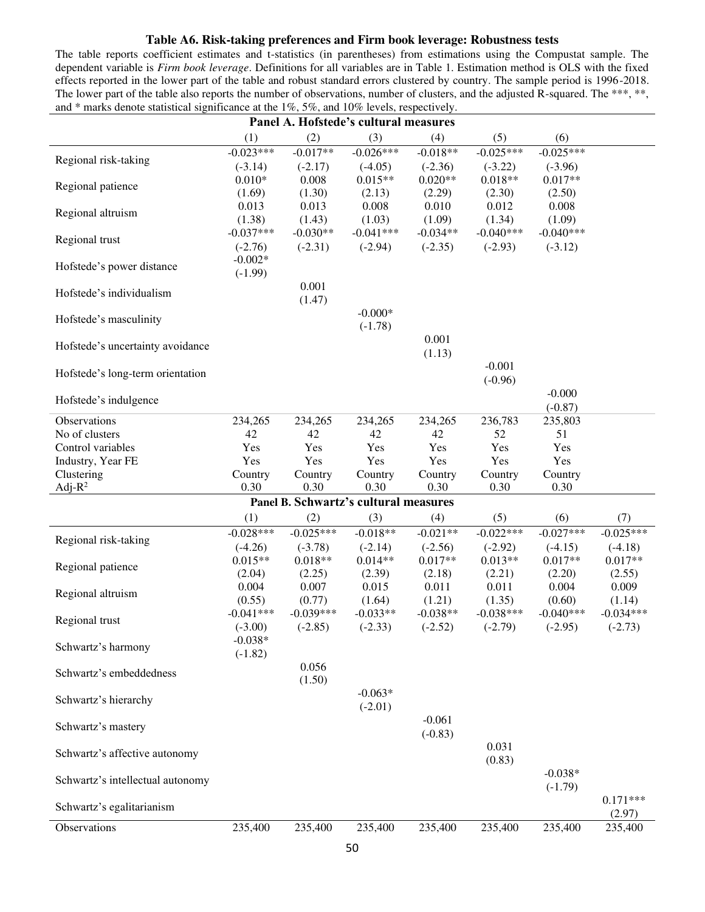**Table A6. Risk-taking preferences and Firm book leverage: Robustness tests**

The table reports coefficient estimates and t-statistics (in parentheses) from estimations using the Compustat sample. The dependent variable is *Firm book leverage*. Definitions for all variables are in Table 1. Estimation method is OLS with the fixed effects reported in the lower part of the table and robust standard errors clustered by country. The sample period is 1996-2018. The lower part of the table also reports the number of observations, number of clusters, and the adjusted R-squared. The ***, **, and * marks denote statistical significance at the 1%, 5%, and 10% levels, respectively.

**Panel A. Hofstede's cultural measures**

| | (1) | (2) | (3) | (4) | (5) | (6) |
|---|---|---|---|---|---|---|
| Regional risk-taking | -0.023*** | -0.017** | -0.026*** | -0.018** | -0.025*** | -0.025*** |
| | (-3.14) | (-2.17) | (-4.05) | (-2.36) | (-3.22) | (-3.96) |
| Regional patience | 0.010* | 0.008 | 0.015** | 0.020** | 0.018** | 0.017** |
| | (1.69) | (1.30) | (2.13) | (2.29) | (2.30) | (2.50) |
| Regional altruism | 0.013 | 0.013 | 0.008 | 0.010 | 0.012 | 0.008 |
| | (1.38) | (1.43) | (1.03) | (1.09) | (1.34) | (1.09) |
| Regional trust | -0.037*** | -0.030** | -0.041*** | -0.034** | -0.040*** | -0.040*** |
| | (-2.76) | (-2.31) | (-2.94) | (-2.35) | (-2.93) | (-3.12) |
| Hofstede's power distance | -0.002* | | | | | |
| | (-1.99) | | | | | |
| Hofstede's individualism | | 0.001 | | | | |
| | | (1.47) | | | | |
| Hofstede's masculinity | | | -0.000* | | | |
| | | | (-1.78) | | | |
| Hofstede's uncertainty avoidance | | | | 0.001 | | |
| | | | | (1.13) | | |
| Hofstede's long-term orientation | | | | | -0.001 | |
| | | | | | (-0.96) | |
| Hofstede's indulgence | | | | | | -0.000 |
| | | | | | | (-0.87) |
| Observations | 234,265 | 234,265 | 234,265 | 234,265 | 236,783 | 235,803 |
| No of clusters | 42 | 42 | 42 | 42 | 52 | 51 |
| Control variables | Yes | Yes | Yes | Yes | Yes | Yes |
| Industry, Year FE | Yes | Yes | Yes | Yes | Yes | Yes |
| Clustering | Country | Country | Country | Country | Country | Country |
| Adj-$R^2$ | 0.30 | 0.30 | 0.30 | 0.30 | 0.30 | 0.30 |

**Panel B. Schwartz's cultural measures**

| | (1) | (2) | (3) | (4) | (5) | (6) | (7) |
|---|---|---|---|---|---|---|---|
| Regional risk-taking | -0.028*** | -0.025*** | -0.018** | -0.021** | -0.022*** | -0.027*** | -0.025*** |
| | (-4.26) | (-3.78) | (-2.14) | (-2.56) | (-2.92) | (-4.15) | (-4.18) |
| Regional patience | 0.015** | 0.018** | 0.014** | 0.017** | 0.013** | 0.017** | 0.017** |
| | (2.04) | (2.25) | (2.39) | (2.18) | (2.21) | (2.20) | (2.55) |
| Regional altruism | 0.004 | 0.007 | 0.015 | 0.011 | 0.011 | 0.004 | 0.009 |
| | (0.55) | (0.77) | (1.64) | (1.21) | (1.35) | (0.60) | (1.14) |
| Regional trust | -0.041*** | -0.039*** | -0.033** | -0.038** | -0.038*** | -0.040*** | -0.034*** |
| | (-3.00) | (-2.85) | (-2.33) | (-2.52) | (-2.79) | (-2.95) | (-2.73) |
| Schwartz's harmony | -0.038* | | | | | | |
| | (-1.82) | | | | | | |
| Schwartz's embeddedness | | 0.056 | | | | | |
| | | (1.50) | | | | | |
| Schwartz's hierarchy | | | -0.063* | | | | |
| | | | (-2.01) | | | | |
| Schwartz's mastery | | | | -0.061 | | | |
| | | | | (-0.83) | | | |
| Schwartz's affective autonomy | | | | | 0.031 | | |
| | | | | | (0.83) | | |
| Schwartz's intellectual autonomy | | | | | | -0.038* | |
| | | | | | | (-1.79) | |
| Schwartz's egalitarianism | | | | | | | 0.171*** |
| | | | | | | | (2.97) |
| Observations | 235,400 | 235,400 | 235,400 | 235,400 | 235,400 | 235,400 | 235,400 |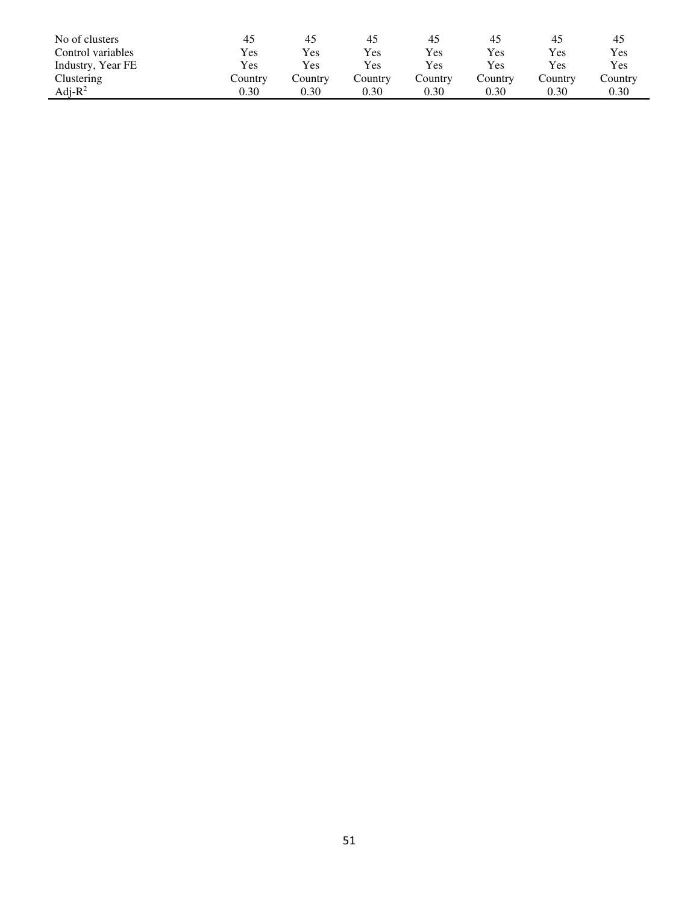| | | | | | | | |
|---|---|---|---|---|---|---|---|
| No of clusters | 45 | 45 | 45 | 45 | 45 | 45 | 45 |
| Control variables | Yes | Yes | Yes | Yes | Yes | Yes | Yes |
| Industry, Year FE | Yes | Yes | Yes | Yes | Yes | Yes | Yes |
| Clustering | Country | Country | Country | Country | Country | Country | Country |
| Adj-$R^2$ | 0.30 | 0.30 | 0.30 | 0.30 | 0.30 | 0.30 | 0.30 |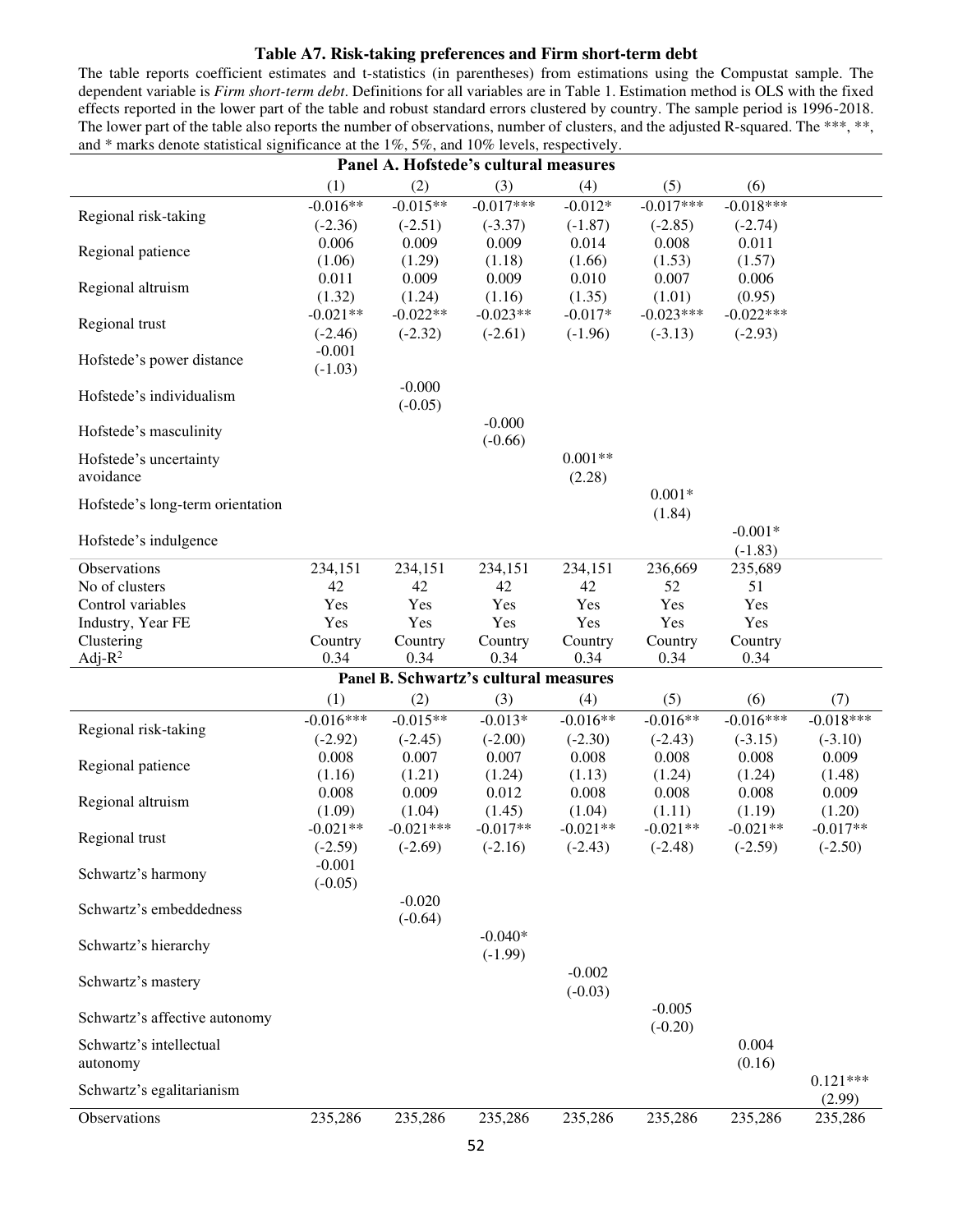**Table A7. Risk-taking preferences and Firm short-term debt**

The table reports coefficient estimates and t-statistics (in parentheses) from estimations using the Compustat sample. The dependent variable is *Firm short-term debt*. Definitions for all variables are in Table 1. Estimation method is OLS with the fixed effects reported in the lower part of the table and robust standard errors clustered by country. The sample period is 1996-2018. The lower part of the table also reports the number of observations, number of clusters, and the adjusted R-squared. The ***, **, and * marks denote statistical significance at the 1%, 5%, and 10% levels, respectively.

**Panel A. Hofstede's cultural measures**

| | (1) | (2) | (3) | (4) | (5) | (6) |
|---|---|---|---|---|---|---|
| Regional risk-taking | -0.016** | -0.015** | -0.017*** | -0.012* | -0.017*** | -0.018*** |
| | (-2.36) | (-2.51) | (-3.37) | (-1.87) | (-2.85) | (-2.74) |
| Regional patience | 0.006 | 0.009 | 0.009 | 0.014 | 0.008 | 0.011 |
| | (1.06) | (1.29) | (1.18) | (1.66) | (1.53) | (1.57) |
| Regional altruism | 0.011 | 0.009 | 0.009 | 0.010 | 0.007 | 0.006 |
| | (1.32) | (1.24) | (1.16) | (1.35) | (1.01) | (0.95) |
| Regional trust | -0.021** | -0.022** | -0.023** | -0.017* | -0.023*** | -0.022*** |
| | (-2.46) | (-2.32) | (-2.61) | (-1.96) | (-3.13) | (-2.93) |
| Hofstede's power distance | -0.001 | | | | | |
| | (-1.03) | | | | | |
| Hofstede's individualism | | -0.000 | | | | |
| | | (-0.05) | | | | |
| Hofstede's masculinity | | | -0.000 | | | |
| | | | (-0.66) | | | |
| Hofstede's uncertainty avoidance | | | | 0.001** | | |
| | | | | (2.28) | | |
| Hofstede's long-term orientation | | | | | 0.001* | |
| | | | | | (1.84) | |
| Hofstede's indulgence | | | | | | -0.001* |
| | | | | | | (-1.83) |
| Observations | 234,151 | 234,151 | 234,151 | 234,151 | 236,669 | 235,689 |
| No of clusters | 42 | 42 | 42 | 42 | 52 | 51 |
| Control variables | Yes | Yes | Yes | Yes | Yes | Yes |
| Industry, Year FE | Yes | Yes | Yes | Yes | Yes | Yes |
| Clustering | Country | Country | Country | Country | Country | Country |
| Adj-$R^2$ | 0.34 | 0.34 | 0.34 | 0.34 | 0.34 | 0.34 |

**Panel B. Schwartz's cultural measures**

| | (1) | (2) | (3) | (4) | (5) | (6) | (7) |
|---|---|---|---|---|---|---|---|
| Regional risk-taking | -0.016*** | -0.015** | -0.013* | -0.016** | -0.016** | -0.016*** | -0.018*** |
| | (-2.92) | (-2.45) | (-2.00) | (-2.30) | (-2.43) | (-3.15) | (-3.10) |
| Regional patience | 0.008 | 0.007 | 0.007 | 0.008 | 0.008 | 0.008 | 0.009 |
| | (1.16) | (1.21) | (1.24) | (1.13) | (1.24) | (1.24) | (1.48) |
| Regional altruism | 0.008 | 0.009 | 0.012 | 0.008 | 0.008 | 0.008 | 0.009 |
| | (1.09) | (1.04) | (1.45) | (1.04) | (1.11) | (1.19) | (1.20) |
| Regional trust | -0.021** | -0.021*** | -0.017** | -0.021** | -0.021** | -0.021** | -0.017** |
| | (-2.59) | (-2.69) | (-2.16) | (-2.43) | (-2.48) | (-2.59) | (-2.50) |
| Schwartz's harmony | -0.001 | | | | | | |
| | (-0.05) | | | | | | |
| Schwartz's embeddedness | | -0.020 | | | | | |
| | | (-0.64) | | | | | |
| Schwartz's hierarchy | | | -0.040* | | | | |
| | | | (-1.99) | | | | |
| Schwartz's mastery | | | | -0.002 | | | |
| | | | | (-0.03) | | | |
| Schwartz's affective autonomy | | | | | -0.005 | | |
| | | | | | (-0.20) | | |
| Schwartz's intellectual autonomy | | | | | | 0.004 | |
| | | | | | | (0.16) | |
| Schwartz's egalitarianism | | | | | | | 0.121*** |
| | | | | | | | (2.99) |
| Observations | 235,286 | 235,286 | 235,286 | 235,286 | 235,286 | 235,286 | 235,286 |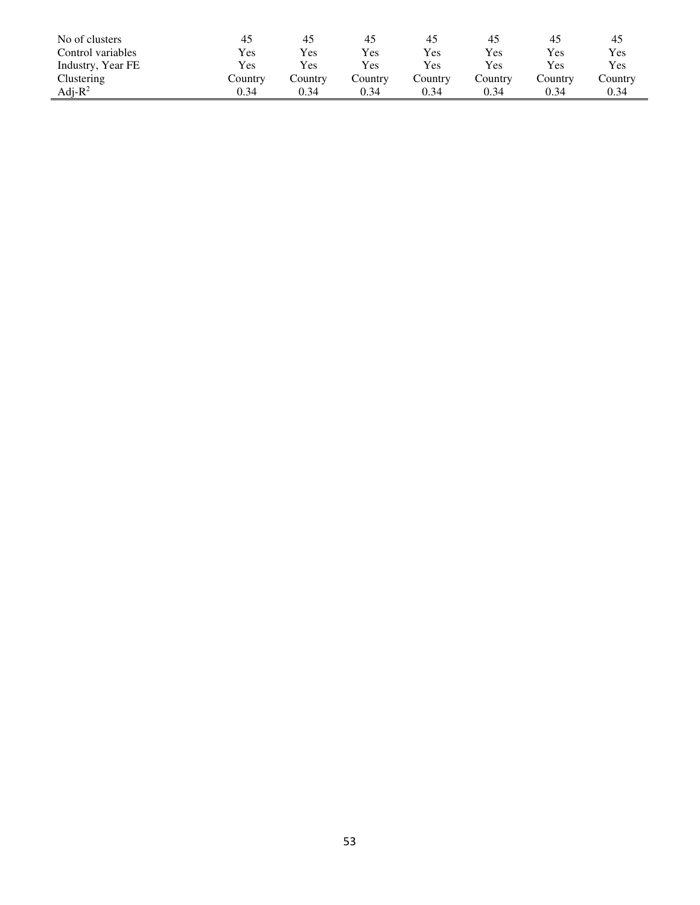| | | | | | | | |
|---|---|---|---|---|---|---|---|
| No of clusters | 45 | 45 | 45 | 45 | 45 | 45 | 45 |
| Control variables | Yes | Yes | Yes | Yes | Yes | Yes | Yes |
| Industry, Year FE | Yes | Yes | Yes | Yes | Yes | Yes | Yes |
| Clustering | Country | Country | Country | Country | Country | Country | Country |
| Adj-$R^2$ | 0.34 | 0.34 | 0.34 | 0.34 | 0.34 | 0.34 | 0.34 |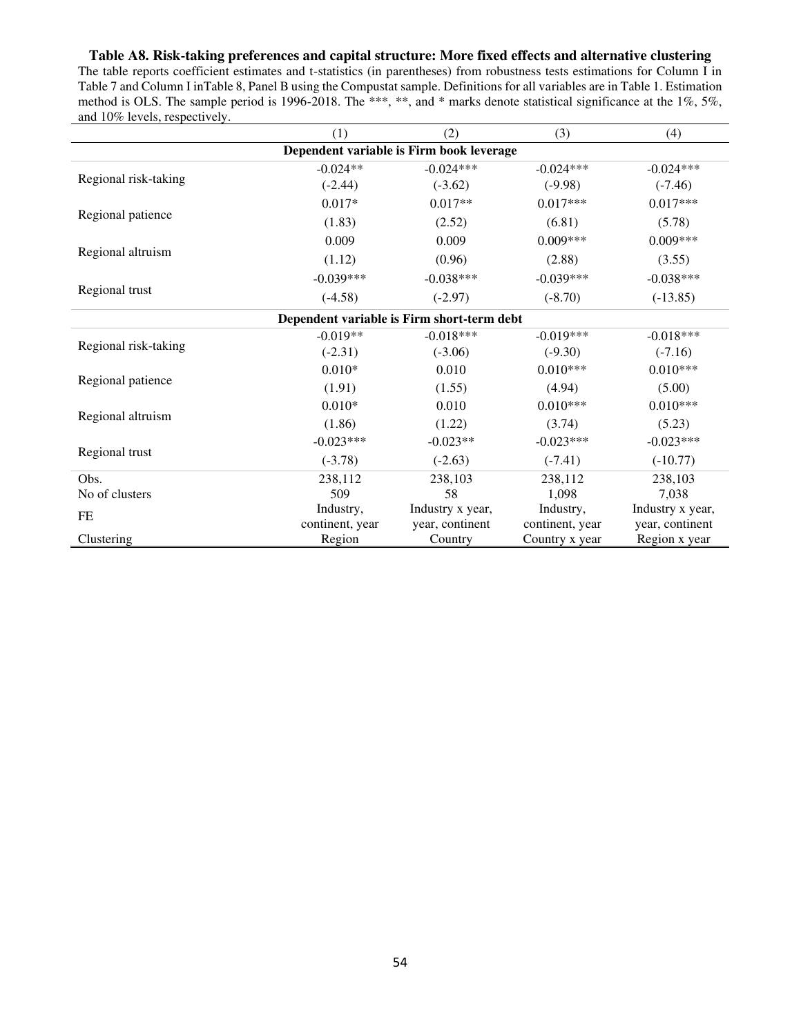**Table A8. Risk-taking preferences and capital structure: More fixed effects and alternative clustering**

The table reports coefficient estimates and t-statistics (in parentheses) from robustness tests estimations for Column I in Table 7 and Column I inTable 8, Panel B using the Compustat sample. Definitions for all variables are in Table 1. Estimation method is OLS. The sample period is 1996-2018. The ***, **, and * marks denote statistical significance at the 1%, 5%, and 10% levels, respectively.

| | (1) | (2) | (3) | (4) |
|---|---|---|---|---|
| **Dependent variable is Firm book leverage** | | | | |
| Regional risk-taking | -0.024** | -0.024*** | -0.024*** | -0.024*** |
| | (-2.44) | (-3.62) | (-9.98) | (-7.46) |
| Regional patience | 0.017* | 0.017** | 0.017*** | 0.017*** |
| | (1.83) | (2.52) | (6.81) | (5.78) |
| Regional altruism | 0.009 | 0.009 | 0.009*** | 0.009*** |
| | (1.12) | (0.96) | (2.88) | (3.55) |
| Regional trust | -0.039*** | -0.038*** | -0.039*** | -0.038*** |
| | (-4.58) | (-2.97) | (-8.70) | (-13.85) |
| **Dependent variable is Firm short-term debt** | | | | |
| Regional risk-taking | -0.019** | -0.018*** | -0.019*** | -0.018*** |
| | (-2.31) | (-3.06) | (-9.30) | (-7.16) |
| Regional patience | 0.010* | 0.010 | 0.010*** | 0.010*** |
| | (1.91) | (1.55) | (4.94) | (5.00) |
| Regional altruism | 0.010* | 0.010 | 0.010*** | 0.010*** |
| | (1.86) | (1.22) | (3.74) | (5.23) |
| Regional trust | -0.023*** | -0.023** | -0.023*** | -0.023*** |
| | (-3.78) | (-2.63) | (-7.41) | (-10.77) |
| Obs. | 238,112 | 238,103 | 238,112 | 238,103 |
| No of clusters | 509 | 58 | 1,098 | 7,038 |
| FE | Industry, continent, year | Industry x year, year, continent | Industry, continent, year | Industry x year, year, continent |
| Clustering | Region | Country | Country x year | Region x year |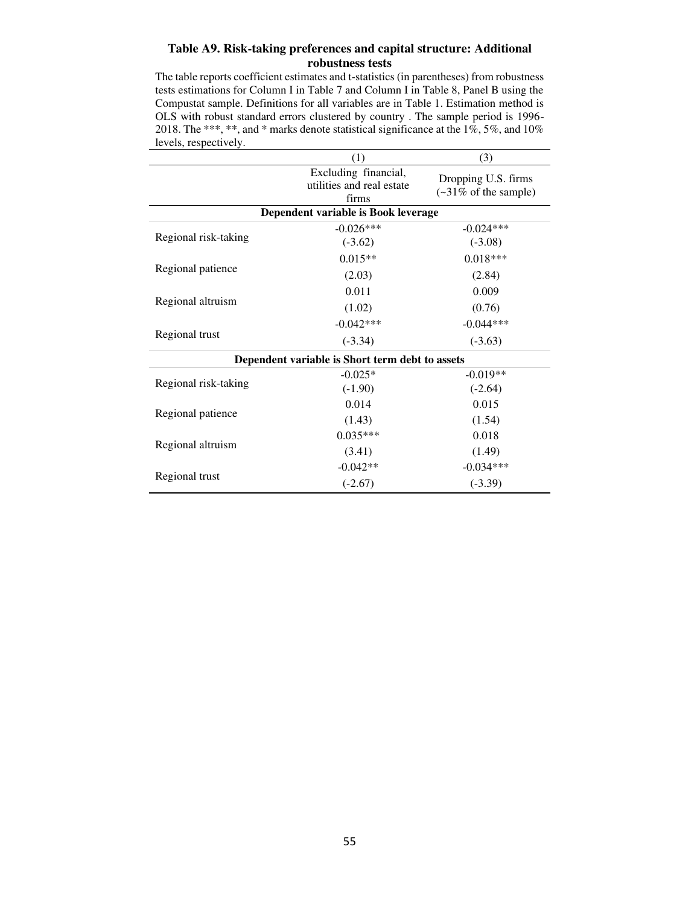**Table A9. Risk-taking preferences and capital structure: Additional robustness tests**

The table reports coefficient estimates and t-statistics (in parentheses) from robustness tests estimations for Column I in Table 7 and Column I in Table 8, Panel B using the Compustat sample. Definitions for all variables are in Table 1. Estimation method is OLS with robust standard errors clustered by country . The sample period is 1996-2018. The ***, **, and * marks denote statistical significance at the 1%, 5%, and 10% levels, respectively.

| | (1) | (3) |
|---|---|---|
| | Excluding financial, utilities and real estate firms | Dropping U.S. firms (~31% of the sample) |
| **Dependent variable is Book leverage** | | |
| Regional risk-taking | -0.026*** | -0.024*** |
| | (-3.62) | (-3.08) |
| Regional patience | 0.015** | 0.018*** |
| | (2.03) | (2.84) |
| Regional altruism | 0.011 | 0.009 |
| | (1.02) | (0.76) |
| Regional trust | -0.042*** | -0.044*** |
| | (-3.34) | (-3.63) |
| **Dependent variable is Short term debt to assets** | | |
| Regional risk-taking | -0.025* | -0.019** |
| | (-1.90) | (-2.64) |
| Regional patience | 0.014 | 0.015 |
| | (1.43) | (1.54) |
| Regional altruism | 0.035*** | 0.018 |
| | (3.41) | (1.49) |
| Regional trust | -0.042** | -0.034*** |
| | (-2.67) | (-3.39) |